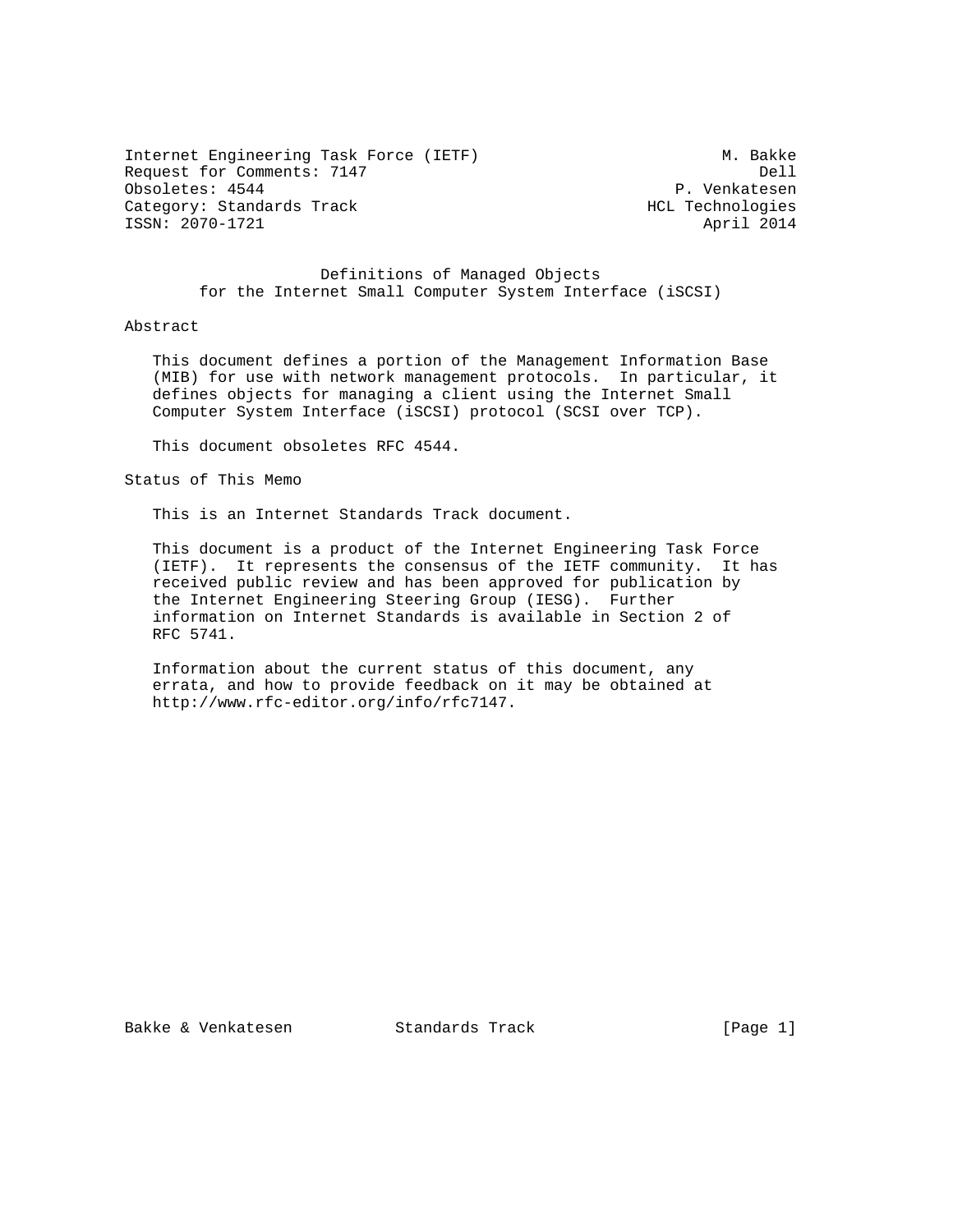Internet Engineering Task Force (IETF) M. Bakke
Request for Comments: 7147 Dell
Obsoletes: 4544 P. Venkatesen
Category: Standards Track HCL Technologies
ISSN: 2070-1721 April 2014

# Definitions of Managed Objects for the Internet Small Computer System Interface (iSCSI)

## Abstract

This document defines a portion of the Management Information Base (MIB) for use with network management protocols. In particular, it defines objects for managing a client using the Internet Small Computer System Interface (iSCSI) protocol (SCSI over TCP).

This document obsoletes RFC 4544.

## Status of This Memo

This is an Internet Standards Track document.

This document is a product of the Internet Engineering Task Force (IETF). It represents the consensus of the IETF community. It has received public review and has been approved for publication by the Internet Engineering Steering Group (IESG). Further information on Internet Standards is available in Section 2 of RFC 5741.

Information about the current status of this document, any errata, and how to provide feedback on it may be obtained at http://www.rfc-editor.org/info/rfc7147.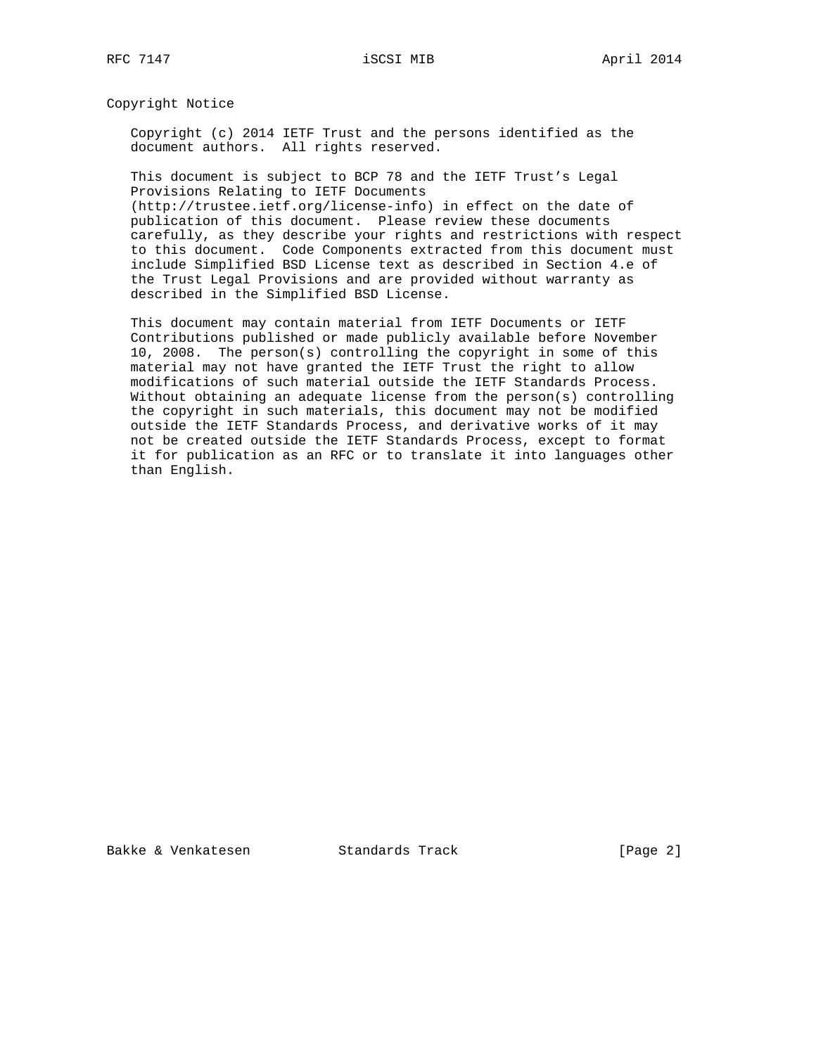## Copyright Notice

Copyright (c) 2014 IETF Trust and the persons identified as the document authors. All rights reserved.

This document is subject to BCP 78 and the IETF Trust's Legal Provisions Relating to IETF Documents (http://trustee.ietf.org/license-info) in effect on the date of publication of this document. Please review these documents carefully, as they describe your rights and restrictions with respect to this document. Code Components extracted from this document must include Simplified BSD License text as described in Section 4.e of the Trust Legal Provisions and are provided without warranty as described in the Simplified BSD License.

This document may contain material from IETF Documents or IETF Contributions published or made publicly available before November 10, 2008. The person(s) controlling the copyright in some of this material may not have granted the IETF Trust the right to allow modifications of such material outside the IETF Standards Process. Without obtaining an adequate license from the person(s) controlling the copyright in such materials, this document may not be modified outside the IETF Standards Process, and derivative works of it may not be created outside the IETF Standards Process, except to format it for publication as an RFC or to translate it into languages other than English.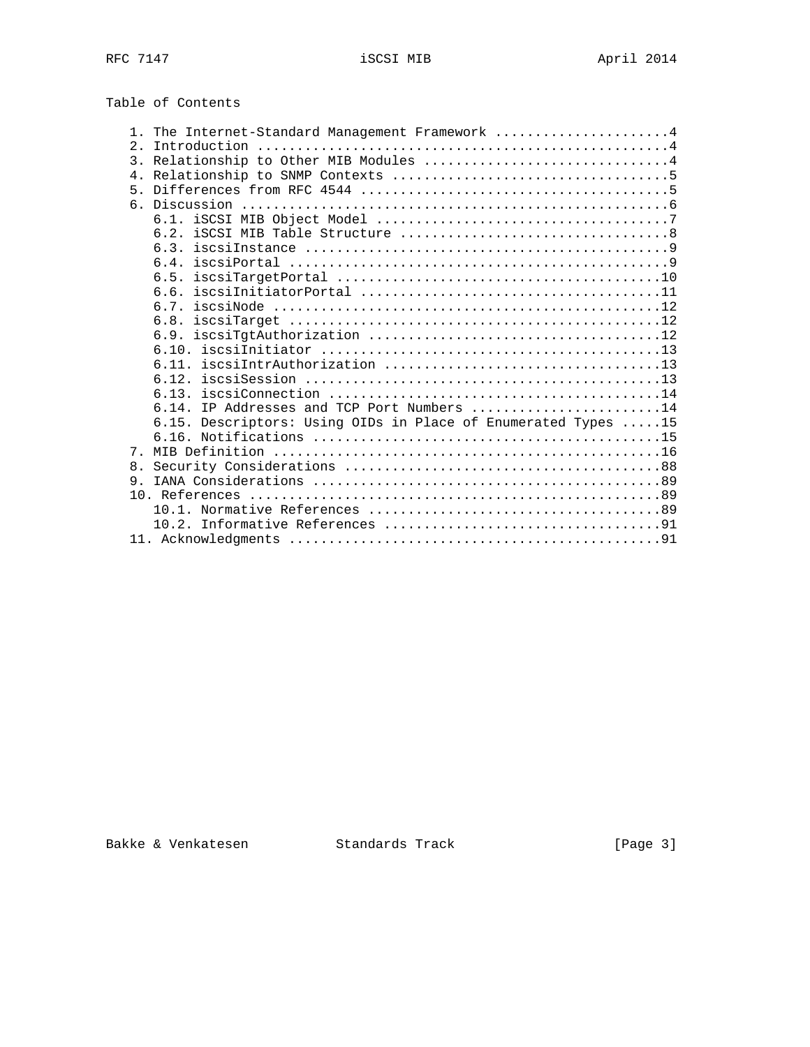Table of Contents

```
   1. The Internet-Standard Management Framework ......................4
   2. Introduction ....................................................4
   3. Relationship to Other MIB Modules ...............................4
   4. Relationship to SNMP Contexts ...................................5
   5. Differences from RFC 4544 .......................................5
   6. Discussion ......................................................6
      6.1. iSCSI MIB Object Model .....................................7
      6.2. iSCSI MIB Table Structure ..................................8
      6.3. iscsiInstance ..............................................9
      6.4. iscsiPortal ................................................9
      6.5. iscsiTargetPortal .........................................10
      6.6. iscsiInitiatorPortal ......................................11
      6.7. iscsiNode .................................................12
      6.8. iscsiTarget ...............................................12
      6.9. iscsiTgtAuthorization .....................................12
      6.10. iscsiInitiator ...........................................13
      6.11. iscsiIntrAuthorization ...................................13
      6.12. iscsiSession .............................................13
      6.13. iscsiConnection ..........................................14
      6.14. IP Addresses and TCP Port Numbers ........................14
      6.15. Descriptors: Using OIDs in Place of Enumerated Types .....15
      6.16. Notifications ............................................15
   7. MIB Definition .................................................16
   8. Security Considerations ........................................88
   9. IANA Considerations ............................................89
   10. References ....................................................89
      10.1. Normative References .....................................89
      10.2. Informative References ...................................91
   11. Acknowledgments ...............................................91
```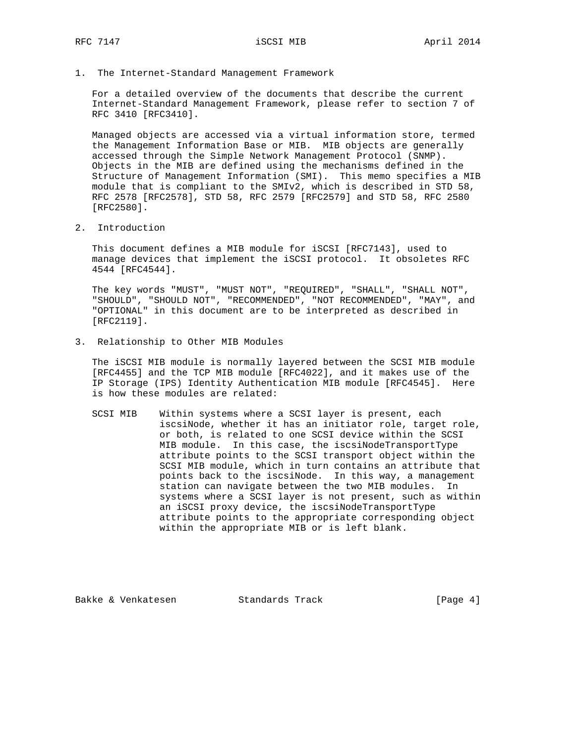## 1. The Internet-Standard Management Framework

For a detailed overview of the documents that describe the current Internet-Standard Management Framework, please refer to section 7 of RFC 3410 [RFC3410].

Managed objects are accessed via a virtual information store, termed the Management Information Base or MIB. MIB objects are generally accessed through the Simple Network Management Protocol (SNMP). Objects in the MIB are defined using the mechanisms defined in the Structure of Management Information (SMI). This memo specifies a MIB module that is compliant to the SMIv2, which is described in STD 58, RFC 2578 [RFC2578], STD 58, RFC 2579 [RFC2579] and STD 58, RFC 2580 [RFC2580].

## 2. Introduction

This document defines a MIB module for iSCSI [RFC7143], used to manage devices that implement the iSCSI protocol. It obsoletes RFC 4544 [RFC4544].

The key words "MUST", "MUST NOT", "REQUIRED", "SHALL", "SHALL NOT", "SHOULD", "SHOULD NOT", "RECOMMENDED", "NOT RECOMMENDED", "MAY", and "OPTIONAL" in this document are to be interpreted as described in [RFC2119].

## 3. Relationship to Other MIB Modules

The iSCSI MIB module is normally layered between the SCSI MIB module [RFC4455] and the TCP MIB module [RFC4022], and it makes use of the IP Storage (IPS) Identity Authentication MIB module [RFC4545]. Here is how these modules are related:

SCSI MIB
: Within systems where a SCSI layer is present, each iscsiNode, whether it has an initiator role, target role, or both, is related to one SCSI device within the SCSI MIB module. In this case, the iscsiNodeTransportType attribute points to the SCSI transport object within the SCSI MIB module, which in turn contains an attribute that points back to the iscsiNode. In this way, a management station can navigate between the two MIB modules. In systems where a SCSI layer is not present, such as within an iSCSI proxy device, the iscsiNodeTransportType attribute points to the appropriate corresponding object within the appropriate MIB or is left blank.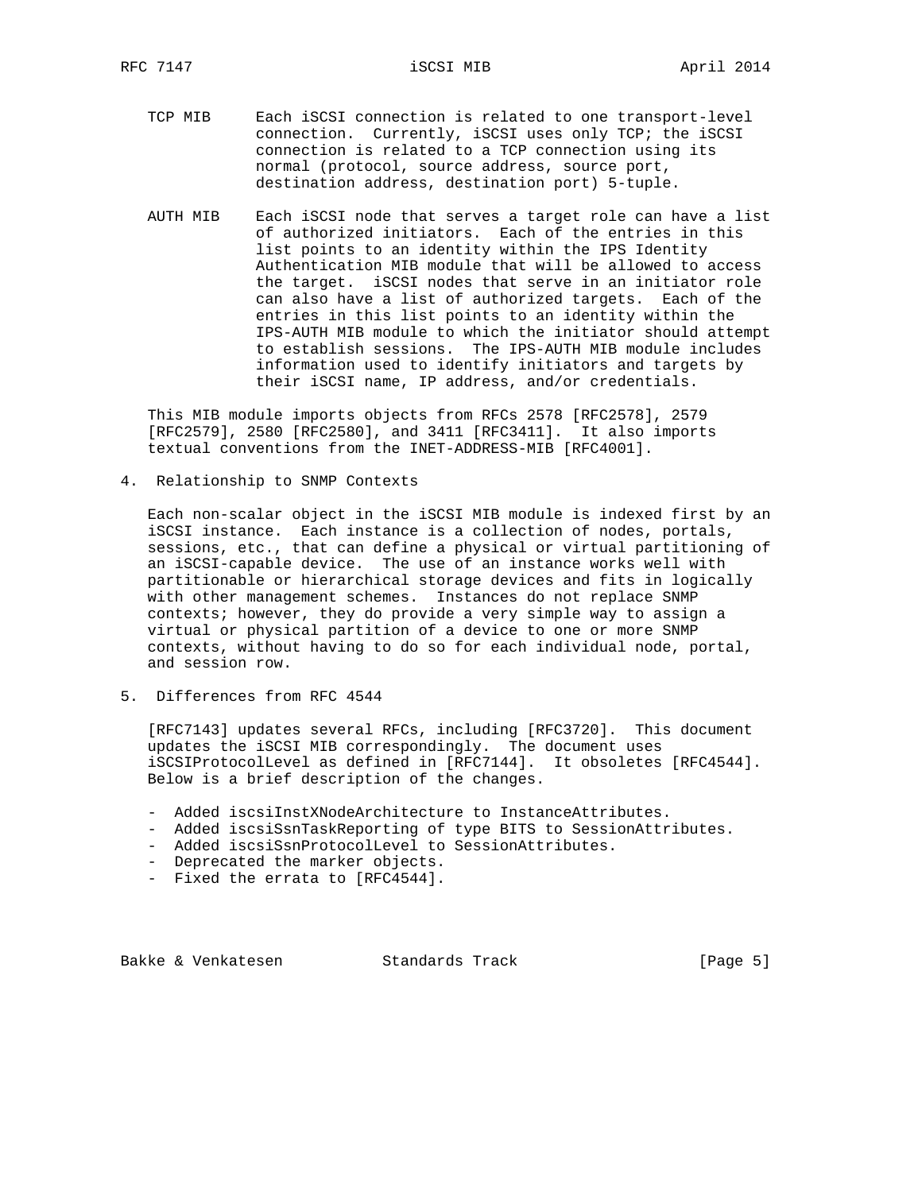TCP MIB     Each iSCSI connection is related to one transport-level connection. Currently, iSCSI uses only TCP; the iSCSI connection is related to a TCP connection using its normal (protocol, source address, source port, destination address, destination port) 5-tuple.

AUTH MIB    Each iSCSI node that serves a target role can have a list of authorized initiators. Each of the entries in this list points to an identity within the IPS Identity Authentication MIB module that will be allowed to access the target. iSCSI nodes that serve in an initiator role can also have a list of authorized targets. Each of the entries in this list points to an identity within the IPS-AUTH MIB module to which the initiator should attempt to establish sessions. The IPS-AUTH MIB module includes information used to identify initiators and targets by their iSCSI name, IP address, and/or credentials.

This MIB module imports objects from RFCs 2578 [RFC2578], 2579 [RFC2579], 2580 [RFC2580], and 3411 [RFC3411]. It also imports textual conventions from the INET-ADDRESS-MIB [RFC4001].

## 4. Relationship to SNMP Contexts

Each non-scalar object in the iSCSI MIB module is indexed first by an iSCSI instance. Each instance is a collection of nodes, portals, sessions, etc., that can define a physical or virtual partitioning of an iSCSI-capable device. The use of an instance works well with partitionable or hierarchical storage devices and fits in logically with other management schemes. Instances do not replace SNMP contexts; however, they do provide a very simple way to assign a virtual or physical partition of a device to one or more SNMP contexts, without having to do so for each individual node, portal, and session row.

## 5. Differences from RFC 4544

[RFC7143] updates several RFCs, including [RFC3720]. This document updates the iSCSI MIB correspondingly. The document uses iSCSIProtocolLevel as defined in [RFC7144]. It obsoletes [RFC4544]. Below is a brief description of the changes.

- Added iscsiInstXNodeArchitecture to InstanceAttributes.
- Added iscsiSsnTaskReporting of type BITS to SessionAttributes.
- Added iscsiSsnProtocolLevel to SessionAttributes.
- Deprecated the marker objects.
- Fixed the errata to [RFC4544].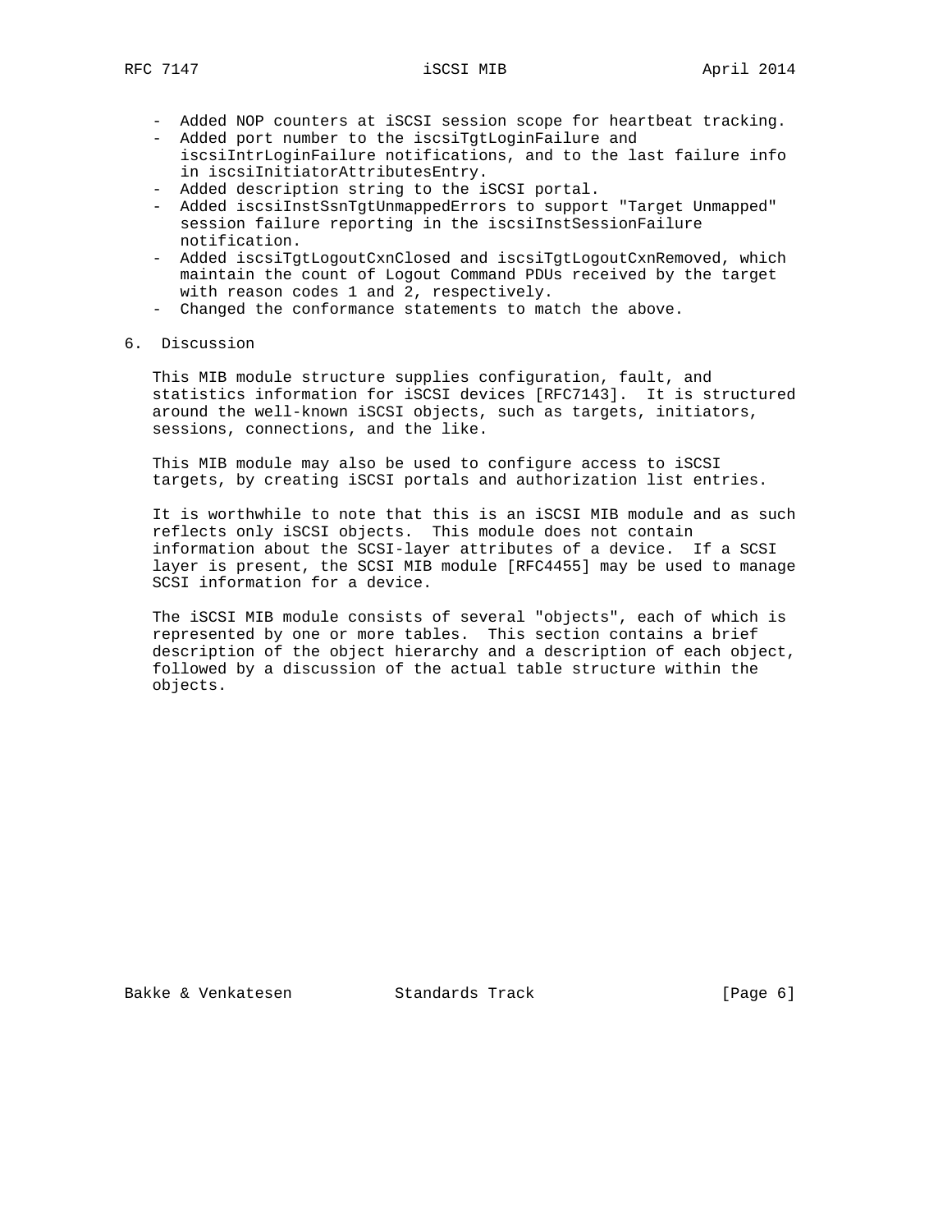- Added NOP counters at iSCSI session scope for heartbeat tracking.
- Added port number to the iscsiTgtLoginFailure and iscsiIntrLoginFailure notifications, and to the last failure info in iscsiInitiatorAttributesEntry.
- Added description string to the iSCSI portal.
- Added iscsiInstSsnTgtUnmappedErrors to support "Target Unmapped" session failure reporting in the iscsiInstSessionFailure notification.
- Added iscsiTgtLogoutCxnClosed and iscsiTgtLogoutCxnRemoved, which maintain the count of Logout Command PDUs received by the target with reason codes 1 and 2, respectively.
- Changed the conformance statements to match the above.

## 6. Discussion

This MIB module structure supplies configuration, fault, and statistics information for iSCSI devices [RFC7143]. It is structured around the well-known iSCSI objects, such as targets, initiators, sessions, connections, and the like.

This MIB module may also be used to configure access to iSCSI targets, by creating iSCSI portals and authorization list entries.

It is worthwhile to note that this is an iSCSI MIB module and as such reflects only iSCSI objects. This module does not contain information about the SCSI-layer attributes of a device. If a SCSI layer is present, the SCSI MIB module [RFC4455] may be used to manage SCSI information for a device.

The iSCSI MIB module consists of several "objects", each of which is represented by one or more tables. This section contains a brief description of the object hierarchy and a description of each object, followed by a discussion of the actual table structure within the objects.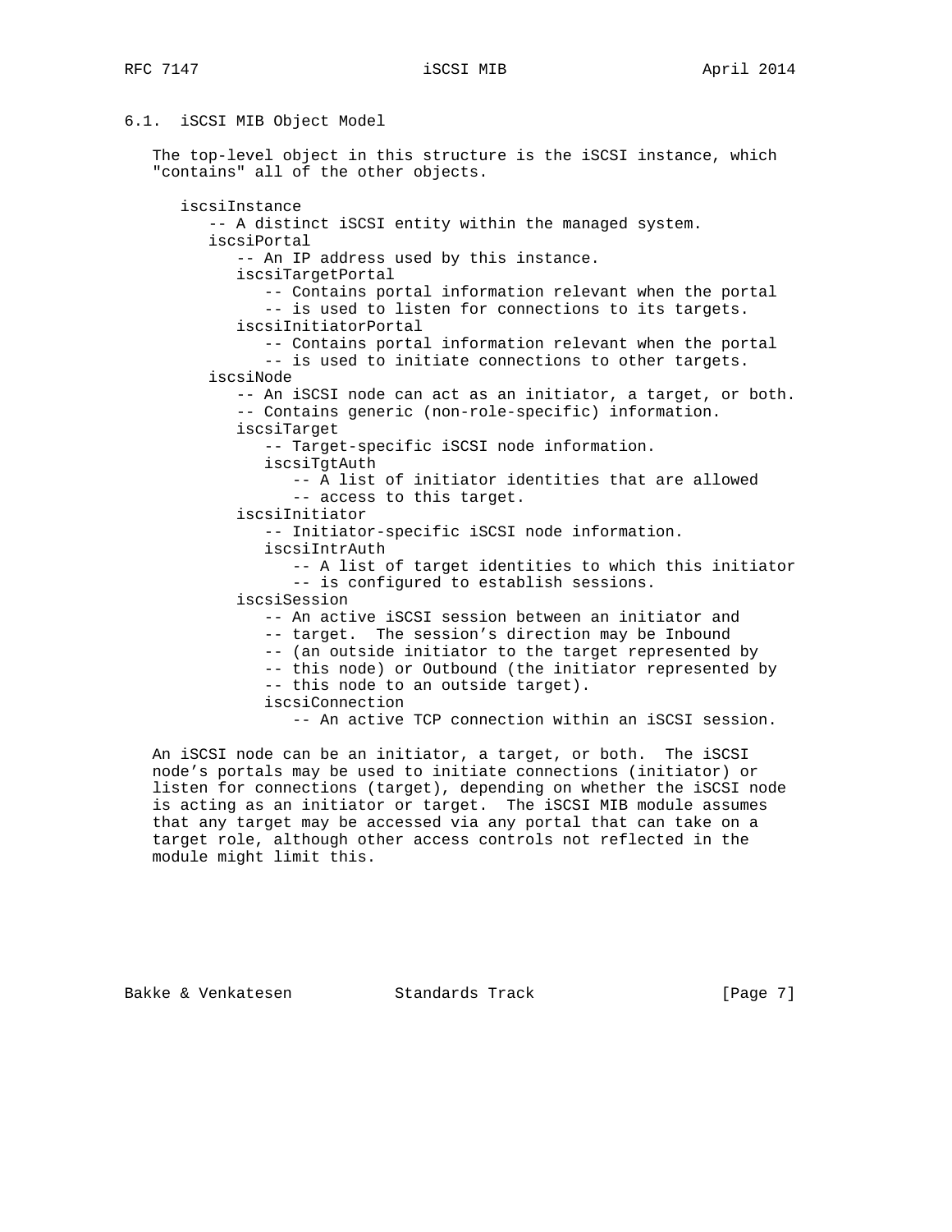### 6.1. iSCSI MIB Object Model

The top-level object in this structure is the iSCSI instance, which "contains" all of the other objects.

```
iscsiInstance
   -- A distinct iSCSI entity within the managed system.
   iscsiPortal
      -- An IP address used by this instance.
      iscsiTargetPortal
         -- Contains portal information relevant when the portal
         -- is used to listen for connections to its targets.
      iscsiInitiatorPortal
         -- Contains portal information relevant when the portal
         -- is used to initiate connections to other targets.
   iscsiNode
      -- An iSCSI node can act as an initiator, a target, or both.
      -- Contains generic (non-role-specific) information.
      iscsiTarget
         -- Target-specific iSCSI node information.
         iscsiTgtAuth
            -- A list of initiator identities that are allowed
            -- access to this target.
      iscsiInitiator
         -- Initiator-specific iSCSI node information.
         iscsiIntrAuth
            -- A list of target identities to which this initiator
            -- is configured to establish sessions.
      iscsiSession
         -- An active iSCSI session between an initiator and
         -- target.  The session's direction may be Inbound
         -- (an outside initiator to the target represented by
         -- this node) or Outbound (the initiator represented by
         -- this node to an outside target).
         iscsiConnection
            -- An active TCP connection within an iSCSI session.
```

An iSCSI node can be an initiator, a target, or both. The iSCSI node's portals may be used to initiate connections (initiator) or listen for connections (target), depending on whether the iSCSI node is acting as an initiator or target. The iSCSI MIB module assumes that any target may be accessed via any portal that can take on a target role, although other access controls not reflected in the module might limit this.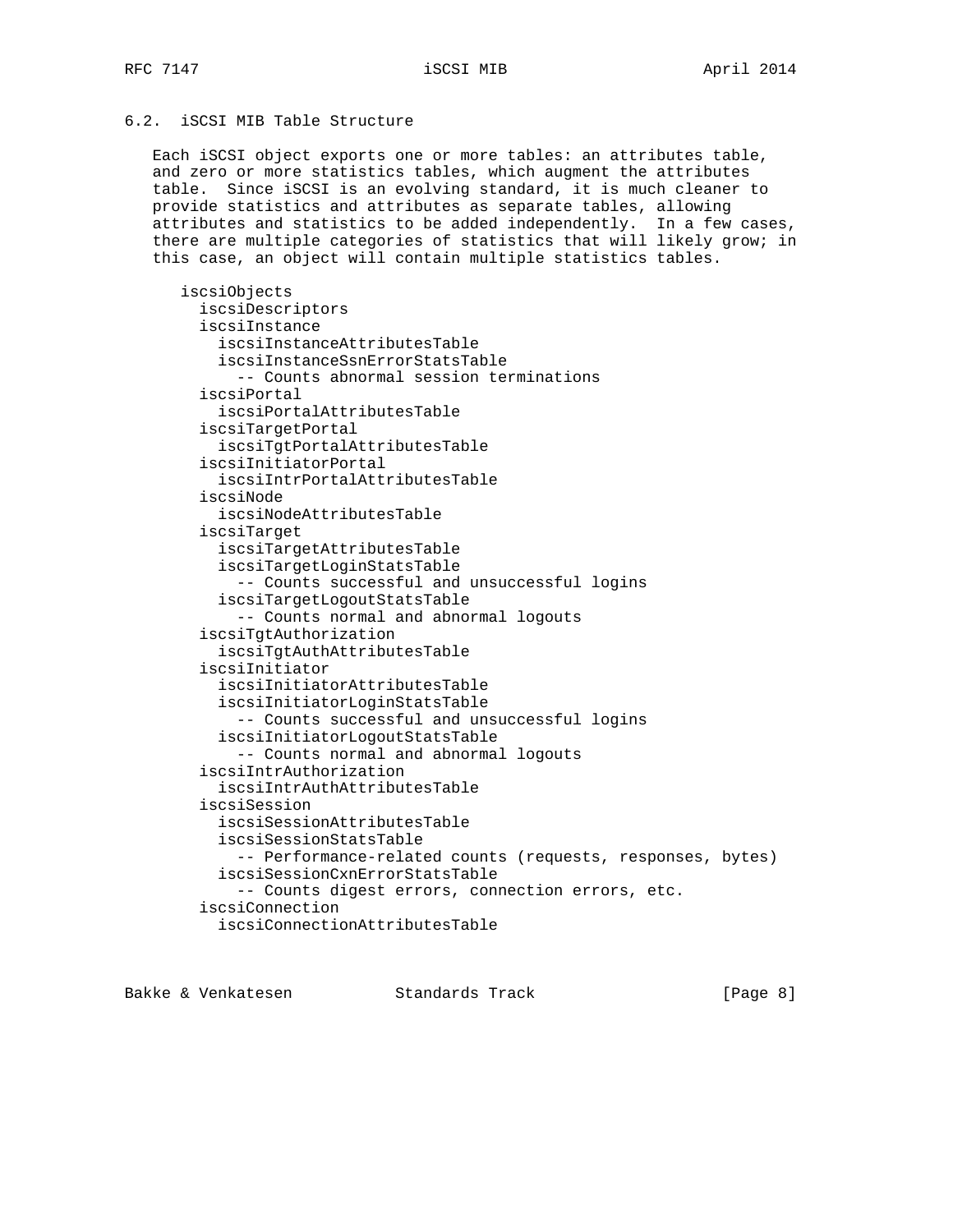### 6.2. iSCSI MIB Table Structure

Each iSCSI object exports one or more tables: an attributes table, and zero or more statistics tables, which augment the attributes table. Since iSCSI is an evolving standard, it is much cleaner to provide statistics and attributes as separate tables, allowing attributes and statistics to be added independently. In a few cases, there are multiple categories of statistics that will likely grow; in this case, an object will contain multiple statistics tables.

```
iscsiObjects
  iscsiDescriptors
  iscsiInstance
    iscsiInstanceAttributesTable
    iscsiInstanceSsnErrorStatsTable
      -- Counts abnormal session terminations
  iscsiPortal
    iscsiPortalAttributesTable
  iscsiTargetPortal
    iscsiTgtPortalAttributesTable
  iscsiInitiatorPortal
    iscsiIntrPortalAttributesTable
  iscsiNode
    iscsiNodeAttributesTable
  iscsiTarget
    iscsiTargetAttributesTable
    iscsiTargetLoginStatsTable
      -- Counts successful and unsuccessful logins
    iscsiTargetLogoutStatsTable
      -- Counts normal and abnormal logouts
  iscsiTgtAuthorization
    iscsiTgtAuthAttributesTable
  iscsiInitiator
    iscsiInitiatorAttributesTable
    iscsiInitiatorLoginStatsTable
      -- Counts successful and unsuccessful logins
    iscsiInitiatorLogoutStatsTable
      -- Counts normal and abnormal logouts
  iscsiIntrAuthorization
    iscsiIntrAuthAttributesTable
  iscsiSession
    iscsiSessionAttributesTable
    iscsiSessionStatsTable
      -- Performance-related counts (requests, responses, bytes)
    iscsiSessionCxnErrorStatsTable
      -- Counts digest errors, connection errors, etc.
  iscsiConnection
    iscsiConnectionAttributesTable
```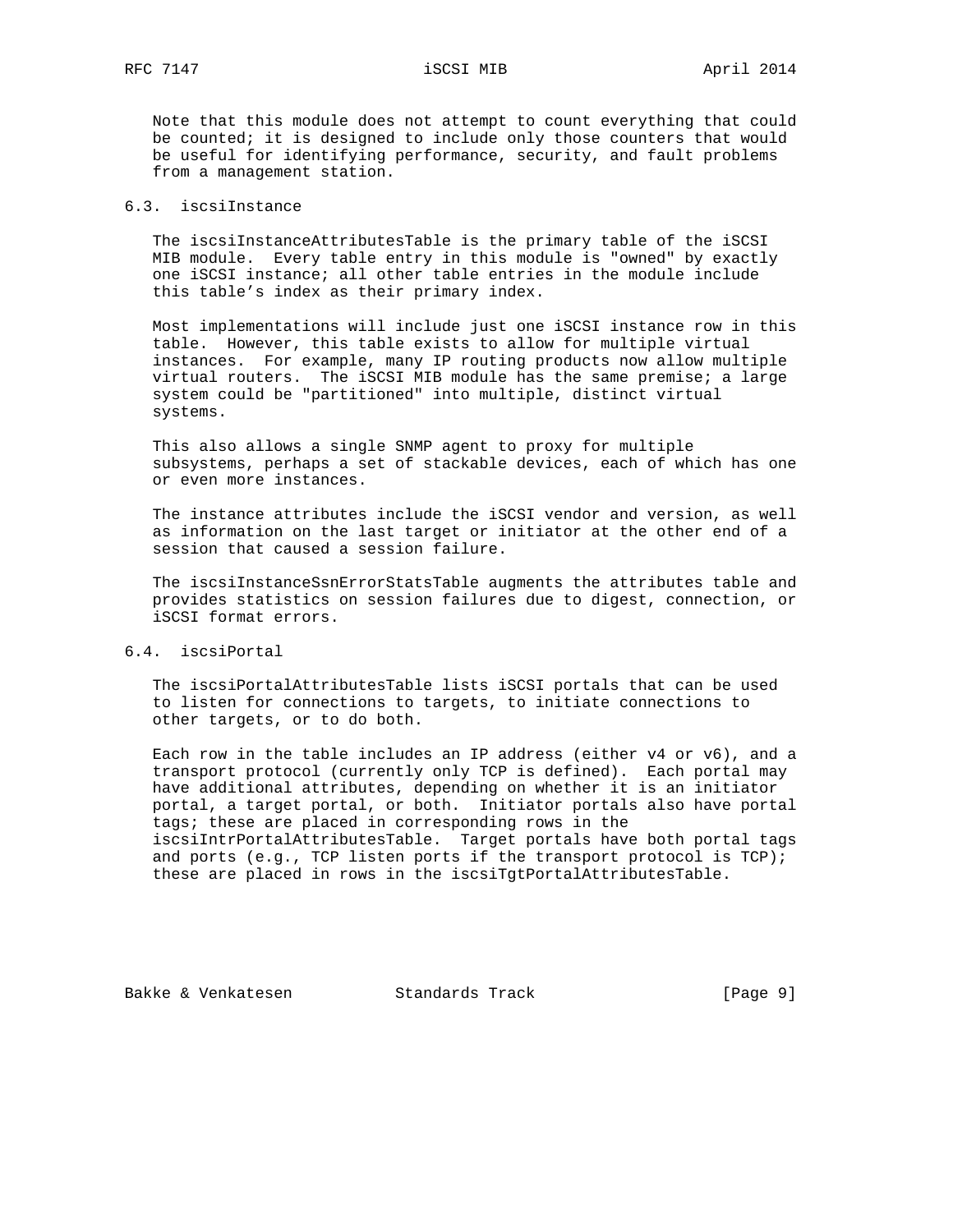Note that this module does not attempt to count everything that could be counted; it is designed to include only those counters that would be useful for identifying performance, security, and fault problems from a management station.

## 6.3. iscsiInstance

The iscsiInstanceAttributesTable is the primary table of the iSCSI MIB module. Every table entry in this module is "owned" by exactly one iSCSI instance; all other table entries in the module include this table's index as their primary index.

Most implementations will include just one iSCSI instance row in this table. However, this table exists to allow for multiple virtual instances. For example, many IP routing products now allow multiple virtual routers. The iSCSI MIB module has the same premise; a large system could be "partitioned" into multiple, distinct virtual systems.

This also allows a single SNMP agent to proxy for multiple subsystems, perhaps a set of stackable devices, each of which has one or even more instances.

The instance attributes include the iSCSI vendor and version, as well as information on the last target or initiator at the other end of a session that caused a session failure.

The iscsiInstanceSsnErrorStatsTable augments the attributes table and provides statistics on session failures due to digest, connection, or iSCSI format errors.

## 6.4. iscsiPortal

The iscsiPortalAttributesTable lists iSCSI portals that can be used to listen for connections to targets, to initiate connections to other targets, or to do both.

Each row in the table includes an IP address (either v4 or v6), and a transport protocol (currently only TCP is defined). Each portal may have additional attributes, depending on whether it is an initiator portal, a target portal, or both. Initiator portals also have portal tags; these are placed in corresponding rows in the iscsiIntrPortalAttributesTable. Target portals have both portal tags and ports (e.g., TCP listen ports if the transport protocol is TCP); these are placed in rows in the iscsiTgtPortalAttributesTable.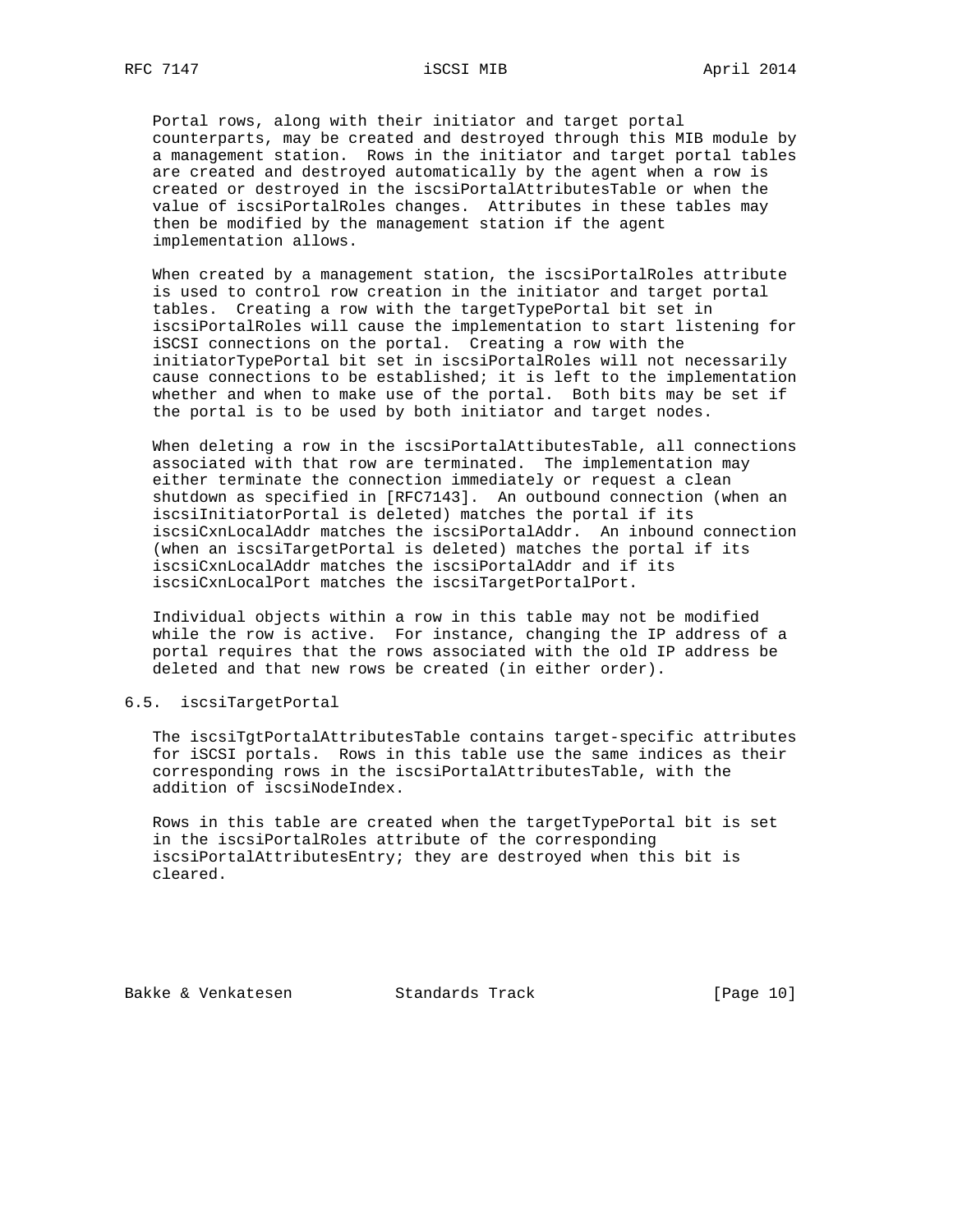Portal rows, along with their initiator and target portal counterparts, may be created and destroyed through this MIB module by a management station. Rows in the initiator and target portal tables are created and destroyed automatically by the agent when a row is created or destroyed in the iscsiPortalAttributesTable or when the value of iscsiPortalRoles changes. Attributes in these tables may then be modified by the management station if the agent implementation allows.

When created by a management station, the iscsiPortalRoles attribute is used to control row creation in the initiator and target portal tables. Creating a row with the targetTypePortal bit set in iscsiPortalRoles will cause the implementation to start listening for iSCSI connections on the portal. Creating a row with the initiatorTypePortal bit set in iscsiPortalRoles will not necessarily cause connections to be established; it is left to the implementation whether and when to make use of the portal. Both bits may be set if the portal is to be used by both initiator and target nodes.

When deleting a row in the iscsiPortalAttibutesTable, all connections associated with that row are terminated. The implementation may either terminate the connection immediately or request a clean shutdown as specified in [RFC7143]. An outbound connection (when an iscsiInitiatorPortal is deleted) matches the portal if its iscsiCxnLocalAddr matches the iscsiPortalAddr. An inbound connection (when an iscsiTargetPortal is deleted) matches the portal if its iscsiCxnLocalAddr matches the iscsiPortalAddr and if its iscsiCxnLocalPort matches the iscsiTargetPortalPort.

Individual objects within a row in this table may not be modified while the row is active. For instance, changing the IP address of a portal requires that the rows associated with the old IP address be deleted and that new rows be created (in either order).

## 6.5. iscsiTargetPortal

The iscsiTgtPortalAttributesTable contains target-specific attributes for iSCSI portals. Rows in this table use the same indices as their corresponding rows in the iscsiPortalAttributesTable, with the addition of iscsiNodeIndex.

Rows in this table are created when the targetTypePortal bit is set in the iscsiPortalRoles attribute of the corresponding iscsiPortalAttributesEntry; they are destroyed when this bit is cleared.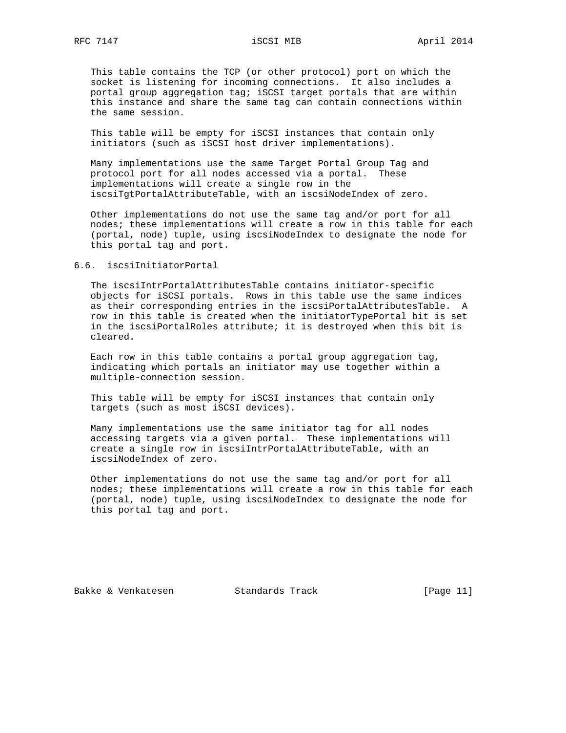This table contains the TCP (or other protocol) port on which the socket is listening for incoming connections. It also includes a portal group aggregation tag; iSCSI target portals that are within this instance and share the same tag can contain connections within the same session.

This table will be empty for iSCSI instances that contain only initiators (such as iSCSI host driver implementations).

Many implementations use the same Target Portal Group Tag and protocol port for all nodes accessed via a portal. These implementations will create a single row in the iscsiTgtPortalAttributeTable, with an iscsiNodeIndex of zero.

Other implementations do not use the same tag and/or port for all nodes; these implementations will create a row in this table for each (portal, node) tuple, using iscsiNodeIndex to designate the node for this portal tag and port.

## 6.6. iscsiInitiatorPortal

The iscsiIntrPortalAttributesTable contains initiator-specific objects for iSCSI portals. Rows in this table use the same indices as their corresponding entries in the iscsiPortalAttributesTable. A row in this table is created when the initiatorTypePortal bit is set in the iscsiPortalRoles attribute; it is destroyed when this bit is cleared.

Each row in this table contains a portal group aggregation tag, indicating which portals an initiator may use together within a multiple-connection session.

This table will be empty for iSCSI instances that contain only targets (such as most iSCSI devices).

Many implementations use the same initiator tag for all nodes accessing targets via a given portal. These implementations will create a single row in iscsiIntrPortalAttributeTable, with an iscsiNodeIndex of zero.

Other implementations do not use the same tag and/or port for all nodes; these implementations will create a row in this table for each (portal, node) tuple, using iscsiNodeIndex to designate the node for this portal tag and port.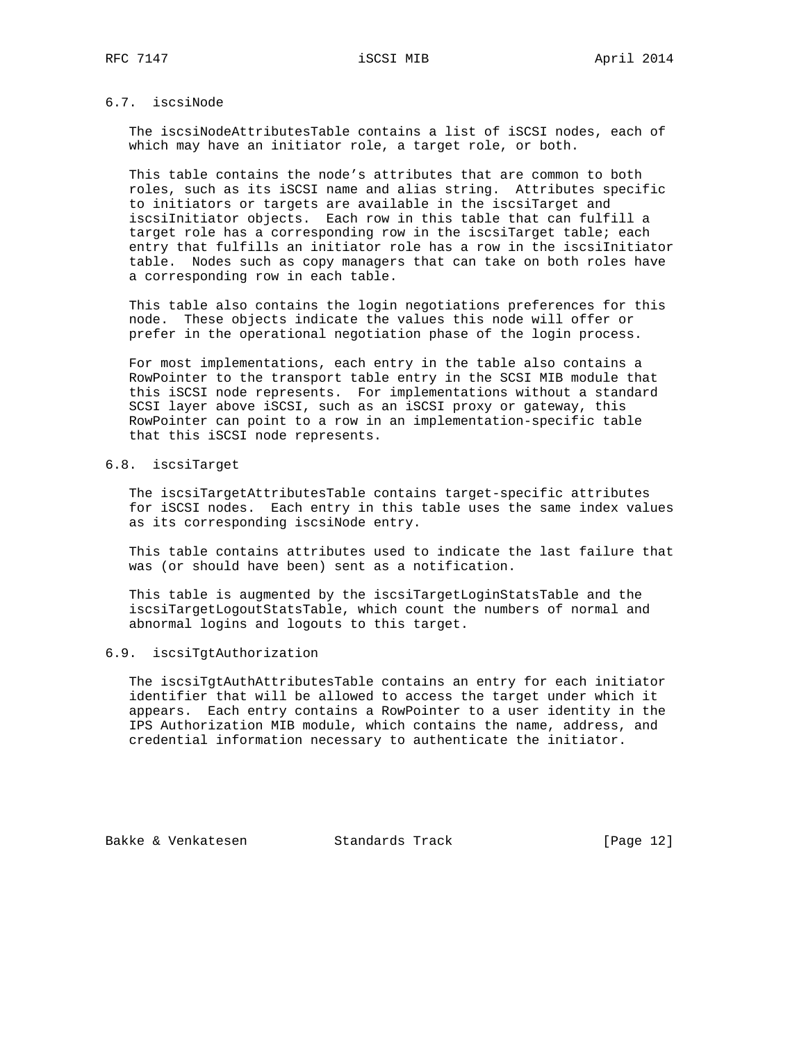## 6.7. iscsiNode

The iscsiNodeAttributesTable contains a list of iSCSI nodes, each of which may have an initiator role, a target role, or both.

This table contains the node's attributes that are common to both roles, such as its iSCSI name and alias string. Attributes specific to initiators or targets are available in the iscsiTarget and iscsiInitiator objects. Each row in this table that can fulfill a target role has a corresponding row in the iscsiTarget table; each entry that fulfills an initiator role has a row in the iscsiInitiator table. Nodes such as copy managers that can take on both roles have a corresponding row in each table.

This table also contains the login negotiations preferences for this node. These objects indicate the values this node will offer or prefer in the operational negotiation phase of the login process.

For most implementations, each entry in the table also contains a RowPointer to the transport table entry in the SCSI MIB module that this iSCSI node represents. For implementations without a standard SCSI layer above iSCSI, such as an iSCSI proxy or gateway, this RowPointer can point to a row in an implementation-specific table that this iSCSI node represents.

## 6.8. iscsiTarget

The iscsiTargetAttributesTable contains target-specific attributes for iSCSI nodes. Each entry in this table uses the same index values as its corresponding iscsiNode entry.

This table contains attributes used to indicate the last failure that was (or should have been) sent as a notification.

This table is augmented by the iscsiTargetLoginStatsTable and the iscsiTargetLogoutStatsTable, which count the numbers of normal and abnormal logins and logouts to this target.

## 6.9. iscsiTgtAuthorization

The iscsiTgtAuthAttributesTable contains an entry for each initiator identifier that will be allowed to access the target under which it appears. Each entry contains a RowPointer to a user identity in the IPS Authorization MIB module, which contains the name, address, and credential information necessary to authenticate the initiator.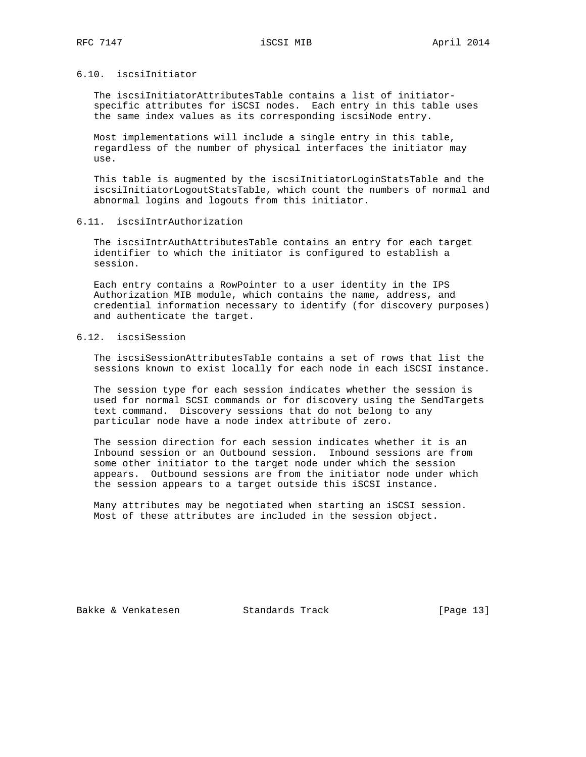### 6.10. iscsiInitiator

The iscsiInitiatorAttributesTable contains a list of initiator-specific attributes for iSCSI nodes. Each entry in this table uses the same index values as its corresponding iscsiNode entry.

Most implementations will include a single entry in this table, regardless of the number of physical interfaces the initiator may use.

This table is augmented by the iscsiInitiatorLoginStatsTable and the iscsiInitiatorLogoutStatsTable, which count the numbers of normal and abnormal logins and logouts from this initiator.

### 6.11. iscsiIntrAuthorization

The iscsiIntrAuthAttributesTable contains an entry for each target identifier to which the initiator is configured to establish a session.

Each entry contains a RowPointer to a user identity in the IPS Authorization MIB module, which contains the name, address, and credential information necessary to identify (for discovery purposes) and authenticate the target.

### 6.12. iscsiSession

The iscsiSessionAttributesTable contains a set of rows that list the sessions known to exist locally for each node in each iSCSI instance.

The session type for each session indicates whether the session is used for normal SCSI commands or for discovery using the SendTargets text command. Discovery sessions that do not belong to any particular node have a node index attribute of zero.

The session direction for each session indicates whether it is an Inbound session or an Outbound session. Inbound sessions are from some other initiator to the target node under which the session appears. Outbound sessions are from the initiator node under which the session appears to a target outside this iSCSI instance.

Many attributes may be negotiated when starting an iSCSI session. Most of these attributes are included in the session object.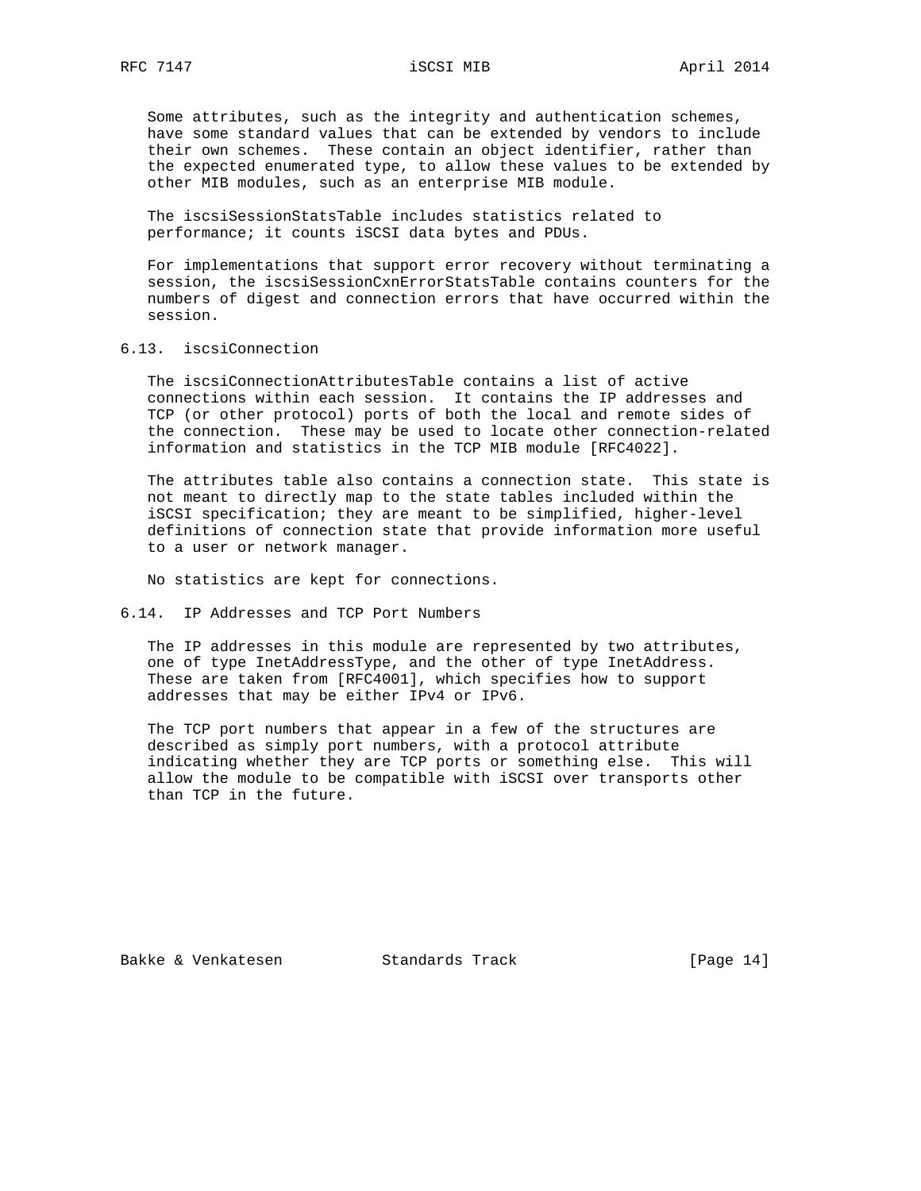Some attributes, such as the integrity and authentication schemes, have some standard values that can be extended by vendors to include their own schemes. These contain an object identifier, rather than the expected enumerated type, to allow these values to be extended by other MIB modules, such as an enterprise MIB module.

The iscsiSessionStatsTable includes statistics related to performance; it counts iSCSI data bytes and PDUs.

For implementations that support error recovery without terminating a session, the iscsiSessionCxnErrorStatsTable contains counters for the numbers of digest and connection errors that have occurred within the session.

## 6.13. iscsiConnection

The iscsiConnectionAttributesTable contains a list of active connections within each session. It contains the IP addresses and TCP (or other protocol) ports of both the local and remote sides of the connection. These may be used to locate other connection-related information and statistics in the TCP MIB module [RFC4022].

The attributes table also contains a connection state. This state is not meant to directly map to the state tables included within the iSCSI specification; they are meant to be simplified, higher-level definitions of connection state that provide information more useful to a user or network manager.

No statistics are kept for connections.

## 6.14. IP Addresses and TCP Port Numbers

The IP addresses in this module are represented by two attributes, one of type InetAddressType, and the other of type InetAddress. These are taken from [RFC4001], which specifies how to support addresses that may be either IPv4 or IPv6.

The TCP port numbers that appear in a few of the structures are described as simply port numbers, with a protocol attribute indicating whether they are TCP ports or something else. This will allow the module to be compatible with iSCSI over transports other than TCP in the future.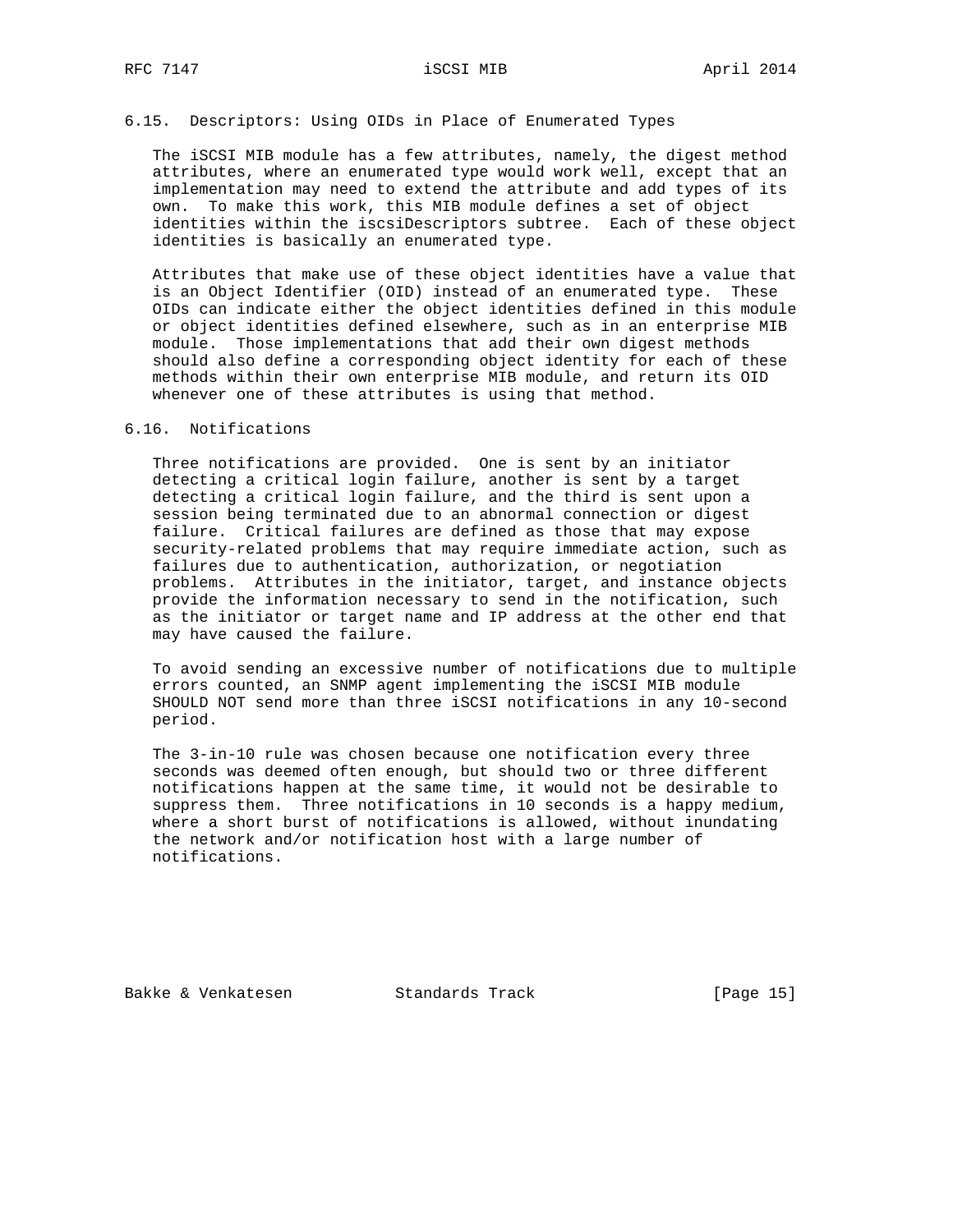## 6.15. Descriptors: Using OIDs in Place of Enumerated Types

The iSCSI MIB module has a few attributes, namely, the digest method attributes, where an enumerated type would work well, except that an implementation may need to extend the attribute and add types of its own. To make this work, this MIB module defines a set of object identities within the iscsiDescriptors subtree. Each of these object identities is basically an enumerated type.

Attributes that make use of these object identities have a value that is an Object Identifier (OID) instead of an enumerated type. These OIDs can indicate either the object identities defined in this module or object identities defined elsewhere, such as in an enterprise MIB module. Those implementations that add their own digest methods should also define a corresponding object identity for each of these methods within their own enterprise MIB module, and return its OID whenever one of these attributes is using that method.

## 6.16. Notifications

Three notifications are provided. One is sent by an initiator detecting a critical login failure, another is sent by a target detecting a critical login failure, and the third is sent upon a session being terminated due to an abnormal connection or digest failure. Critical failures are defined as those that may expose security-related problems that may require immediate action, such as failures due to authentication, authorization, or negotiation problems. Attributes in the initiator, target, and instance objects provide the information necessary to send in the notification, such as the initiator or target name and IP address at the other end that may have caused the failure.

To avoid sending an excessive number of notifications due to multiple errors counted, an SNMP agent implementing the iSCSI MIB module SHOULD NOT send more than three iSCSI notifications in any 10-second period.

The 3-in-10 rule was chosen because one notification every three seconds was deemed often enough, but should two or three different notifications happen at the same time, it would not be desirable to suppress them. Three notifications in 10 seconds is a happy medium, where a short burst of notifications is allowed, without inundating the network and/or notification host with a large number of notifications.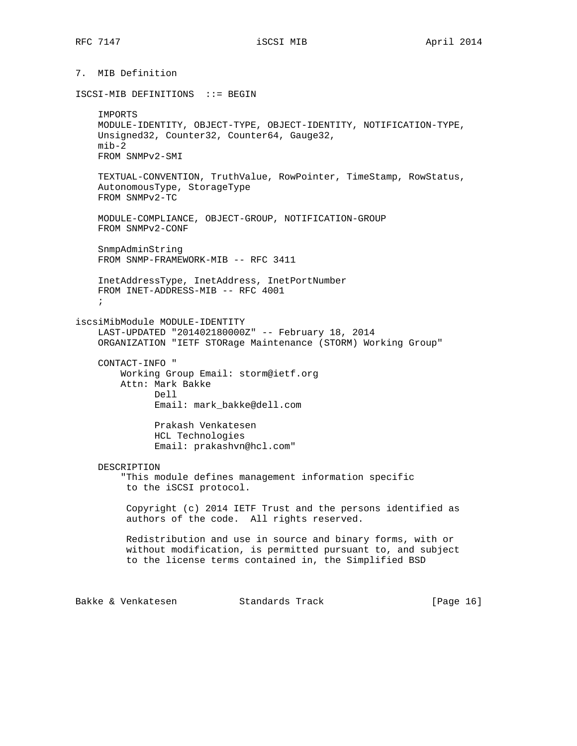## 7. MIB Definition

```
ISCSI-MIB DEFINITIONS  ::= BEGIN

    IMPORTS
    MODULE-IDENTITY, OBJECT-TYPE, OBJECT-IDENTITY, NOTIFICATION-TYPE,
    Unsigned32, Counter32, Counter64, Gauge32,
    mib-2
    FROM SNMPv2-SMI

    TEXTUAL-CONVENTION, TruthValue, RowPointer, TimeStamp, RowStatus,
    AutonomousType, StorageType
    FROM SNMPv2-TC

    MODULE-COMPLIANCE, OBJECT-GROUP, NOTIFICATION-GROUP
    FROM SNMPv2-CONF

    SnmpAdminString
    FROM SNMP-FRAMEWORK-MIB -- RFC 3411

    InetAddressType, InetAddress, InetPortNumber
    FROM INET-ADDRESS-MIB -- RFC 4001
    ;

iscsiMibModule MODULE-IDENTITY
    LAST-UPDATED "201402180000Z" -- February 18, 2014
    ORGANIZATION "IETF STORage Maintenance (STORM) Working Group"

    CONTACT-INFO "
        Working Group Email: storm@ietf.org
        Attn: Mark Bakke
              Dell
              Email: mark_bakke@dell.com

              Prakash Venkatesen
              HCL Technologies
              Email: prakashvn@hcl.com"

    DESCRIPTION
        "This module defines management information specific
         to the iSCSI protocol.

         Copyright (c) 2014 IETF Trust and the persons identified as
         authors of the code.  All rights reserved.

         Redistribution and use in source and binary forms, with or
         without modification, is permitted pursuant to, and subject
         to the license terms contained in, the Simplified BSD
```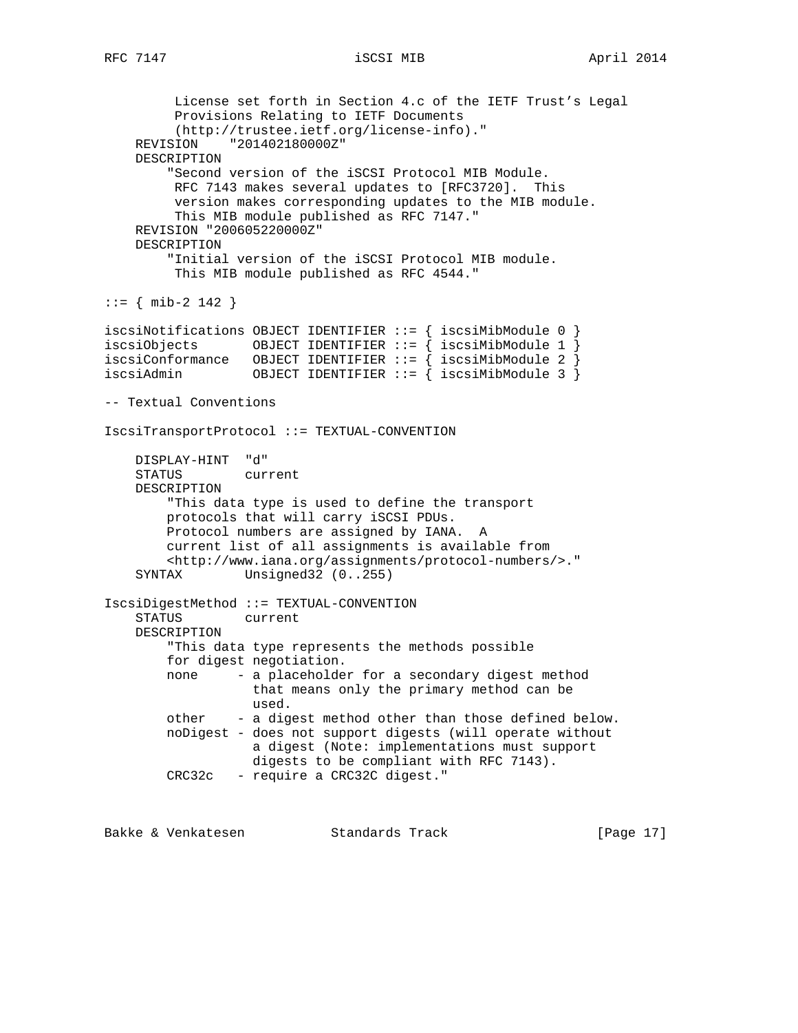```
         License set forth in Section 4.c of the IETF Trust's Legal
         Provisions Relating to IETF Documents
         (http://trustee.ietf.org/license-info)."
    REVISION    "201402180000Z"
    DESCRIPTION
        "Second version of the iSCSI Protocol MIB Module.
         RFC 7143 makes several updates to [RFC3720].  This
         version makes corresponding updates to the MIB module.
         This MIB module published as RFC 7147."
    REVISION "200605220000Z"
    DESCRIPTION
        "Initial version of the iSCSI Protocol MIB module.
         This MIB module published as RFC 4544."

::= { mib-2 142 }

iscsiNotifications OBJECT IDENTIFIER ::= { iscsiMibModule 0 }
iscsiObjects       OBJECT IDENTIFIER ::= { iscsiMibModule 1 }
iscsiConformance   OBJECT IDENTIFIER ::= { iscsiMibModule 2 }
iscsiAdmin         OBJECT IDENTIFIER ::= { iscsiMibModule 3 }

-- Textual Conventions

IscsiTransportProtocol ::= TEXTUAL-CONVENTION

    DISPLAY-HINT  "d"
    STATUS        current
    DESCRIPTION
        "This data type is used to define the transport
        protocols that will carry iSCSI PDUs.
        Protocol numbers are assigned by IANA.  A
        current list of all assignments is available from
        <http://www.iana.org/assignments/protocol-numbers/>."
    SYNTAX        Unsigned32 (0..255)

IscsiDigestMethod ::= TEXTUAL-CONVENTION
    STATUS        current
    DESCRIPTION
        "This data type represents the methods possible
        for digest negotiation.
        none     - a placeholder for a secondary digest method
                   that means only the primary method can be
                   used.
        other    - a digest method other than those defined below.
        noDigest - does not support digests (will operate without
                   a digest (Note: implementations must support
                   digests to be compliant with RFC 7143).
        CRC32c   - require a CRC32C digest."
```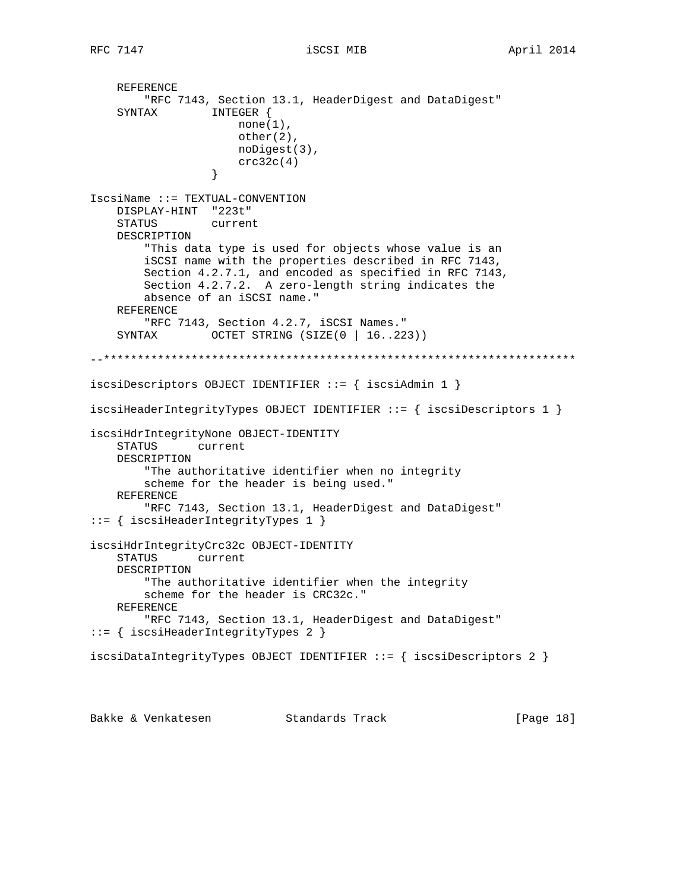```
    REFERENCE
        "RFC 7143, Section 13.1, HeaderDigest and DataDigest"
    SYNTAX        INTEGER {
                      none(1),
                      other(2),
                      noDigest(3),
                      crc32c(4)
                  }

IscsiName ::= TEXTUAL-CONVENTION
    DISPLAY-HINT  "223t"
    STATUS        current
    DESCRIPTION
        "This data type is used for objects whose value is an
        iSCSI name with the properties described in RFC 7143,
        Section 4.2.7.1, and encoded as specified in RFC 7143,
        Section 4.2.7.2.  A zero-length string indicates the
        absence of an iSCSI name."
    REFERENCE
        "RFC 7143, Section 4.2.7, iSCSI Names."
    SYNTAX        OCTET STRING (SIZE(0 | 16..223))

--**********************************************************************

iscsiDescriptors OBJECT IDENTIFIER ::= { iscsiAdmin 1 }

iscsiHeaderIntegrityTypes OBJECT IDENTIFIER ::= { iscsiDescriptors 1 }

iscsiHdrIntegrityNone OBJECT-IDENTITY
    STATUS      current
    DESCRIPTION
        "The authoritative identifier when no integrity
        scheme for the header is being used."
    REFERENCE
        "RFC 7143, Section 13.1, HeaderDigest and DataDigest"
::= { iscsiHeaderIntegrityTypes 1 }

iscsiHdrIntegrityCrc32c OBJECT-IDENTITY
    STATUS      current
    DESCRIPTION
        "The authoritative identifier when the integrity
        scheme for the header is CRC32c."
    REFERENCE
        "RFC 7143, Section 13.1, HeaderDigest and DataDigest"
::= { iscsiHeaderIntegrityTypes 2 }

iscsiDataIntegrityTypes OBJECT IDENTIFIER ::= { iscsiDescriptors 2 }
```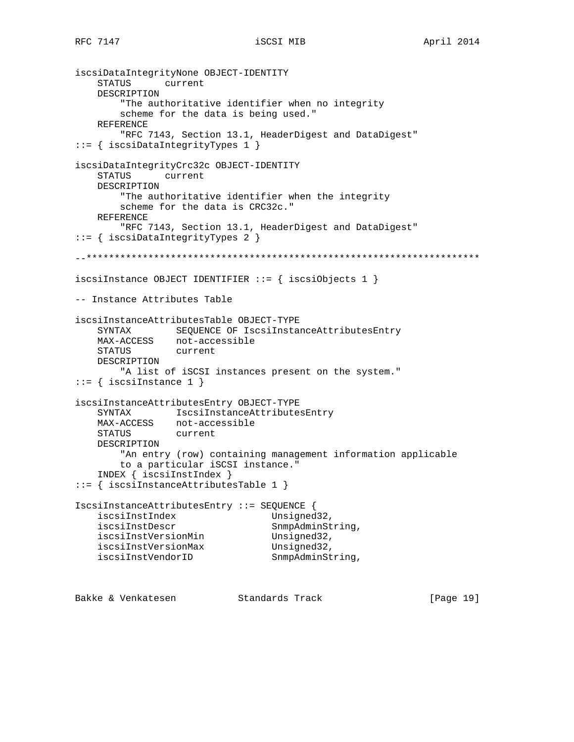```
iscsiDataIntegrityNone OBJECT-IDENTITY
    STATUS      current
    DESCRIPTION
        "The authoritative identifier when no integrity
        scheme for the data is being used."
    REFERENCE
        "RFC 7143, Section 13.1, HeaderDigest and DataDigest"
::= { iscsiDataIntegrityTypes 1 }

iscsiDataIntegrityCrc32c OBJECT-IDENTITY
    STATUS      current
    DESCRIPTION
        "The authoritative identifier when the integrity
        scheme for the data is CRC32c."
    REFERENCE
        "RFC 7143, Section 13.1, HeaderDigest and DataDigest"
::= { iscsiDataIntegrityTypes 2 }

--**********************************************************************

iscsiInstance OBJECT IDENTIFIER ::= { iscsiObjects 1 }

-- Instance Attributes Table

iscsiInstanceAttributesTable OBJECT-TYPE
    SYNTAX        SEQUENCE OF IscsiInstanceAttributesEntry
    MAX-ACCESS    not-accessible
    STATUS        current
    DESCRIPTION
        "A list of iSCSI instances present on the system."
::= { iscsiInstance 1 }

iscsiInstanceAttributesEntry OBJECT-TYPE
    SYNTAX        IscsiInstanceAttributesEntry
    MAX-ACCESS    not-accessible
    STATUS        current
    DESCRIPTION
        "An entry (row) containing management information applicable
        to a particular iSCSI instance."
    INDEX { iscsiInstIndex }
::= { iscsiInstanceAttributesTable 1 }

IscsiInstanceAttributesEntry ::= SEQUENCE {
    iscsiInstIndex                Unsigned32,
    iscsiInstDescr                SnmpAdminString,
    iscsiInstVersionMin           Unsigned32,
    iscsiInstVersionMax           Unsigned32,
    iscsiInstVendorID             SnmpAdminString,
```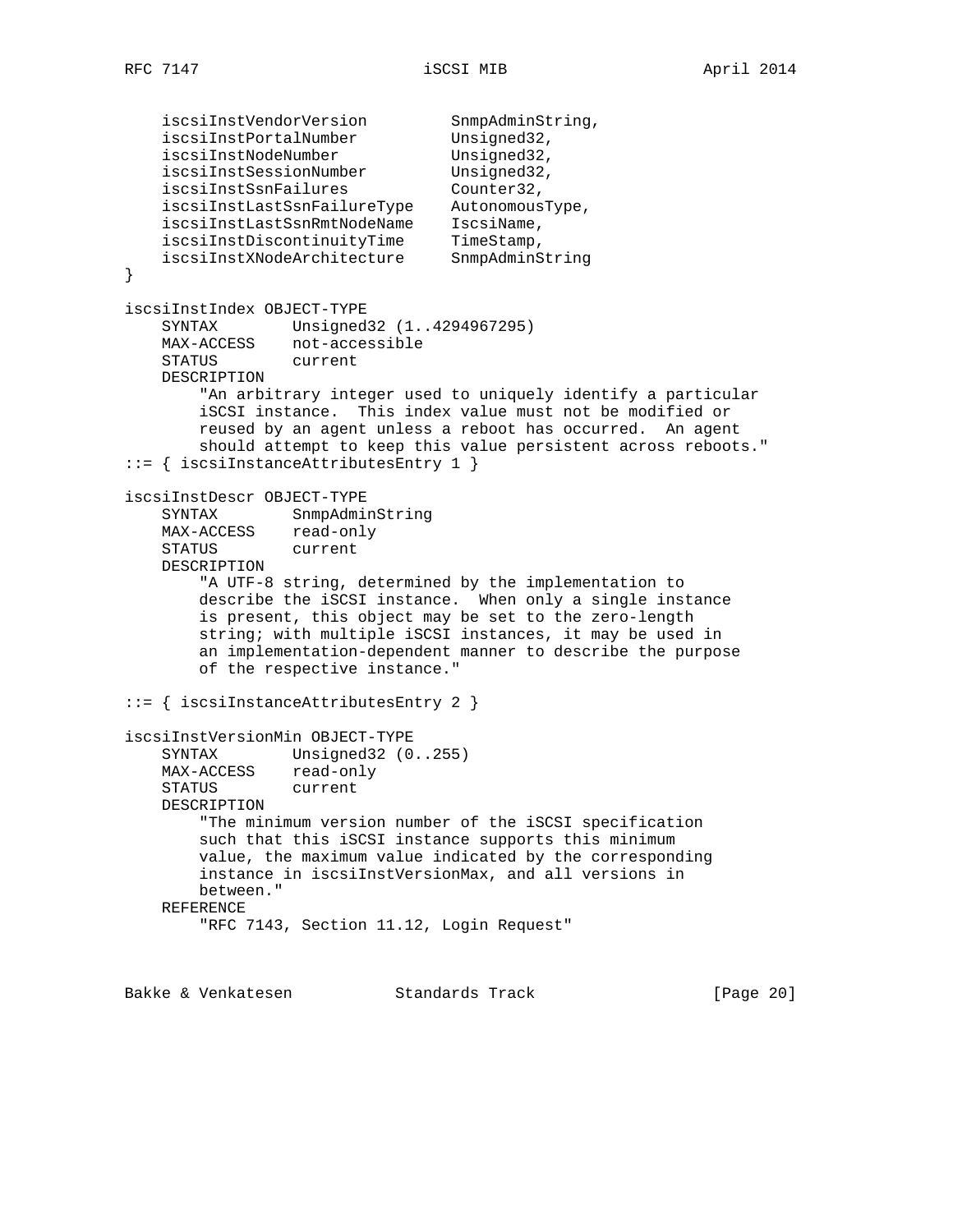```
    iscsiInstVendorVersion         SnmpAdminString,
    iscsiInstPortalNumber          Unsigned32,
    iscsiInstNodeNumber            Unsigned32,
    iscsiInstSessionNumber         Unsigned32,
    iscsiInstSsnFailures           Counter32,
    iscsiInstLastSsnFailureType    AutonomousType,
    iscsiInstLastSsnRmtNodeName    IscsiName,
    iscsiInstDiscontinuityTime     TimeStamp,
    iscsiInstXNodeArchitecture     SnmpAdminString
}

iscsiInstIndex OBJECT-TYPE
    SYNTAX        Unsigned32 (1..4294967295)
    MAX-ACCESS    not-accessible
    STATUS        current
    DESCRIPTION
        "An arbitrary integer used to uniquely identify a particular
        iSCSI instance.  This index value must not be modified or
        reused by an agent unless a reboot has occurred.  An agent
        should attempt to keep this value persistent across reboots."
::= { iscsiInstanceAttributesEntry 1 }

iscsiInstDescr OBJECT-TYPE
    SYNTAX        SnmpAdminString
    MAX-ACCESS    read-only
    STATUS        current
    DESCRIPTION
        "A UTF-8 string, determined by the implementation to
        describe the iSCSI instance.  When only a single instance
        is present, this object may be set to the zero-length
        string; with multiple iSCSI instances, it may be used in
        an implementation-dependent manner to describe the purpose
        of the respective instance."

::= { iscsiInstanceAttributesEntry 2 }

iscsiInstVersionMin OBJECT-TYPE
    SYNTAX        Unsigned32 (0..255)
    MAX-ACCESS    read-only
    STATUS        current
    DESCRIPTION
        "The minimum version number of the iSCSI specification
        such that this iSCSI instance supports this minimum
        value, the maximum value indicated by the corresponding
        instance in iscsiInstVersionMax, and all versions in
        between."
    REFERENCE
        "RFC 7143, Section 11.12, Login Request"
```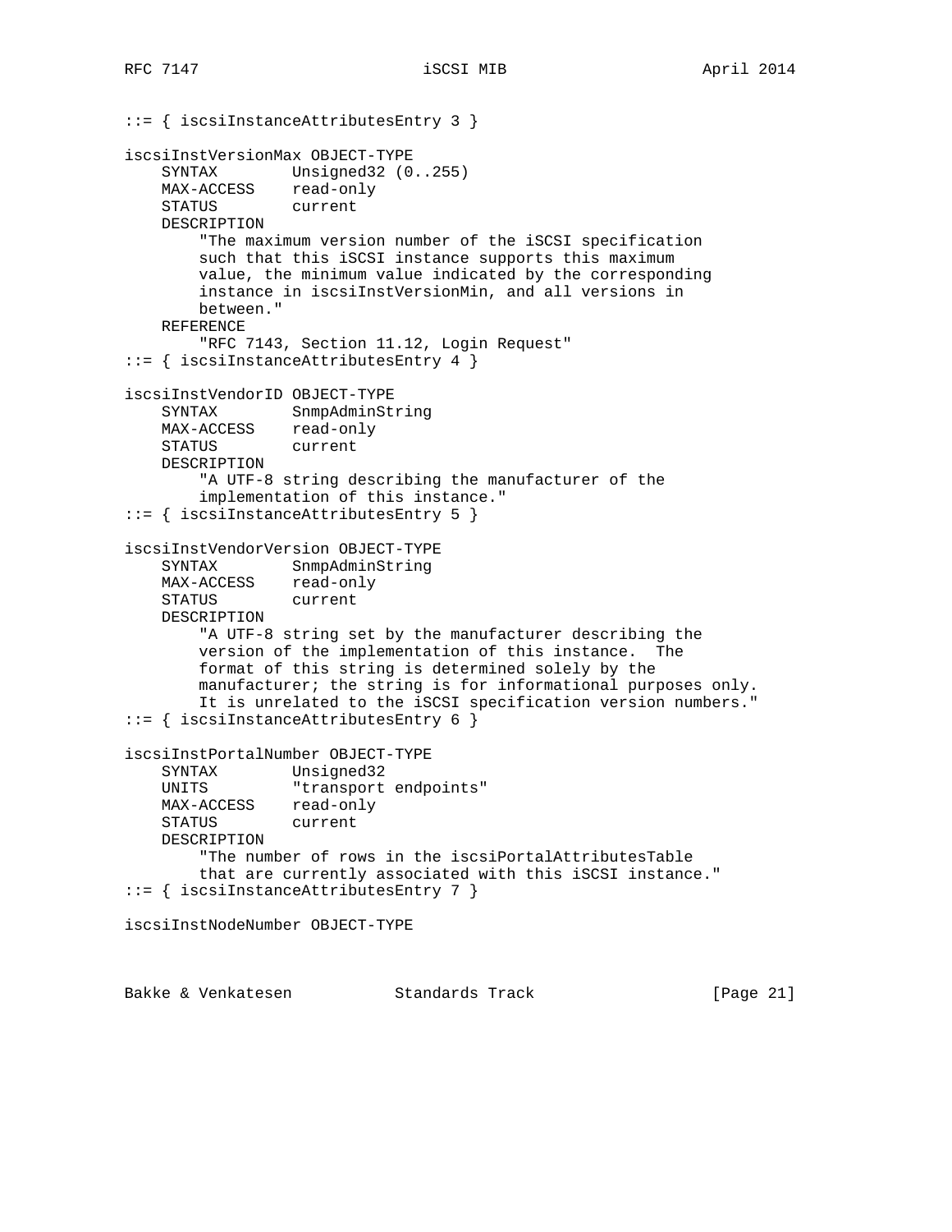```
::= { iscsiInstanceAttributesEntry 3 }

iscsiInstVersionMax OBJECT-TYPE
    SYNTAX        Unsigned32 (0..255)
    MAX-ACCESS    read-only
    STATUS        current
    DESCRIPTION
        "The maximum version number of the iSCSI specification
        such that this iSCSI instance supports this maximum
        value, the minimum value indicated by the corresponding
        instance in iscsiInstVersionMin, and all versions in
        between."
    REFERENCE
        "RFC 7143, Section 11.12, Login Request"
::= { iscsiInstanceAttributesEntry 4 }

iscsiInstVendorID OBJECT-TYPE
    SYNTAX        SnmpAdminString
    MAX-ACCESS    read-only
    STATUS        current
    DESCRIPTION
        "A UTF-8 string describing the manufacturer of the
        implementation of this instance."
::= { iscsiInstanceAttributesEntry 5 }

iscsiInstVendorVersion OBJECT-TYPE
    SYNTAX        SnmpAdminString
    MAX-ACCESS    read-only
    STATUS        current
    DESCRIPTION
        "A UTF-8 string set by the manufacturer describing the
        version of the implementation of this instance.  The
        format of this string is determined solely by the
        manufacturer; the string is for informational purposes only.
        It is unrelated to the iSCSI specification version numbers."
::= { iscsiInstanceAttributesEntry 6 }

iscsiInstPortalNumber OBJECT-TYPE
    SYNTAX        Unsigned32
    UNITS         "transport endpoints"
    MAX-ACCESS    read-only
    STATUS        current
    DESCRIPTION
        "The number of rows in the iscsiPortalAttributesTable
        that are currently associated with this iSCSI instance."
::= { iscsiInstanceAttributesEntry 7 }

iscsiInstNodeNumber OBJECT-TYPE
```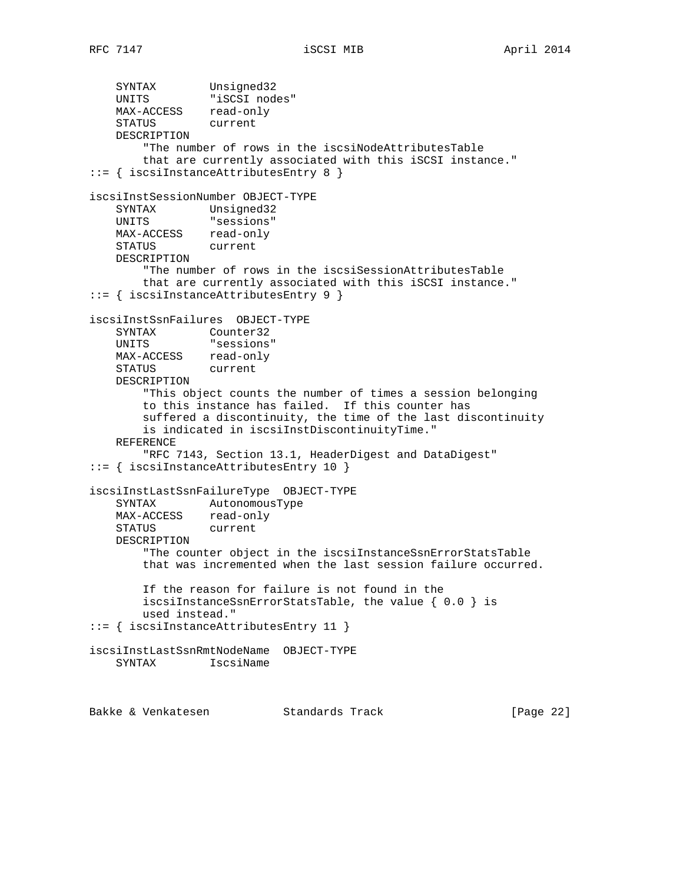```
    SYNTAX        Unsigned32
    UNITS         "iSCSI nodes"
    MAX-ACCESS    read-only
    STATUS        current
    DESCRIPTION
        "The number of rows in the iscsiNodeAttributesTable
        that are currently associated with this iSCSI instance."
::= { iscsiInstanceAttributesEntry 8 }

iscsiInstSessionNumber OBJECT-TYPE
    SYNTAX        Unsigned32
    UNITS         "sessions"
    MAX-ACCESS    read-only
    STATUS        current
    DESCRIPTION
        "The number of rows in the iscsiSessionAttributesTable
        that are currently associated with this iSCSI instance."
::= { iscsiInstanceAttributesEntry 9 }

iscsiInstSsnFailures  OBJECT-TYPE
    SYNTAX        Counter32
    UNITS         "sessions"
    MAX-ACCESS    read-only
    STATUS        current
    DESCRIPTION
        "This object counts the number of times a session belonging
        to this instance has failed.  If this counter has
        suffered a discontinuity, the time of the last discontinuity
        is indicated in iscsiInstDiscontinuityTime."
    REFERENCE
        "RFC 7143, Section 13.1, HeaderDigest and DataDigest"
::= { iscsiInstanceAttributesEntry 10 }

iscsiInstLastSsnFailureType  OBJECT-TYPE
    SYNTAX        AutonomousType
    MAX-ACCESS    read-only
    STATUS        current
    DESCRIPTION
        "The counter object in the iscsiInstanceSsnErrorStatsTable
        that was incremented when the last session failure occurred.

        If the reason for failure is not found in the
        iscsiInstanceSsnErrorStatsTable, the value { 0.0 } is
        used instead."
::= { iscsiInstanceAttributesEntry 11 }

iscsiInstLastSsnRmtNodeName  OBJECT-TYPE
    SYNTAX        IscsiName
```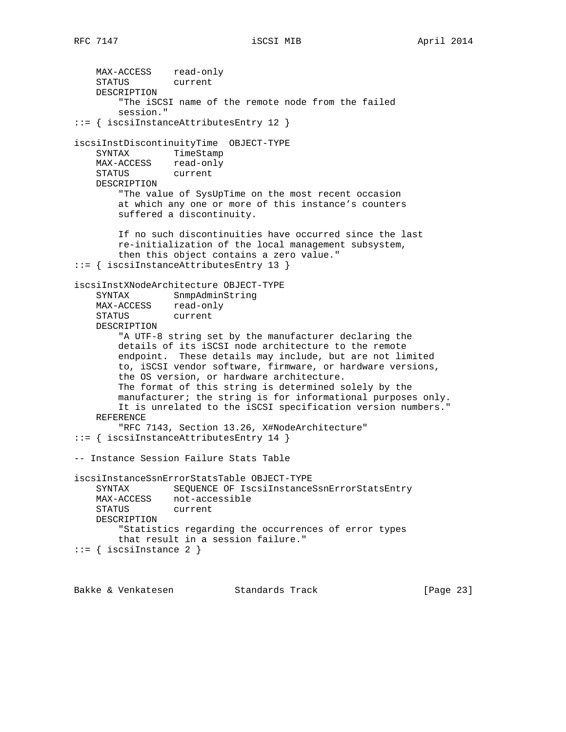```
    MAX-ACCESS    read-only
    STATUS        current
    DESCRIPTION
        "The iSCSI name of the remote node from the failed
        session."
::= { iscsiInstanceAttributesEntry 12 }

iscsiInstDiscontinuityTime  OBJECT-TYPE
    SYNTAX        TimeStamp
    MAX-ACCESS    read-only
    STATUS        current
    DESCRIPTION
        "The value of SysUpTime on the most recent occasion
        at which any one or more of this instance's counters
        suffered a discontinuity.

        If no such discontinuities have occurred since the last
        re-initialization of the local management subsystem,
        then this object contains a zero value."
::= { iscsiInstanceAttributesEntry 13 }

iscsiInstXNodeArchitecture OBJECT-TYPE
    SYNTAX        SnmpAdminString
    MAX-ACCESS    read-only
    STATUS        current
    DESCRIPTION
        "A UTF-8 string set by the manufacturer declaring the
        details of its iSCSI node architecture to the remote
        endpoint.  These details may include, but are not limited
        to, iSCSI vendor software, firmware, or hardware versions,
        the OS version, or hardware architecture.
        The format of this string is determined solely by the
        manufacturer; the string is for informational purposes only.
        It is unrelated to the iSCSI specification version numbers."
    REFERENCE
        "RFC 7143, Section 13.26, X#NodeArchitecture"
::= { iscsiInstanceAttributesEntry 14 }

-- Instance Session Failure Stats Table

iscsiInstanceSsnErrorStatsTable OBJECT-TYPE
    SYNTAX        SEQUENCE OF IscsiInstanceSsnErrorStatsEntry
    MAX-ACCESS    not-accessible
    STATUS        current
    DESCRIPTION
        "Statistics regarding the occurrences of error types
        that result in a session failure."
::= { iscsiInstance 2 }
```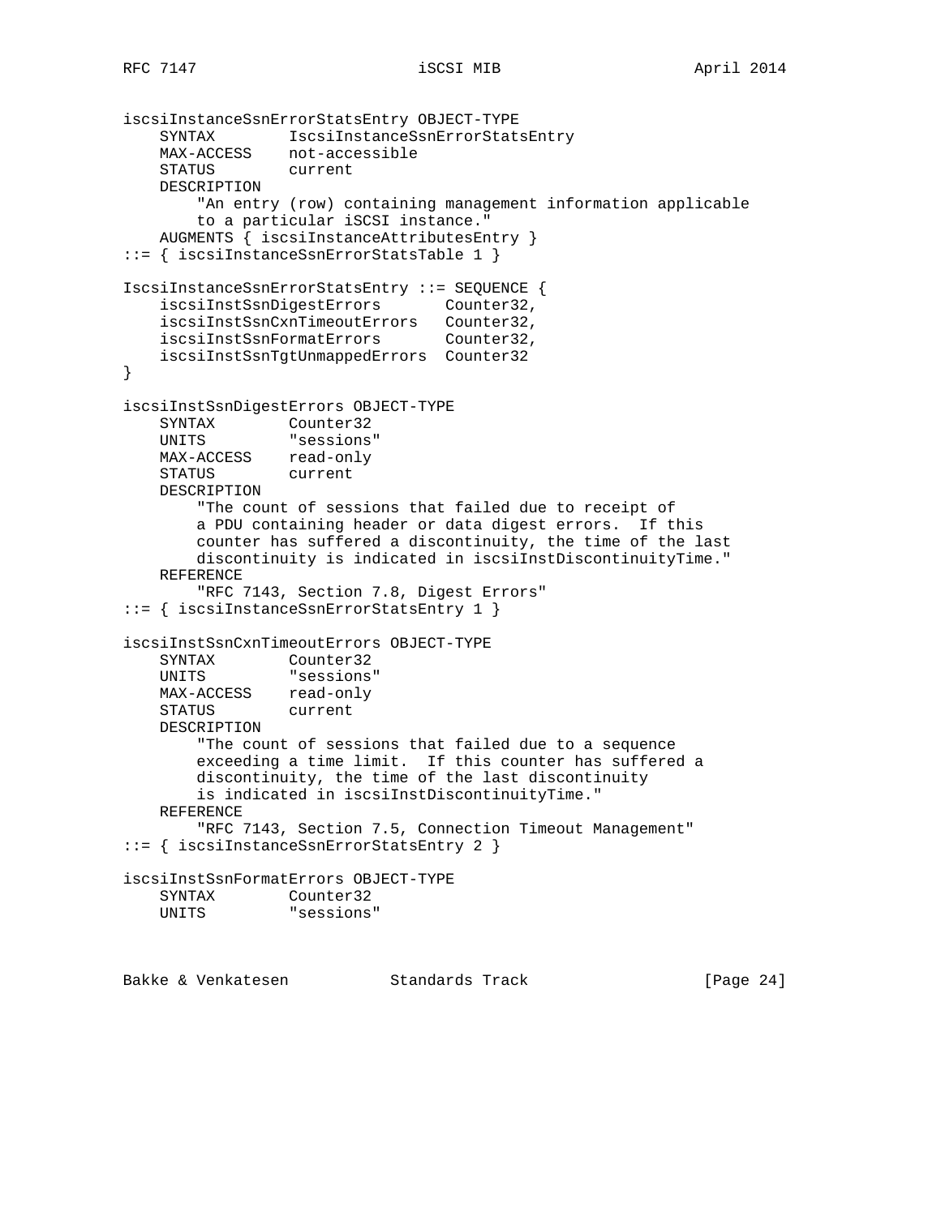```
iscsiInstanceSsnErrorStatsEntry OBJECT-TYPE
    SYNTAX        IscsiInstanceSsnErrorStatsEntry
    MAX-ACCESS    not-accessible
    STATUS        current
    DESCRIPTION
        "An entry (row) containing management information applicable
        to a particular iSCSI instance."
    AUGMENTS { iscsiInstanceAttributesEntry }
::= { iscsiInstanceSsnErrorStatsTable 1 }

IscsiInstanceSsnErrorStatsEntry ::= SEQUENCE {
    iscsiInstSsnDigestErrors       Counter32,
    iscsiInstSsnCxnTimeoutErrors   Counter32,
    iscsiInstSsnFormatErrors       Counter32,
    iscsiInstSsnTgtUnmappedErrors  Counter32
}

iscsiInstSsnDigestErrors OBJECT-TYPE
    SYNTAX        Counter32
    UNITS         "sessions"
    MAX-ACCESS    read-only
    STATUS        current
    DESCRIPTION
        "The count of sessions that failed due to receipt of
        a PDU containing header or data digest errors.  If this
        counter has suffered a discontinuity, the time of the last
        discontinuity is indicated in iscsiInstDiscontinuityTime."
    REFERENCE
        "RFC 7143, Section 7.8, Digest Errors"
::= { iscsiInstanceSsnErrorStatsEntry 1 }

iscsiInstSsnCxnTimeoutErrors OBJECT-TYPE
    SYNTAX        Counter32
    UNITS         "sessions"
    MAX-ACCESS    read-only
    STATUS        current
    DESCRIPTION
        "The count of sessions that failed due to a sequence
        exceeding a time limit.  If this counter has suffered a
        discontinuity, the time of the last discontinuity
        is indicated in iscsiInstDiscontinuityTime."
    REFERENCE
        "RFC 7143, Section 7.5, Connection Timeout Management"
::= { iscsiInstanceSsnErrorStatsEntry 2 }

iscsiInstSsnFormatErrors OBJECT-TYPE
    SYNTAX        Counter32
    UNITS         "sessions"
```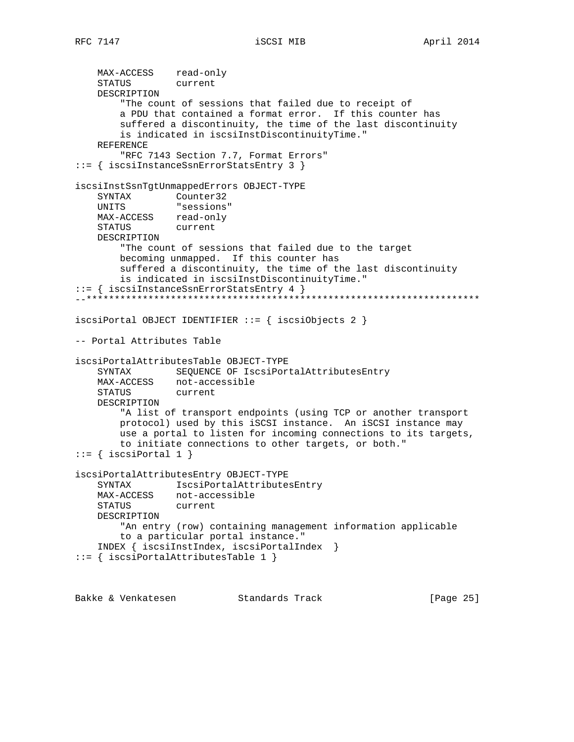```
    MAX-ACCESS    read-only
    STATUS        current
    DESCRIPTION
        "The count of sessions that failed due to receipt of
        a PDU that contained a format error.  If this counter has
        suffered a discontinuity, the time of the last discontinuity
        is indicated in iscsiInstDiscontinuityTime."
    REFERENCE
        "RFC 7143 Section 7.7, Format Errors"
::= { iscsiInstanceSsnErrorStatsEntry 3 }

iscsiInstSsnTgtUnmappedErrors OBJECT-TYPE
    SYNTAX        Counter32
    UNITS         "sessions"
    MAX-ACCESS    read-only
    STATUS        current
    DESCRIPTION
        "The count of sessions that failed due to the target
        becoming unmapped.  If this counter has
        suffered a discontinuity, the time of the last discontinuity
        is indicated in iscsiInstDiscontinuityTime."
::= { iscsiInstanceSsnErrorStatsEntry 4 }
--**********************************************************************

iscsiPortal OBJECT IDENTIFIER ::= { iscsiObjects 2 }

-- Portal Attributes Table

iscsiPortalAttributesTable OBJECT-TYPE
    SYNTAX        SEQUENCE OF IscsiPortalAttributesEntry
    MAX-ACCESS    not-accessible
    STATUS        current
    DESCRIPTION
        "A list of transport endpoints (using TCP or another transport
        protocol) used by this iSCSI instance.  An iSCSI instance may
        use a portal to listen for incoming connections to its targets,
        to initiate connections to other targets, or both."
::= { iscsiPortal 1 }

iscsiPortalAttributesEntry OBJECT-TYPE
    SYNTAX        IscsiPortalAttributesEntry
    MAX-ACCESS    not-accessible
    STATUS        current
    DESCRIPTION
        "An entry (row) containing management information applicable
        to a particular portal instance."
    INDEX { iscsiInstIndex, iscsiPortalIndex  }
::= { iscsiPortalAttributesTable 1 }
```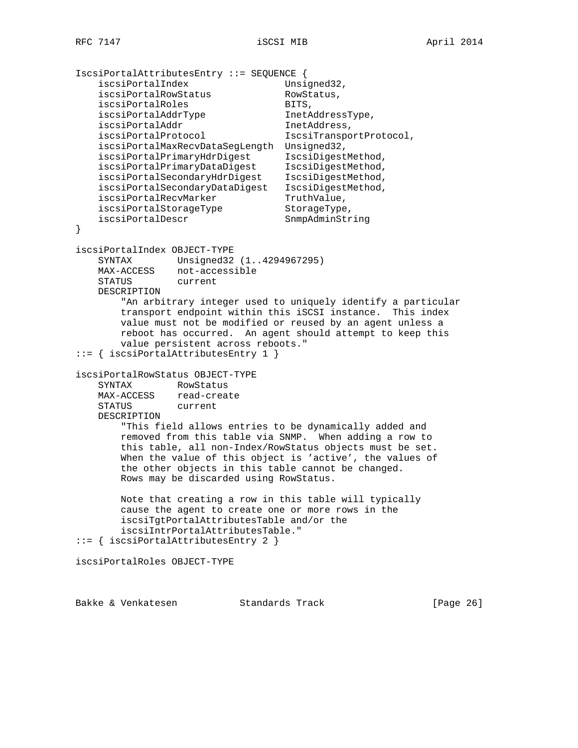```
IscsiPortalAttributesEntry ::= SEQUENCE {
    iscsiPortalIndex                Unsigned32,
    iscsiPortalRowStatus            RowStatus,
    iscsiPortalRoles                BITS,
    iscsiPortalAddrType             InetAddressType,
    iscsiPortalAddr                 InetAddress,
    iscsiPortalProtocol             IscsiTransportProtocol,
    iscsiPortalMaxRecvDataSegLength Unsigned32,
    iscsiPortalPrimaryHdrDigest     IscsiDigestMethod,
    iscsiPortalPrimaryDataDigest    IscsiDigestMethod,
    iscsiPortalSecondaryHdrDigest   IscsiDigestMethod,
    iscsiPortalSecondaryDataDigest  IscsiDigestMethod,
    iscsiPortalRecvMarker           TruthValue,
    iscsiPortalStorageType          StorageType,
    iscsiPortalDescr                SnmpAdminString
}

iscsiPortalIndex OBJECT-TYPE
    SYNTAX        Unsigned32 (1..4294967295)
    MAX-ACCESS    not-accessible
    STATUS        current
    DESCRIPTION
        "An arbitrary integer used to uniquely identify a particular
        transport endpoint within this iSCSI instance.  This index
        value must not be modified or reused by an agent unless a
        reboot has occurred.  An agent should attempt to keep this
        value persistent across reboots."
::= { iscsiPortalAttributesEntry 1 }

iscsiPortalRowStatus OBJECT-TYPE
    SYNTAX        RowStatus
    MAX-ACCESS    read-create
    STATUS        current
    DESCRIPTION
        "This field allows entries to be dynamically added and
        removed from this table via SNMP.  When adding a row to
        this table, all non-Index/RowStatus objects must be set.
        When the value of this object is 'active', the values of
        the other objects in this table cannot be changed.
        Rows may be discarded using RowStatus.

        Note that creating a row in this table will typically
        cause the agent to create one or more rows in the
        iscsiTgtPortalAttributesTable and/or the
        iscsiIntrPortalAttributesTable."
::= { iscsiPortalAttributesEntry 2 }

iscsiPortalRoles OBJECT-TYPE
```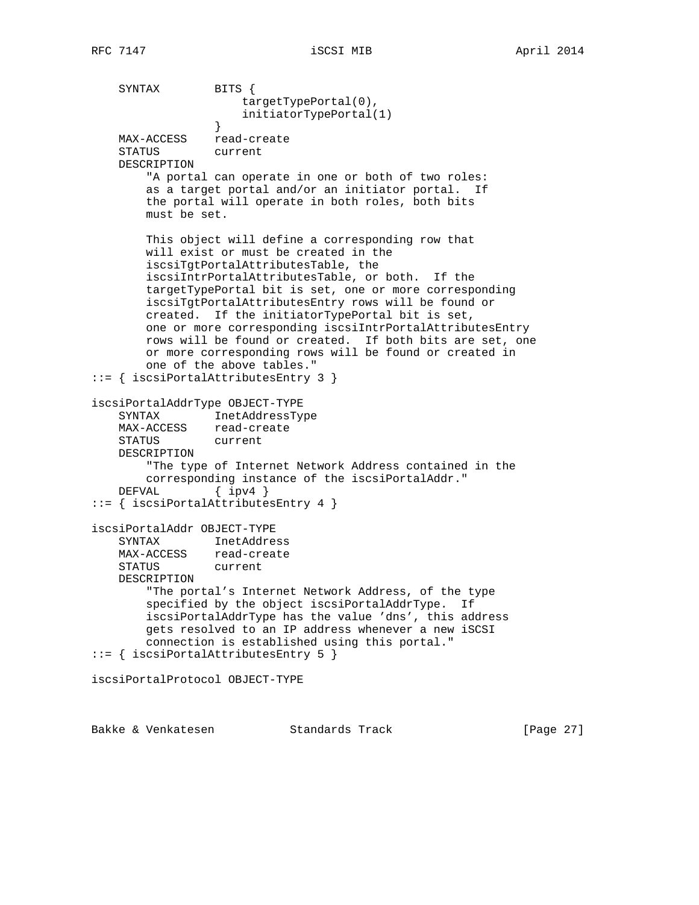```
    SYNTAX        BITS {
                      targetTypePortal(0),
                      initiatorTypePortal(1)
                  }
    MAX-ACCESS    read-create
    STATUS        current
    DESCRIPTION
        "A portal can operate in one or both of two roles:
        as a target portal and/or an initiator portal.  If
        the portal will operate in both roles, both bits
        must be set.

        This object will define a corresponding row that
        will exist or must be created in the
        iscsiTgtPortalAttributesTable, the
        iscsiIntrPortalAttributesTable, or both.  If the
        targetTypePortal bit is set, one or more corresponding
        iscsiTgtPortalAttributesEntry rows will be found or
        created.  If the initiatorTypePortal bit is set,
        one or more corresponding iscsiIntrPortalAttributesEntry
        rows will be found or created.  If both bits are set, one
        or more corresponding rows will be found or created in
        one of the above tables."
::= { iscsiPortalAttributesEntry 3 }

iscsiPortalAddrType OBJECT-TYPE
    SYNTAX        InetAddressType
    MAX-ACCESS    read-create
    STATUS        current
    DESCRIPTION
        "The type of Internet Network Address contained in the
        corresponding instance of the iscsiPortalAddr."
    DEFVAL        { ipv4 }
::= { iscsiPortalAttributesEntry 4 }

iscsiPortalAddr OBJECT-TYPE
    SYNTAX        InetAddress
    MAX-ACCESS    read-create
    STATUS        current
    DESCRIPTION
        "The portal's Internet Network Address, of the type
        specified by the object iscsiPortalAddrType.  If
        iscsiPortalAddrType has the value 'dns', this address
        gets resolved to an IP address whenever a new iSCSI
        connection is established using this portal."
::= { iscsiPortalAttributesEntry 5 }

iscsiPortalProtocol OBJECT-TYPE
```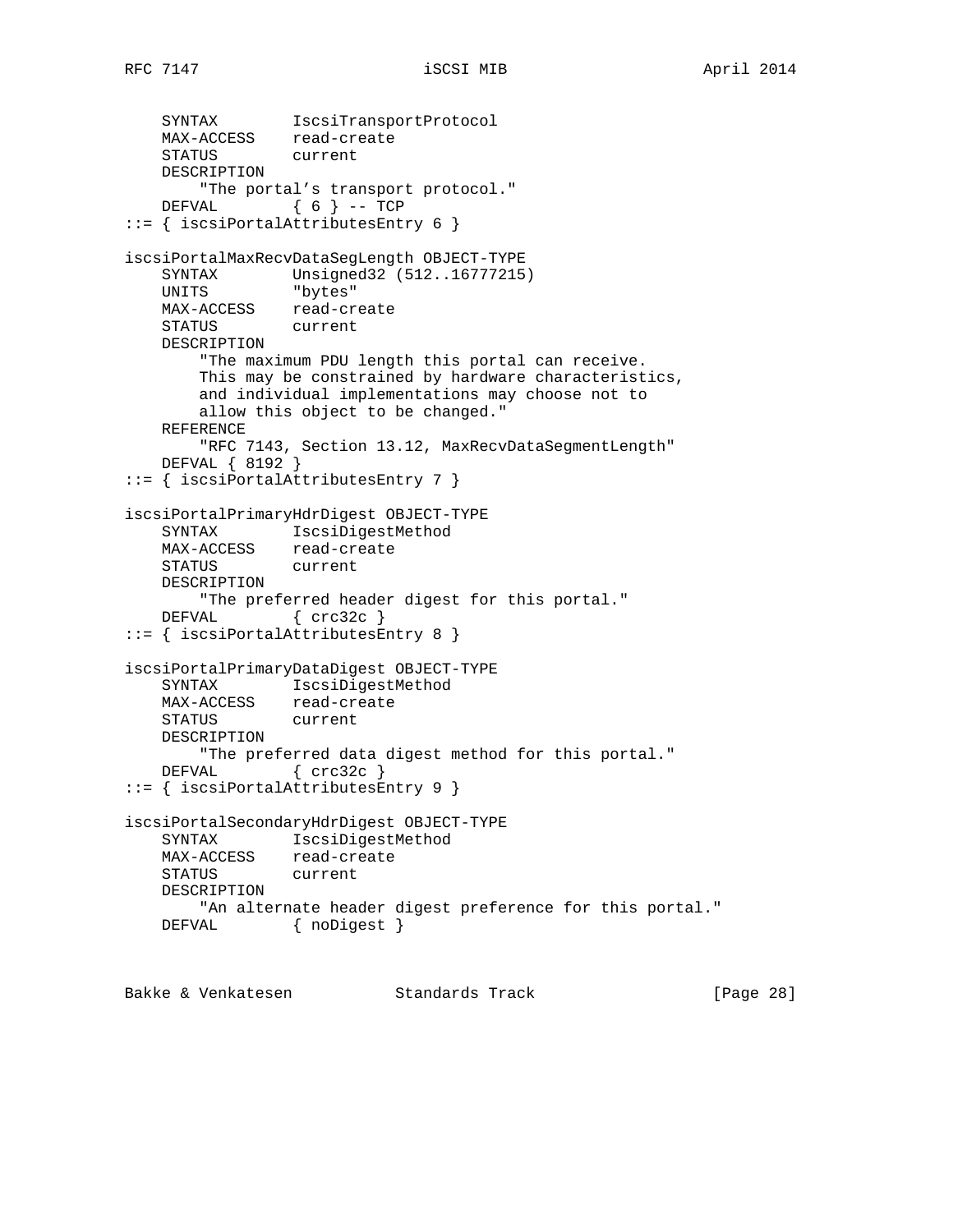```
    SYNTAX        IscsiTransportProtocol
    MAX-ACCESS    read-create
    STATUS        current
    DESCRIPTION
        "The portal's transport protocol."
    DEFVAL        { 6 } -- TCP
::= { iscsiPortalAttributesEntry 6 }

iscsiPortalMaxRecvDataSegLength OBJECT-TYPE
    SYNTAX        Unsigned32 (512..16777215)
    UNITS         "bytes"
    MAX-ACCESS    read-create
    STATUS        current
    DESCRIPTION
        "The maximum PDU length this portal can receive.
        This may be constrained by hardware characteristics,
        and individual implementations may choose not to
        allow this object to be changed."
    REFERENCE
        "RFC 7143, Section 13.12, MaxRecvDataSegmentLength"
    DEFVAL { 8192 }
::= { iscsiPortalAttributesEntry 7 }

iscsiPortalPrimaryHdrDigest OBJECT-TYPE
    SYNTAX        IscsiDigestMethod
    MAX-ACCESS    read-create
    STATUS        current
    DESCRIPTION
        "The preferred header digest for this portal."
    DEFVAL        { crc32c }
::= { iscsiPortalAttributesEntry 8 }

iscsiPortalPrimaryDataDigest OBJECT-TYPE
    SYNTAX        IscsiDigestMethod
    MAX-ACCESS    read-create
    STATUS        current
    DESCRIPTION
        "The preferred data digest method for this portal."
    DEFVAL        { crc32c }
::= { iscsiPortalAttributesEntry 9 }

iscsiPortalSecondaryHdrDigest OBJECT-TYPE
    SYNTAX        IscsiDigestMethod
    MAX-ACCESS    read-create
    STATUS        current
    DESCRIPTION
        "An alternate header digest preference for this portal."
    DEFVAL        { noDigest }
```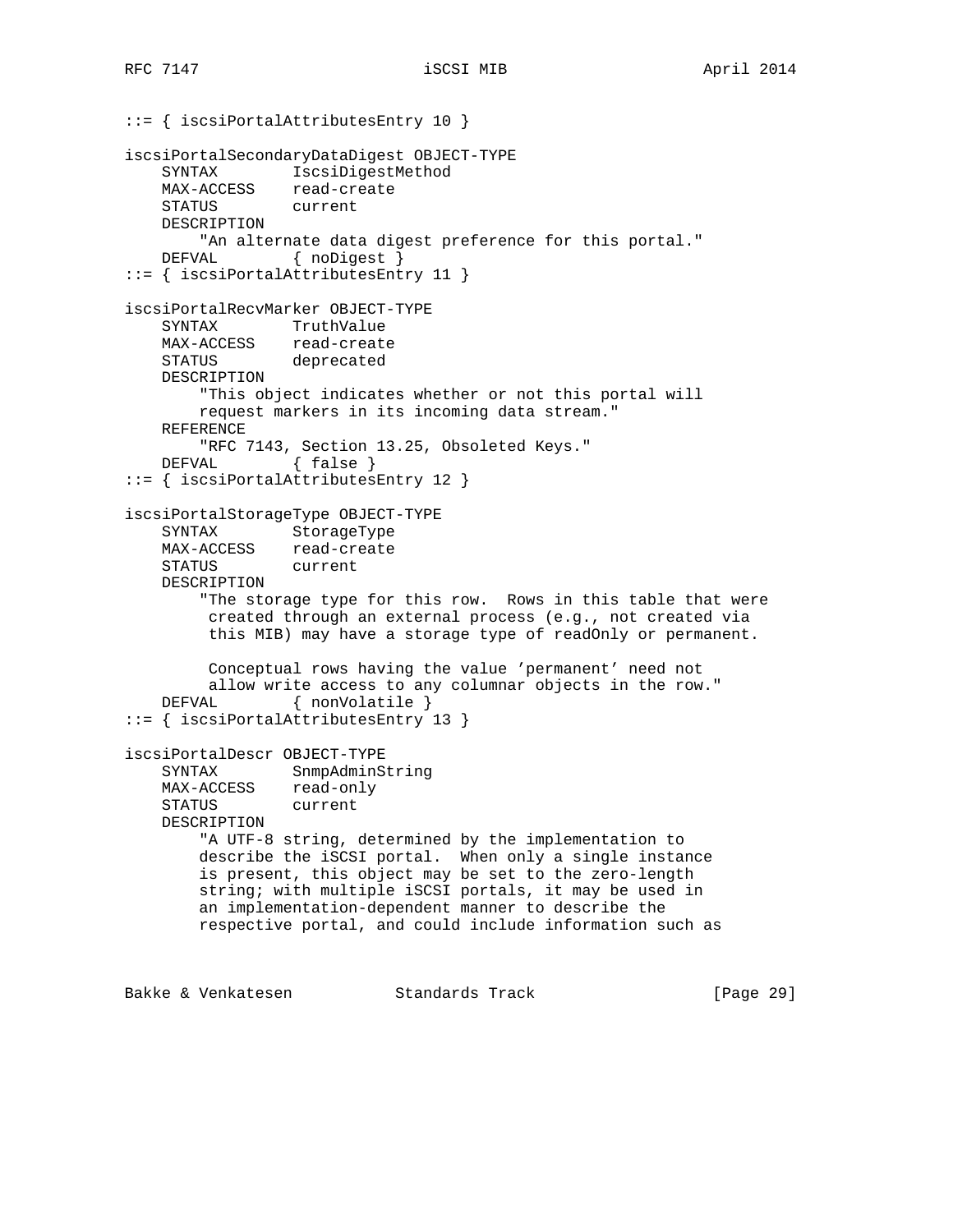```
::= { iscsiPortalAttributesEntry 10 }

iscsiPortalSecondaryDataDigest OBJECT-TYPE
    SYNTAX        IscsiDigestMethod
    MAX-ACCESS    read-create
    STATUS        current
    DESCRIPTION
        "An alternate data digest preference for this portal."
    DEFVAL        { noDigest }
::= { iscsiPortalAttributesEntry 11 }

iscsiPortalRecvMarker OBJECT-TYPE
    SYNTAX        TruthValue
    MAX-ACCESS    read-create
    STATUS        deprecated
    DESCRIPTION
        "This object indicates whether or not this portal will
        request markers in its incoming data stream."
    REFERENCE
        "RFC 7143, Section 13.25, Obsoleted Keys."
    DEFVAL        { false }
::= { iscsiPortalAttributesEntry 12 }

iscsiPortalStorageType OBJECT-TYPE
    SYNTAX        StorageType
    MAX-ACCESS    read-create
    STATUS        current
    DESCRIPTION
        "The storage type for this row.  Rows in this table that were
         created through an external process (e.g., not created via
         this MIB) may have a storage type of readOnly or permanent.

         Conceptual rows having the value 'permanent' need not
         allow write access to any columnar objects in the row."
    DEFVAL        { nonVolatile }
::= { iscsiPortalAttributesEntry 13 }

iscsiPortalDescr OBJECT-TYPE
    SYNTAX        SnmpAdminString
    MAX-ACCESS    read-only
    STATUS        current
    DESCRIPTION
        "A UTF-8 string, determined by the implementation to
        describe the iSCSI portal.  When only a single instance
        is present, this object may be set to the zero-length
        string; with multiple iSCSI portals, it may be used in
        an implementation-dependent manner to describe the
        respective portal, and could include information such as
```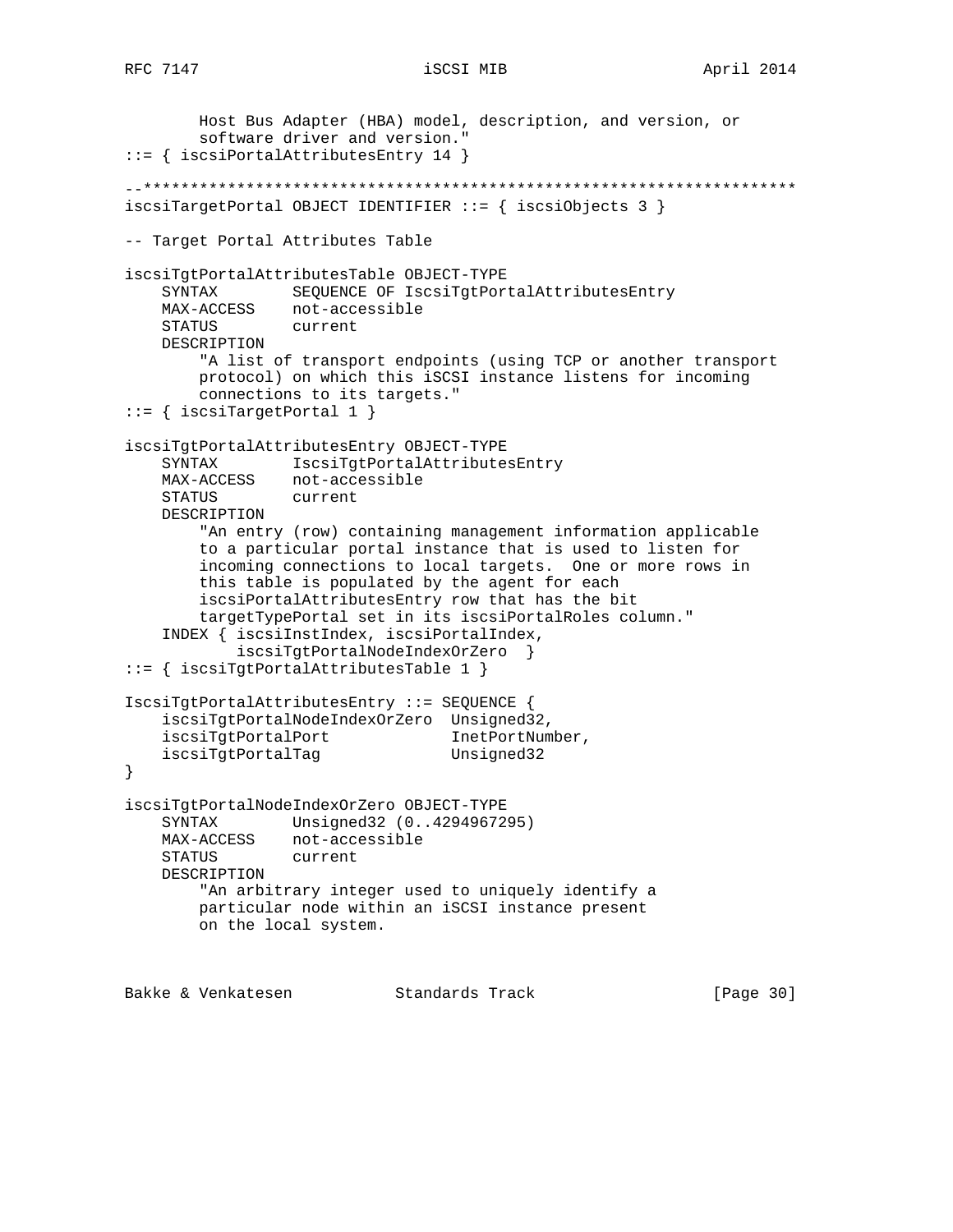```
        Host Bus Adapter (HBA) model, description, and version, or
        software driver and version."
::= { iscsiPortalAttributesEntry 14 }

--**********************************************************************
iscsiTargetPortal OBJECT IDENTIFIER ::= { iscsiObjects 3 }

-- Target Portal Attributes Table

iscsiTgtPortalAttributesTable OBJECT-TYPE
    SYNTAX        SEQUENCE OF IscsiTgtPortalAttributesEntry
    MAX-ACCESS    not-accessible
    STATUS        current
    DESCRIPTION
        "A list of transport endpoints (using TCP or another transport
        protocol) on which this iSCSI instance listens for incoming
        connections to its targets."
::= { iscsiTargetPortal 1 }

iscsiTgtPortalAttributesEntry OBJECT-TYPE
    SYNTAX        IscsiTgtPortalAttributesEntry
    MAX-ACCESS    not-accessible
    STATUS        current
    DESCRIPTION
        "An entry (row) containing management information applicable
        to a particular portal instance that is used to listen for
        incoming connections to local targets.  One or more rows in
        this table is populated by the agent for each
        iscsiPortalAttributesEntry row that has the bit
        targetTypePortal set in its iscsiPortalRoles column."
    INDEX { iscsiInstIndex, iscsiPortalIndex,
            iscsiTgtPortalNodeIndexOrZero  }
::= { iscsiTgtPortalAttributesTable 1 }

IscsiTgtPortalAttributesEntry ::= SEQUENCE {
    iscsiTgtPortalNodeIndexOrZero  Unsigned32,
    iscsiTgtPortalPort             InetPortNumber,
    iscsiTgtPortalTag              Unsigned32
}

iscsiTgtPortalNodeIndexOrZero OBJECT-TYPE
    SYNTAX        Unsigned32 (0..4294967295)
    MAX-ACCESS    not-accessible
    STATUS        current
    DESCRIPTION
        "An arbitrary integer used to uniquely identify a
        particular node within an iSCSI instance present
        on the local system.
```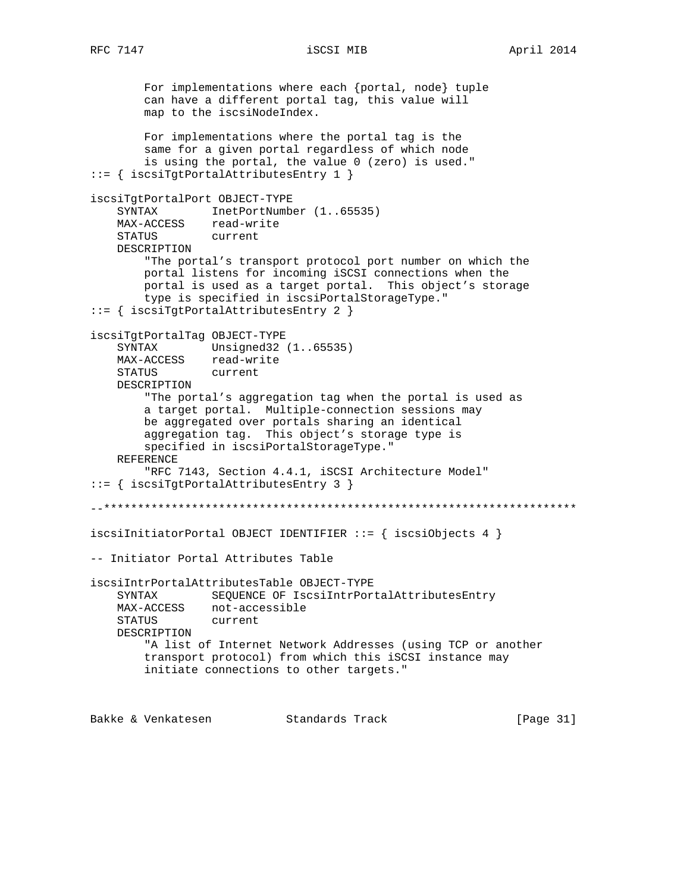```
        For implementations where each {portal, node} tuple
        can have a different portal tag, this value will
        map to the iscsiNodeIndex.

        For implementations where the portal tag is the
        same for a given portal regardless of which node
        is using the portal, the value 0 (zero) is used."
::= { iscsiTgtPortalAttributesEntry 1 }

iscsiTgtPortalPort OBJECT-TYPE
    SYNTAX        InetPortNumber (1..65535)
    MAX-ACCESS    read-write
    STATUS        current
    DESCRIPTION
        "The portal's transport protocol port number on which the
        portal listens for incoming iSCSI connections when the
        portal is used as a target portal.  This object's storage
        type is specified in iscsiPortalStorageType."
::= { iscsiTgtPortalAttributesEntry 2 }

iscsiTgtPortalTag OBJECT-TYPE
    SYNTAX        Unsigned32 (1..65535)
    MAX-ACCESS    read-write
    STATUS        current
    DESCRIPTION
        "The portal's aggregation tag when the portal is used as
        a target portal.  Multiple-connection sessions may
        be aggregated over portals sharing an identical
        aggregation tag.  This object's storage type is
        specified in iscsiPortalStorageType."
    REFERENCE
        "RFC 7143, Section 4.4.1, iSCSI Architecture Model"
::= { iscsiTgtPortalAttributesEntry 3 }

--**********************************************************************

iscsiInitiatorPortal OBJECT IDENTIFIER ::= { iscsiObjects 4 }

-- Initiator Portal Attributes Table

iscsiIntrPortalAttributesTable OBJECT-TYPE
    SYNTAX        SEQUENCE OF IscsiIntrPortalAttributesEntry
    MAX-ACCESS    not-accessible
    STATUS        current
    DESCRIPTION
        "A list of Internet Network Addresses (using TCP or another
        transport protocol) from which this iSCSI instance may
        initiate connections to other targets."
```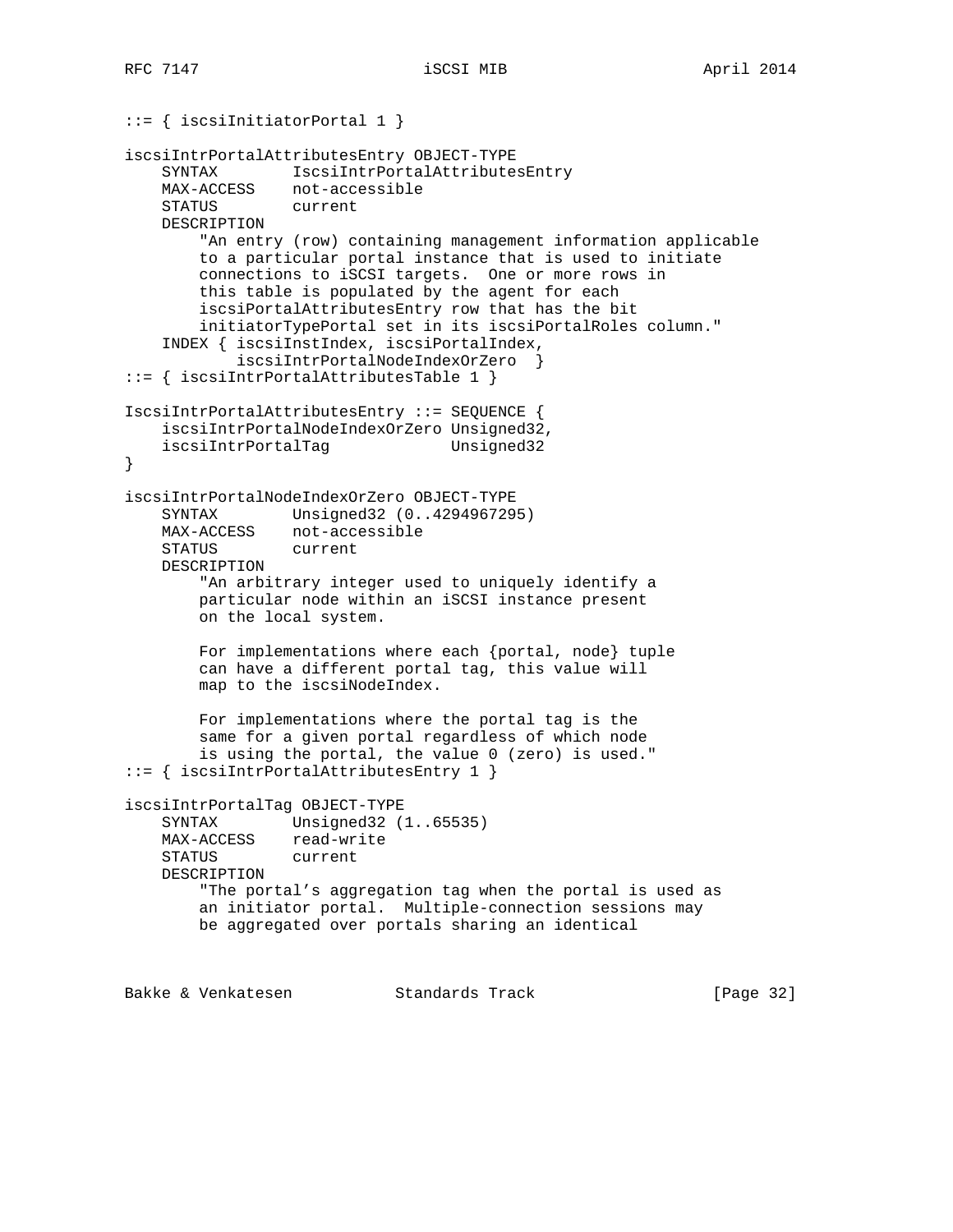```
::= { iscsiInitiatorPortal 1 }

iscsiIntrPortalAttributesEntry OBJECT-TYPE
    SYNTAX        IscsiIntrPortalAttributesEntry
    MAX-ACCESS    not-accessible
    STATUS        current
    DESCRIPTION
        "An entry (row) containing management information applicable
        to a particular portal instance that is used to initiate
        connections to iSCSI targets.  One or more rows in
        this table is populated by the agent for each
        iscsiPortalAttributesEntry row that has the bit
        initiatorTypePortal set in its iscsiPortalRoles column."
    INDEX { iscsiInstIndex, iscsiPortalIndex,
            iscsiIntrPortalNodeIndexOrZero  }
::= { iscsiIntrPortalAttributesTable 1 }

IscsiIntrPortalAttributesEntry ::= SEQUENCE {
    iscsiIntrPortalNodeIndexOrZero Unsigned32,
    iscsiIntrPortalTag             Unsigned32
}

iscsiIntrPortalNodeIndexOrZero OBJECT-TYPE
    SYNTAX        Unsigned32 (0..4294967295)
    MAX-ACCESS    not-accessible
    STATUS        current
    DESCRIPTION
        "An arbitrary integer used to uniquely identify a
        particular node within an iSCSI instance present
        on the local system.

        For implementations where each {portal, node} tuple
        can have a different portal tag, this value will
        map to the iscsiNodeIndex.

        For implementations where the portal tag is the
        same for a given portal regardless of which node
        is using the portal, the value 0 (zero) is used."
::= { iscsiIntrPortalAttributesEntry 1 }

iscsiIntrPortalTag OBJECT-TYPE
    SYNTAX        Unsigned32 (1..65535)
    MAX-ACCESS    read-write
    STATUS        current
    DESCRIPTION
        "The portal's aggregation tag when the portal is used as
        an initiator portal.  Multiple-connection sessions may
        be aggregated over portals sharing an identical
```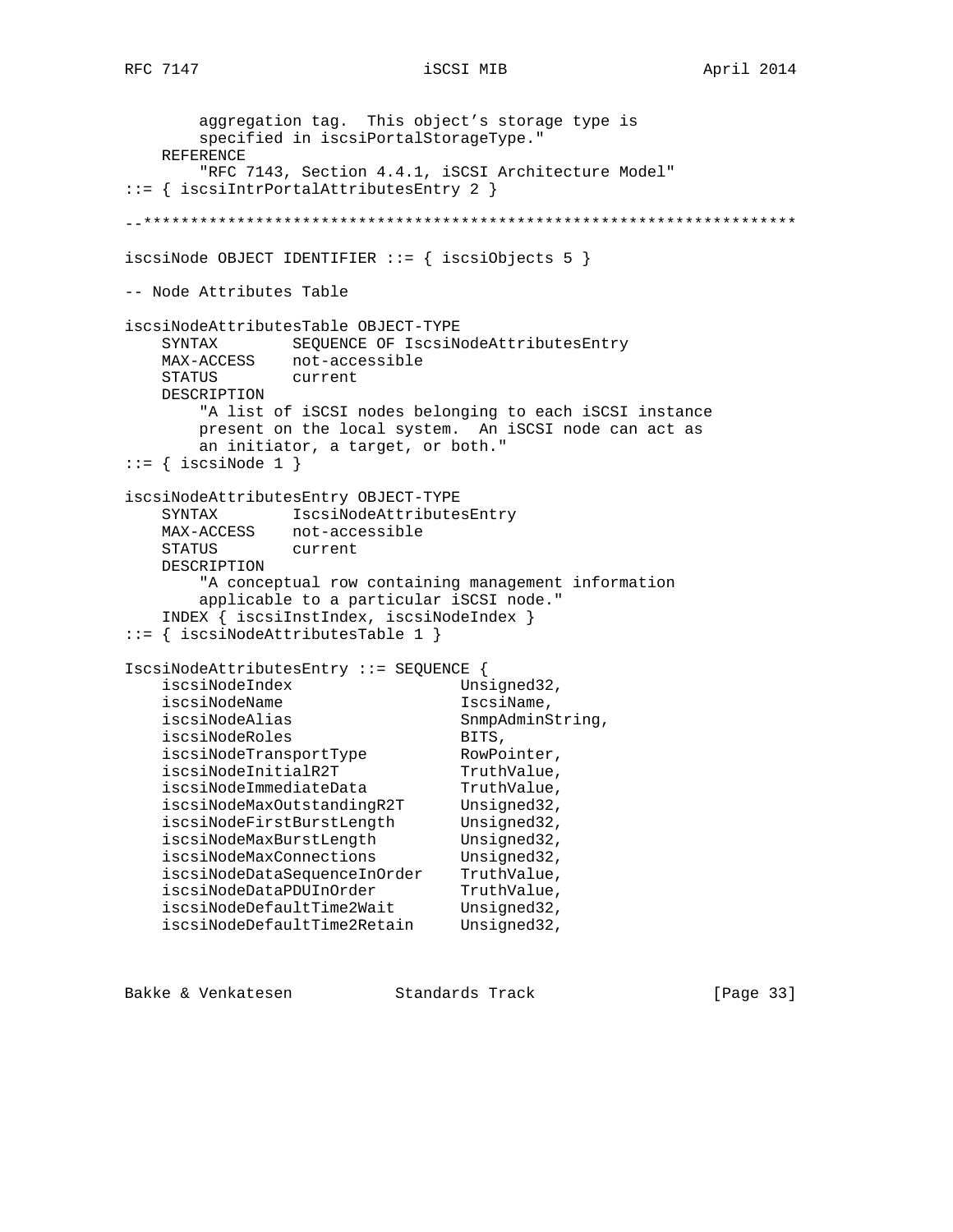```
        aggregation tag.  This object's storage type is
        specified in iscsiPortalStorageType."
    REFERENCE
        "RFC 7143, Section 4.4.1, iSCSI Architecture Model"
::= { iscsiIntrPortalAttributesEntry 2 }

--**********************************************************************

iscsiNode OBJECT IDENTIFIER ::= { iscsiObjects 5 }

-- Node Attributes Table

iscsiNodeAttributesTable OBJECT-TYPE
    SYNTAX        SEQUENCE OF IscsiNodeAttributesEntry
    MAX-ACCESS    not-accessible
    STATUS        current
    DESCRIPTION
        "A list of iSCSI nodes belonging to each iSCSI instance
        present on the local system.  An iSCSI node can act as
        an initiator, a target, or both."
::= { iscsiNode 1 }

iscsiNodeAttributesEntry OBJECT-TYPE
    SYNTAX        IscsiNodeAttributesEntry
    MAX-ACCESS    not-accessible
    STATUS        current
    DESCRIPTION
        "A conceptual row containing management information
        applicable to a particular iSCSI node."
    INDEX { iscsiInstIndex, iscsiNodeIndex }
::= { iscsiNodeAttributesTable 1 }

IscsiNodeAttributesEntry ::= SEQUENCE {
    iscsiNodeIndex                 Unsigned32,
    iscsiNodeName                  IscsiName,
    iscsiNodeAlias                 SnmpAdminString,
    iscsiNodeRoles                 BITS,
    iscsiNodeTransportType         RowPointer,
    iscsiNodeInitialR2T            TruthValue,
    iscsiNodeImmediateData         TruthValue,
    iscsiNodeMaxOutstandingR2T     Unsigned32,
    iscsiNodeFirstBurstLength      Unsigned32,
    iscsiNodeMaxBurstLength        Unsigned32,
    iscsiNodeMaxConnections        Unsigned32,
    iscsiNodeDataSequenceInOrder   TruthValue,
    iscsiNodeDataPDUInOrder        TruthValue,
    iscsiNodeDefaultTime2Wait      Unsigned32,
    iscsiNodeDefaultTime2Retain    Unsigned32,
```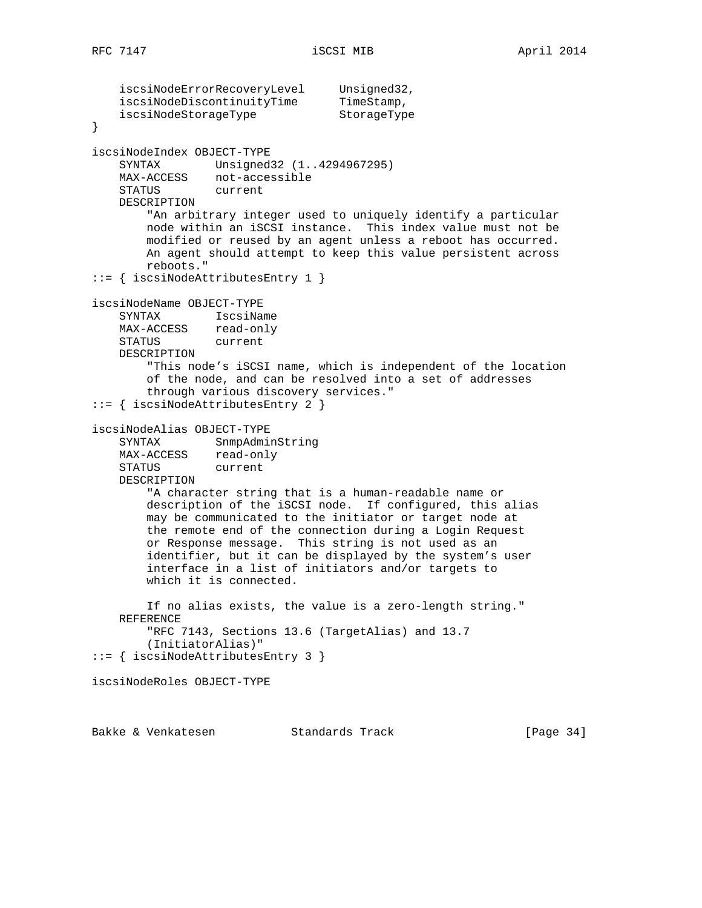```
    iscsiNodeErrorRecoveryLevel     Unsigned32,
    iscsiNodeDiscontinuityTime      TimeStamp,
    iscsiNodeStorageType            StorageType
}

iscsiNodeIndex OBJECT-TYPE
    SYNTAX        Unsigned32 (1..4294967295)
    MAX-ACCESS    not-accessible
    STATUS        current
    DESCRIPTION
        "An arbitrary integer used to uniquely identify a particular
        node within an iSCSI instance.  This index value must not be
        modified or reused by an agent unless a reboot has occurred.
        An agent should attempt to keep this value persistent across
        reboots."
::= { iscsiNodeAttributesEntry 1 }

iscsiNodeName OBJECT-TYPE
    SYNTAX        IscsiName
    MAX-ACCESS    read-only
    STATUS        current
    DESCRIPTION
        "This node's iSCSI name, which is independent of the location
        of the node, and can be resolved into a set of addresses
        through various discovery services."
::= { iscsiNodeAttributesEntry 2 }

iscsiNodeAlias OBJECT-TYPE
    SYNTAX        SnmpAdminString
    MAX-ACCESS    read-only
    STATUS        current
    DESCRIPTION
        "A character string that is a human-readable name or
        description of the iSCSI node.  If configured, this alias
        may be communicated to the initiator or target node at
        the remote end of the connection during a Login Request
        or Response message.  This string is not used as an
        identifier, but it can be displayed by the system's user
        interface in a list of initiators and/or targets to
        which it is connected.

        If no alias exists, the value is a zero-length string."
    REFERENCE
        "RFC 7143, Sections 13.6 (TargetAlias) and 13.7
        (InitiatorAlias)"
::= { iscsiNodeAttributesEntry 3 }

iscsiNodeRoles OBJECT-TYPE
```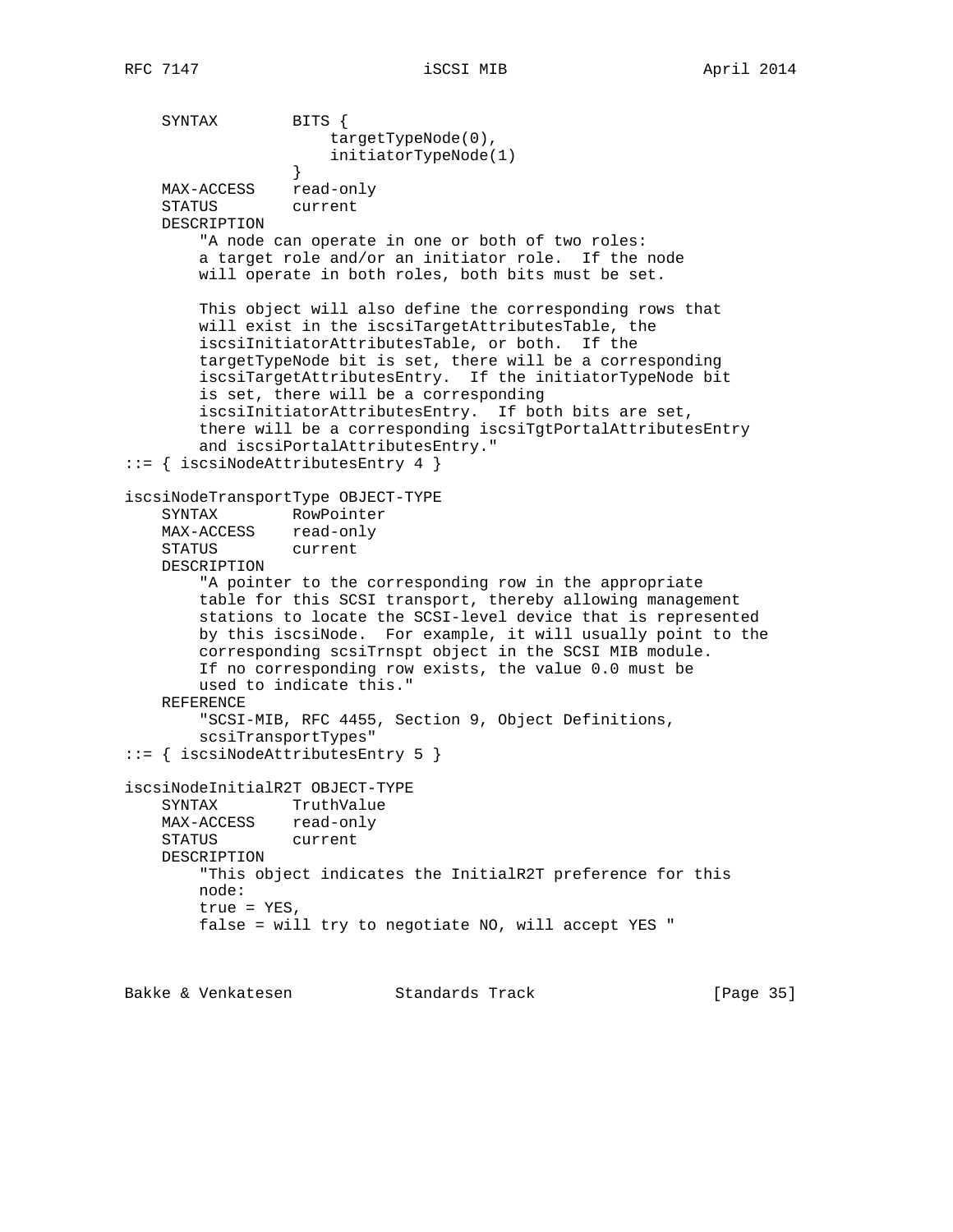```
    SYNTAX        BITS {
                      targetTypeNode(0),
                      initiatorTypeNode(1)
                  }
    MAX-ACCESS    read-only
    STATUS        current
    DESCRIPTION
        "A node can operate in one or both of two roles:
        a target role and/or an initiator role.  If the node
        will operate in both roles, both bits must be set.

        This object will also define the corresponding rows that
        will exist in the iscsiTargetAttributesTable, the
        iscsiInitiatorAttributesTable, or both.  If the
        targetTypeNode bit is set, there will be a corresponding
        iscsiTargetAttributesEntry.  If the initiatorTypeNode bit
        is set, there will be a corresponding
        iscsiInitiatorAttributesEntry.  If both bits are set,
        there will be a corresponding iscsiTgtPortalAttributesEntry
        and iscsiPortalAttributesEntry."
::= { iscsiNodeAttributesEntry 4 }

iscsiNodeTransportType OBJECT-TYPE
    SYNTAX        RowPointer
    MAX-ACCESS    read-only
    STATUS        current
    DESCRIPTION
        "A pointer to the corresponding row in the appropriate
        table for this SCSI transport, thereby allowing management
        stations to locate the SCSI-level device that is represented
        by this iscsiNode.  For example, it will usually point to the
        corresponding scsiTrnspt object in the SCSI MIB module.
        If no corresponding row exists, the value 0.0 must be
        used to indicate this."
    REFERENCE
        "SCSI-MIB, RFC 4455, Section 9, Object Definitions,
        scsiTransportTypes"
::= { iscsiNodeAttributesEntry 5 }

iscsiNodeInitialR2T OBJECT-TYPE
    SYNTAX        TruthValue
    MAX-ACCESS    read-only
    STATUS        current
    DESCRIPTION
        "This object indicates the InitialR2T preference for this
        node:
        true = YES,
        false = will try to negotiate NO, will accept YES "
```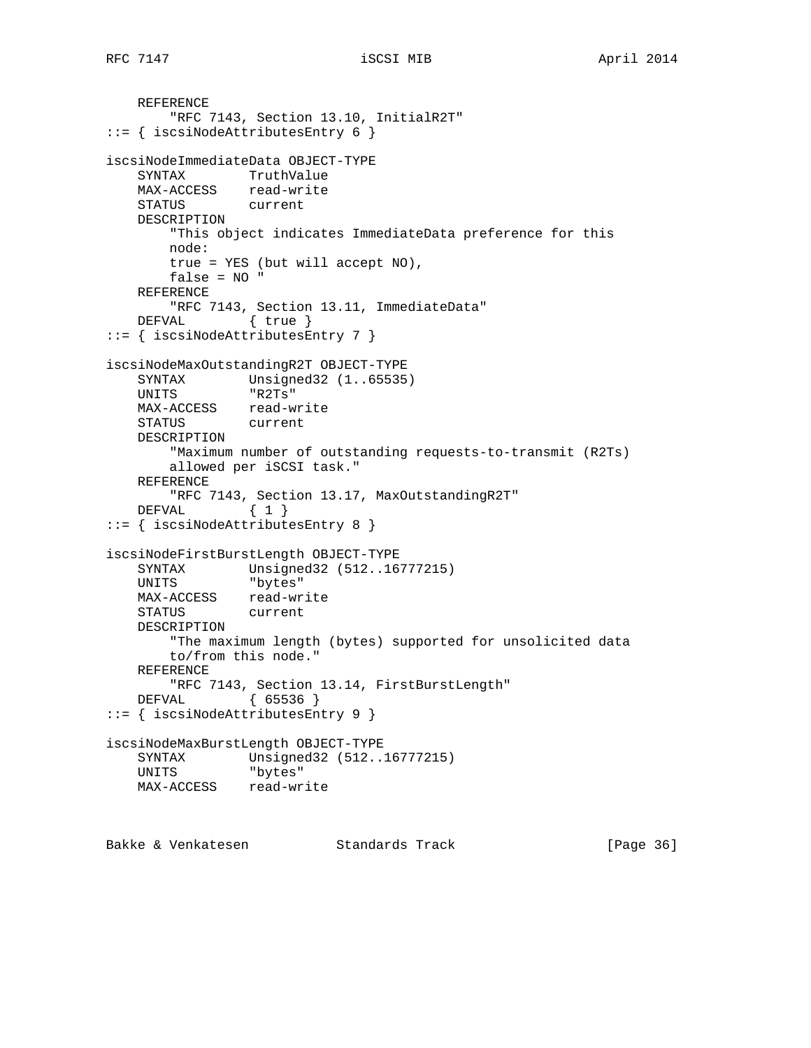```
    REFERENCE
        "RFC 7143, Section 13.10, InitialR2T"
::= { iscsiNodeAttributesEntry 6 }

iscsiNodeImmediateData OBJECT-TYPE
    SYNTAX        TruthValue
    MAX-ACCESS    read-write
    STATUS        current
    DESCRIPTION
        "This object indicates ImmediateData preference for this
        node:
        true = YES (but will accept NO),
        false = NO "
    REFERENCE
        "RFC 7143, Section 13.11, ImmediateData"
    DEFVAL        { true }
::= { iscsiNodeAttributesEntry 7 }

iscsiNodeMaxOutstandingR2T OBJECT-TYPE
    SYNTAX        Unsigned32 (1..65535)
    UNITS         "R2Ts"
    MAX-ACCESS    read-write
    STATUS        current
    DESCRIPTION
        "Maximum number of outstanding requests-to-transmit (R2Ts)
        allowed per iSCSI task."
    REFERENCE
        "RFC 7143, Section 13.17, MaxOutstandingR2T"
    DEFVAL        { 1 }
::= { iscsiNodeAttributesEntry 8 }

iscsiNodeFirstBurstLength OBJECT-TYPE
    SYNTAX        Unsigned32 (512..16777215)
    UNITS         "bytes"
    MAX-ACCESS    read-write
    STATUS        current
    DESCRIPTION
        "The maximum length (bytes) supported for unsolicited data
        to/from this node."
    REFERENCE
        "RFC 7143, Section 13.14, FirstBurstLength"
    DEFVAL        { 65536 }
::= { iscsiNodeAttributesEntry 9 }

iscsiNodeMaxBurstLength OBJECT-TYPE
    SYNTAX        Unsigned32 (512..16777215)
    UNITS         "bytes"
    MAX-ACCESS    read-write
```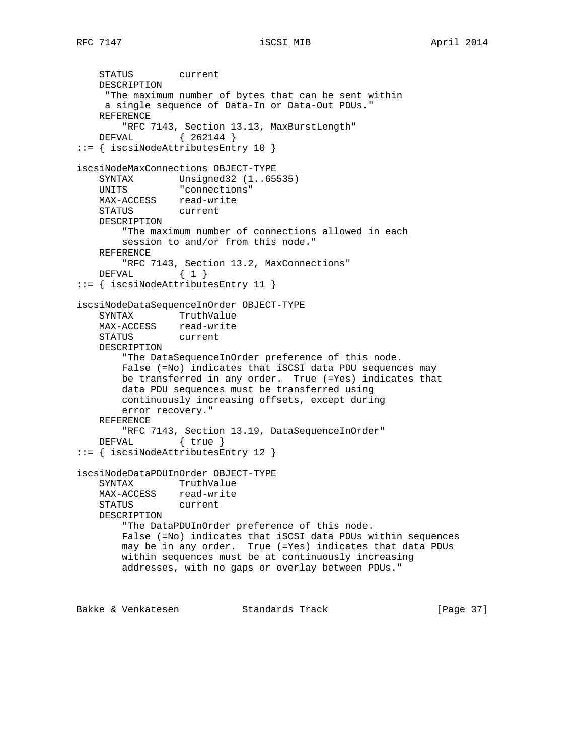```
    STATUS        current
    DESCRIPTION
     "The maximum number of bytes that can be sent within
     a single sequence of Data-In or Data-Out PDUs."
    REFERENCE
        "RFC 7143, Section 13.13, MaxBurstLength"
    DEFVAL        { 262144 }
::= { iscsiNodeAttributesEntry 10 }

iscsiNodeMaxConnections OBJECT-TYPE
    SYNTAX        Unsigned32 (1..65535)
    UNITS         "connections"
    MAX-ACCESS    read-write
    STATUS        current
    DESCRIPTION
        "The maximum number of connections allowed in each
        session to and/or from this node."
    REFERENCE
        "RFC 7143, Section 13.2, MaxConnections"
    DEFVAL        { 1 }
::= { iscsiNodeAttributesEntry 11 }

iscsiNodeDataSequenceInOrder OBJECT-TYPE
    SYNTAX        TruthValue
    MAX-ACCESS    read-write
    STATUS        current
    DESCRIPTION
        "The DataSequenceInOrder preference of this node.
        False (=No) indicates that iSCSI data PDU sequences may
        be transferred in any order.  True (=Yes) indicates that
        data PDU sequences must be transferred using
        continuously increasing offsets, except during
        error recovery."
    REFERENCE
        "RFC 7143, Section 13.19, DataSequenceInOrder"
    DEFVAL        { true }
::= { iscsiNodeAttributesEntry 12 }

iscsiNodeDataPDUInOrder OBJECT-TYPE
    SYNTAX        TruthValue
    MAX-ACCESS    read-write
    STATUS        current
    DESCRIPTION
        "The DataPDUInOrder preference of this node.
        False (=No) indicates that iSCSI data PDUs within sequences
        may be in any order.  True (=Yes) indicates that data PDUs
        within sequences must be at continuously increasing
        addresses, with no gaps or overlay between PDUs."
```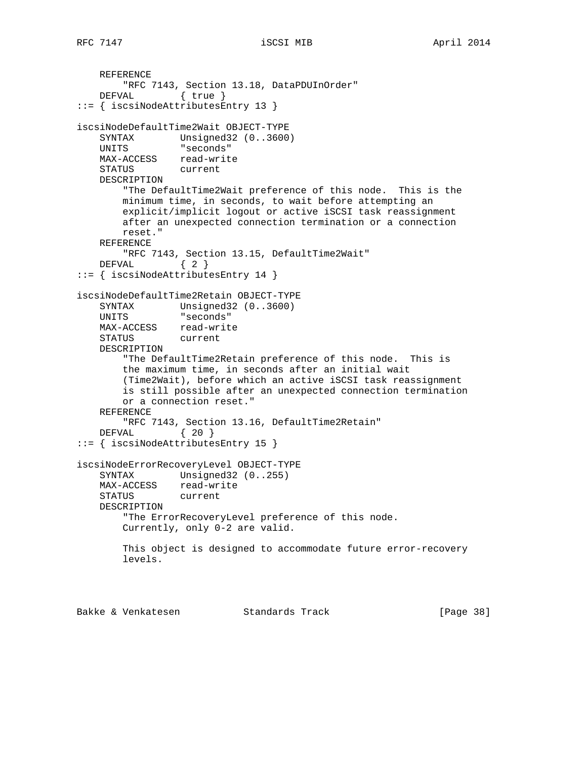```
    REFERENCE
        "RFC 7143, Section 13.18, DataPDUInOrder"
    DEFVAL        { true }
::= { iscsiNodeAttributesEntry 13 }

iscsiNodeDefaultTime2Wait OBJECT-TYPE
    SYNTAX        Unsigned32 (0..3600)
    UNITS         "seconds"
    MAX-ACCESS    read-write
    STATUS        current
    DESCRIPTION
        "The DefaultTime2Wait preference of this node.  This is the
        minimum time, in seconds, to wait before attempting an
        explicit/implicit logout or active iSCSI task reassignment
        after an unexpected connection termination or a connection
        reset."
    REFERENCE
        "RFC 7143, Section 13.15, DefaultTime2Wait"
    DEFVAL        { 2 }
::= { iscsiNodeAttributesEntry 14 }

iscsiNodeDefaultTime2Retain OBJECT-TYPE
    SYNTAX        Unsigned32 (0..3600)
    UNITS         "seconds"
    MAX-ACCESS    read-write
    STATUS        current
    DESCRIPTION
        "The DefaultTime2Retain preference of this node.  This is
        the maximum time, in seconds after an initial wait
        (Time2Wait), before which an active iSCSI task reassignment
        is still possible after an unexpected connection termination
        or a connection reset."
    REFERENCE
        "RFC 7143, Section 13.16, DefaultTime2Retain"
    DEFVAL        { 20 }
::= { iscsiNodeAttributesEntry 15 }

iscsiNodeErrorRecoveryLevel OBJECT-TYPE
    SYNTAX        Unsigned32 (0..255)
    MAX-ACCESS    read-write
    STATUS        current
    DESCRIPTION
        "The ErrorRecoveryLevel preference of this node.
        Currently, only 0-2 are valid.

        This object is designed to accommodate future error-recovery
        levels.
```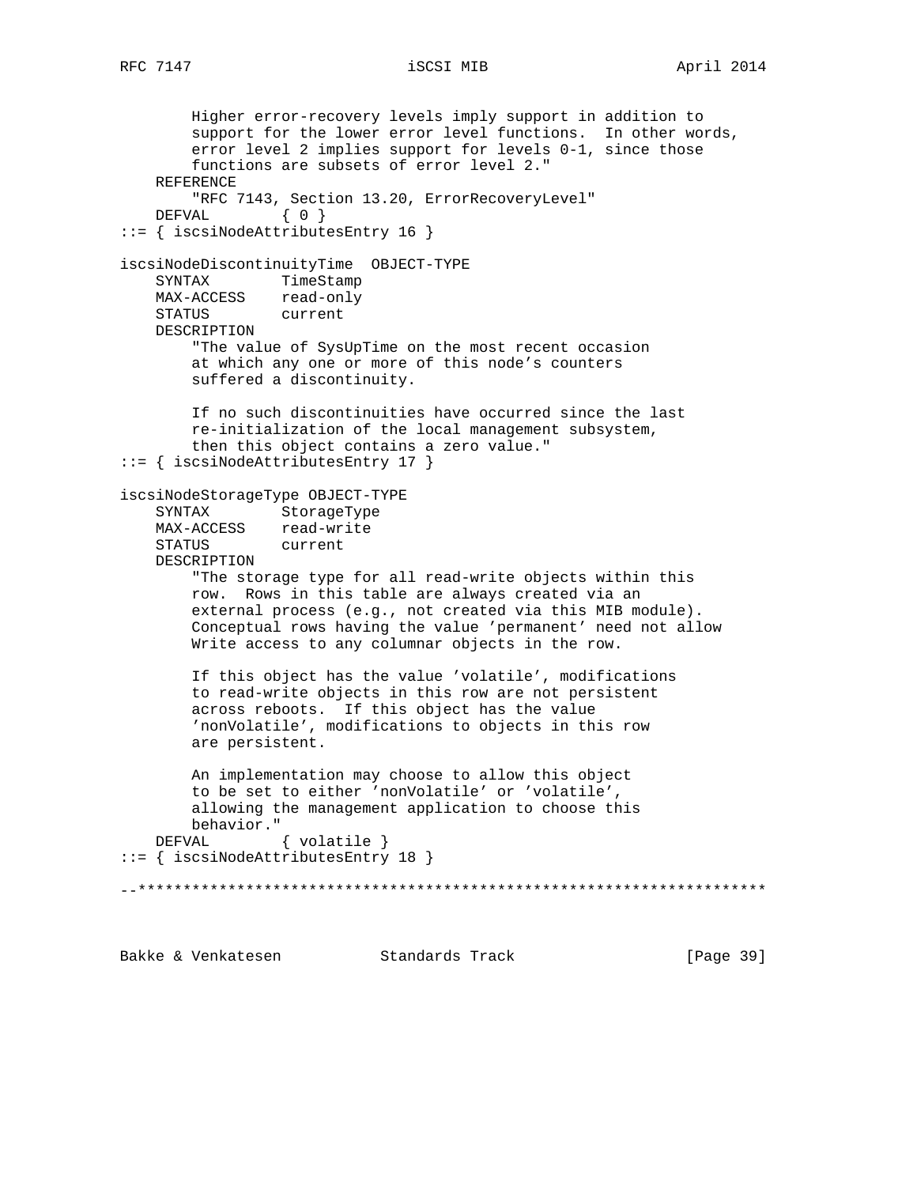```
        Higher error-recovery levels imply support in addition to
        support for the lower error level functions.  In other words,
        error level 2 implies support for levels 0-1, since those
        functions are subsets of error level 2."
    REFERENCE
        "RFC 7143, Section 13.20, ErrorRecoveryLevel"
    DEFVAL        { 0 }
::= { iscsiNodeAttributesEntry 16 }

iscsiNodeDiscontinuityTime  OBJECT-TYPE
    SYNTAX        TimeStamp
    MAX-ACCESS    read-only
    STATUS        current
    DESCRIPTION
        "The value of SysUpTime on the most recent occasion
        at which any one or more of this node's counters
        suffered a discontinuity.

        If no such discontinuities have occurred since the last
        re-initialization of the local management subsystem,
        then this object contains a zero value."
::= { iscsiNodeAttributesEntry 17 }

iscsiNodeStorageType OBJECT-TYPE
    SYNTAX        StorageType
    MAX-ACCESS    read-write
    STATUS        current
    DESCRIPTION
        "The storage type for all read-write objects within this
        row.  Rows in this table are always created via an
        external process (e.g., not created via this MIB module).
        Conceptual rows having the value 'permanent' need not allow
        Write access to any columnar objects in the row.

        If this object has the value 'volatile', modifications
        to read-write objects in this row are not persistent
        across reboots.  If this object has the value
        'nonVolatile', modifications to objects in this row
        are persistent.

        An implementation may choose to allow this object
        to be set to either 'nonVolatile' or 'volatile',
        allowing the management application to choose this
        behavior."
    DEFVAL        { volatile }
::= { iscsiNodeAttributesEntry 18 }

--**********************************************************************
```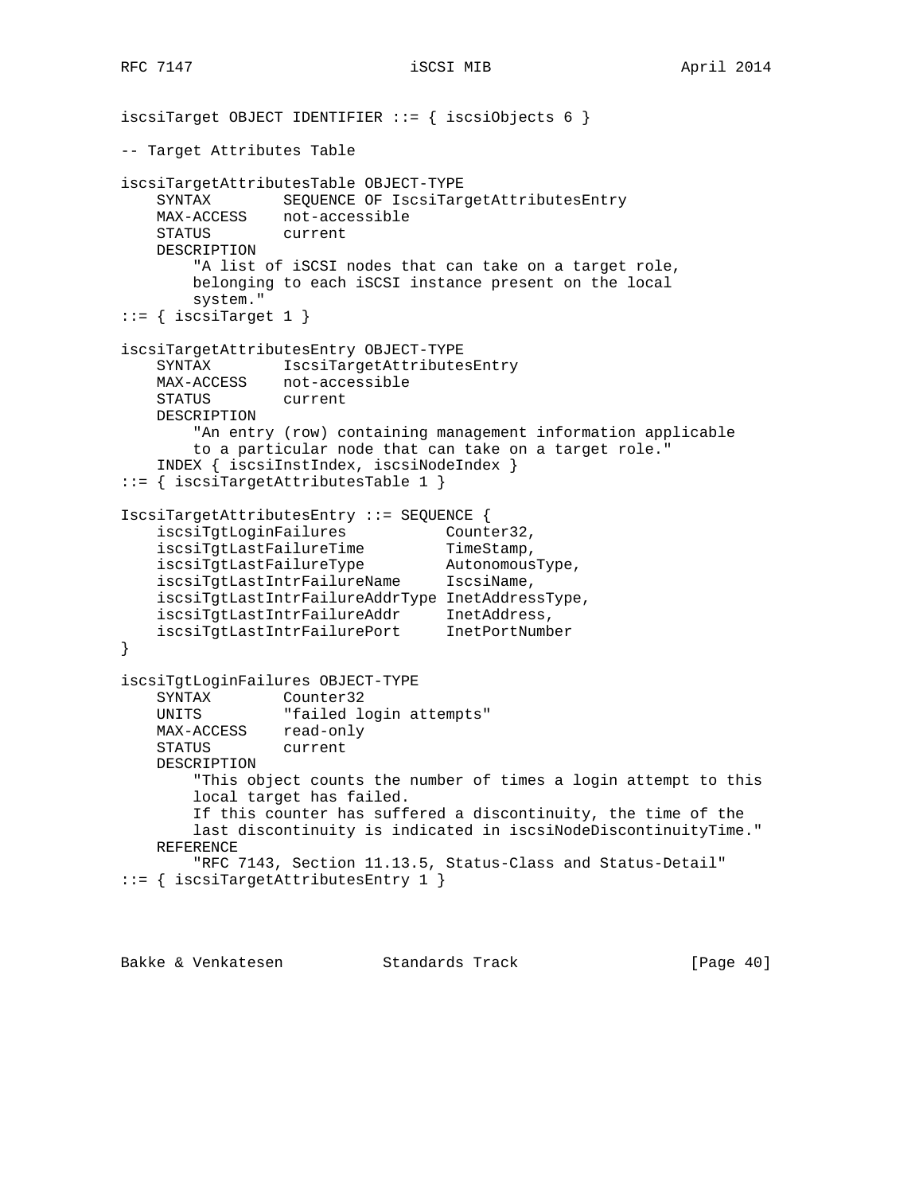```
iscsiTarget OBJECT IDENTIFIER ::= { iscsiObjects 6 }

-- Target Attributes Table

iscsiTargetAttributesTable OBJECT-TYPE
    SYNTAX        SEQUENCE OF IscsiTargetAttributesEntry
    MAX-ACCESS    not-accessible
    STATUS        current
    DESCRIPTION
        "A list of iSCSI nodes that can take on a target role,
        belonging to each iSCSI instance present on the local
        system."
::= { iscsiTarget 1 }

iscsiTargetAttributesEntry OBJECT-TYPE
    SYNTAX        IscsiTargetAttributesEntry
    MAX-ACCESS    not-accessible
    STATUS        current
    DESCRIPTION
        "An entry (row) containing management information applicable
        to a particular node that can take on a target role."
    INDEX { iscsiInstIndex, iscsiNodeIndex }
::= { iscsiTargetAttributesTable 1 }

IscsiTargetAttributesEntry ::= SEQUENCE {
    iscsiTgtLoginFailures           Counter32,
    iscsiTgtLastFailureTime         TimeStamp,
    iscsiTgtLastFailureType         AutonomousType,
    iscsiTgtLastIntrFailureName     IscsiName,
    iscsiTgtLastIntrFailureAddrType InetAddressType,
    iscsiTgtLastIntrFailureAddr     InetAddress,
    iscsiTgtLastIntrFailurePort     InetPortNumber
}

iscsiTgtLoginFailures OBJECT-TYPE
    SYNTAX        Counter32
    UNITS         "failed login attempts"
    MAX-ACCESS    read-only
    STATUS        current
    DESCRIPTION
        "This object counts the number of times a login attempt to this
        local target has failed.
        If this counter has suffered a discontinuity, the time of the
        last discontinuity is indicated in iscsiNodeDiscontinuityTime."
    REFERENCE
        "RFC 7143, Section 11.13.5, Status-Class and Status-Detail"
::= { iscsiTargetAttributesEntry 1 }
```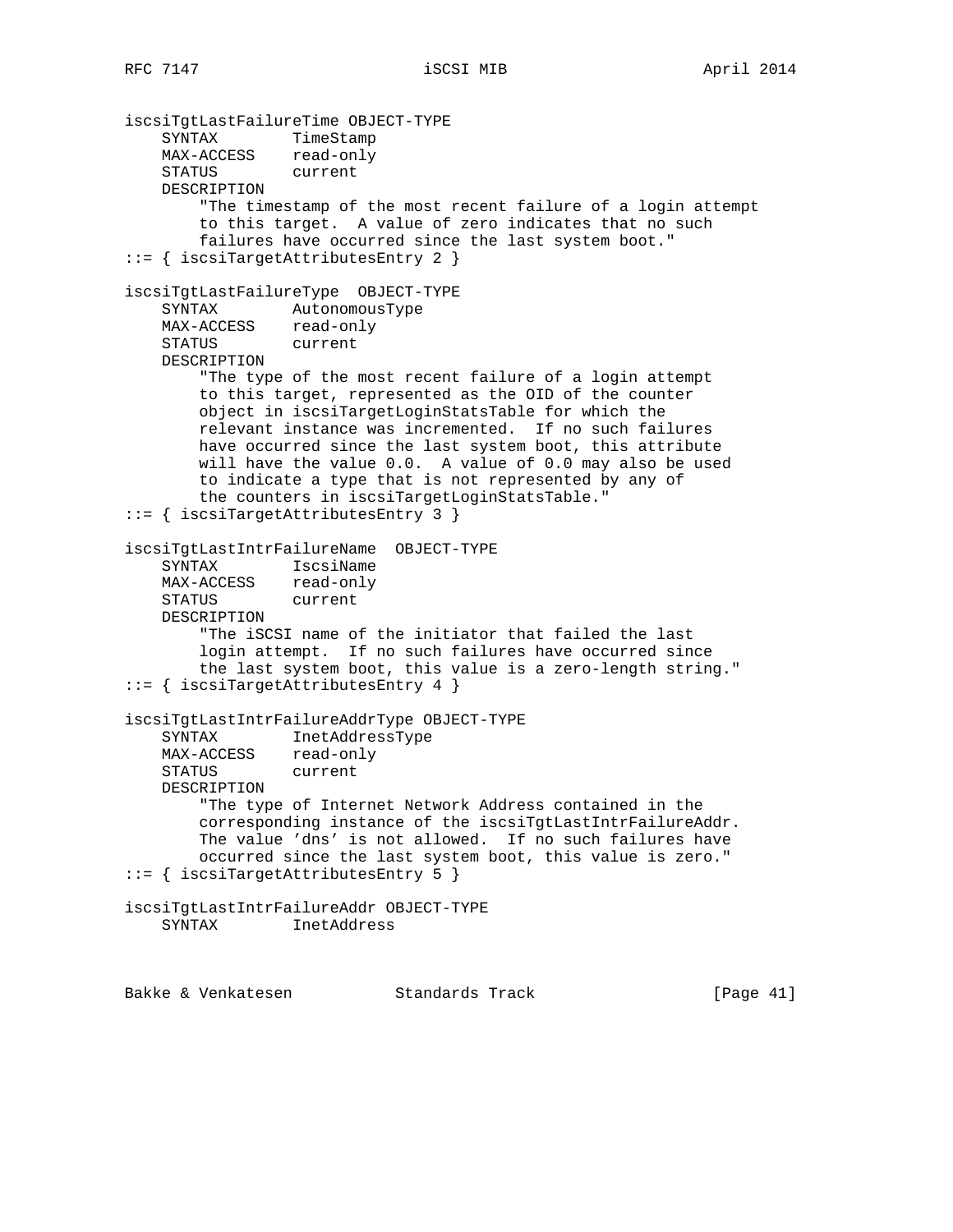```
iscsiTgtLastFailureTime OBJECT-TYPE
    SYNTAX        TimeStamp
    MAX-ACCESS    read-only
    STATUS        current
    DESCRIPTION
        "The timestamp of the most recent failure of a login attempt
        to this target.  A value of zero indicates that no such
        failures have occurred since the last system boot."
::= { iscsiTargetAttributesEntry 2 }

iscsiTgtLastFailureType  OBJECT-TYPE
    SYNTAX        AutonomousType
    MAX-ACCESS    read-only
    STATUS        current
    DESCRIPTION
        "The type of the most recent failure of a login attempt
        to this target, represented as the OID of the counter
        object in iscsiTargetLoginStatsTable for which the
        relevant instance was incremented.  If no such failures
        have occurred since the last system boot, this attribute
        will have the value 0.0.  A value of 0.0 may also be used
        to indicate a type that is not represented by any of
        the counters in iscsiTargetLoginStatsTable."
::= { iscsiTargetAttributesEntry 3 }

iscsiTgtLastIntrFailureName  OBJECT-TYPE
    SYNTAX        IscsiName
    MAX-ACCESS    read-only
    STATUS        current
    DESCRIPTION
        "The iSCSI name of the initiator that failed the last
        login attempt.  If no such failures have occurred since
        the last system boot, this value is a zero-length string."
::= { iscsiTargetAttributesEntry 4 }

iscsiTgtLastIntrFailureAddrType OBJECT-TYPE
    SYNTAX        InetAddressType
    MAX-ACCESS    read-only
    STATUS        current
    DESCRIPTION
        "The type of Internet Network Address contained in the
        corresponding instance of the iscsiTgtLastIntrFailureAddr.
        The value 'dns' is not allowed.  If no such failures have
        occurred since the last system boot, this value is zero."
::= { iscsiTargetAttributesEntry 5 }

iscsiTgtLastIntrFailureAddr OBJECT-TYPE
    SYNTAX        InetAddress
```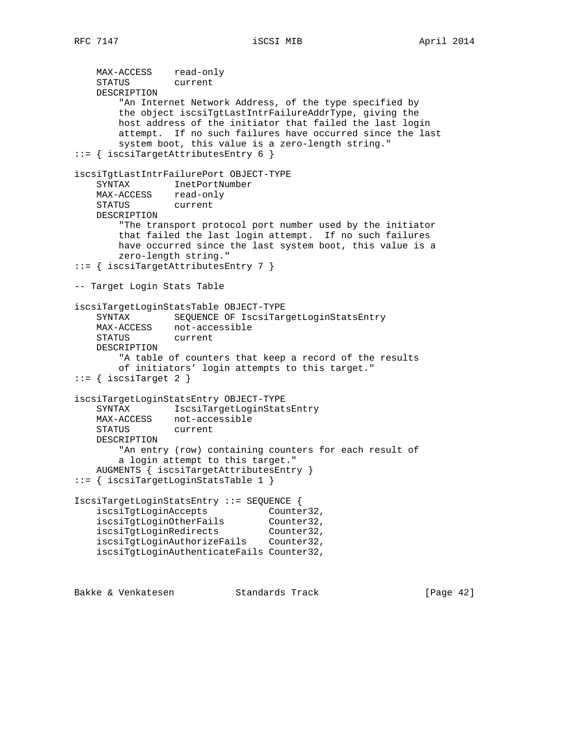```
    MAX-ACCESS    read-only
    STATUS        current
    DESCRIPTION
        "An Internet Network Address, of the type specified by
        the object iscsiTgtLastIntrFailureAddrType, giving the
        host address of the initiator that failed the last login
        attempt.  If no such failures have occurred since the last
        system boot, this value is a zero-length string."
::= { iscsiTargetAttributesEntry 6 }

iscsiTgtLastIntrFailurePort OBJECT-TYPE
    SYNTAX        InetPortNumber
    MAX-ACCESS    read-only
    STATUS        current
    DESCRIPTION
        "The transport protocol port number used by the initiator
        that failed the last login attempt.  If no such failures
        have occurred since the last system boot, this value is a
        zero-length string."
::= { iscsiTargetAttributesEntry 7 }

-- Target Login Stats Table

iscsiTargetLoginStatsTable OBJECT-TYPE
    SYNTAX        SEQUENCE OF IscsiTargetLoginStatsEntry
    MAX-ACCESS    not-accessible
    STATUS        current
    DESCRIPTION
        "A table of counters that keep a record of the results
        of initiators' login attempts to this target."
::= { iscsiTarget 2 }

iscsiTargetLoginStatsEntry OBJECT-TYPE
    SYNTAX        IscsiTargetLoginStatsEntry
    MAX-ACCESS    not-accessible
    STATUS        current
    DESCRIPTION
        "An entry (row) containing counters for each result of
        a login attempt to this target."
    AUGMENTS { iscsiTargetAttributesEntry }
::= { iscsiTargetLoginStatsTable 1 }

IscsiTargetLoginStatsEntry ::= SEQUENCE {
    iscsiTgtLoginAccepts           Counter32,
    iscsiTgtLoginOtherFails        Counter32,
    iscsiTgtLoginRedirects         Counter32,
    iscsiTgtLoginAuthorizeFails    Counter32,
    iscsiTgtLoginAuthenticateFails Counter32,
```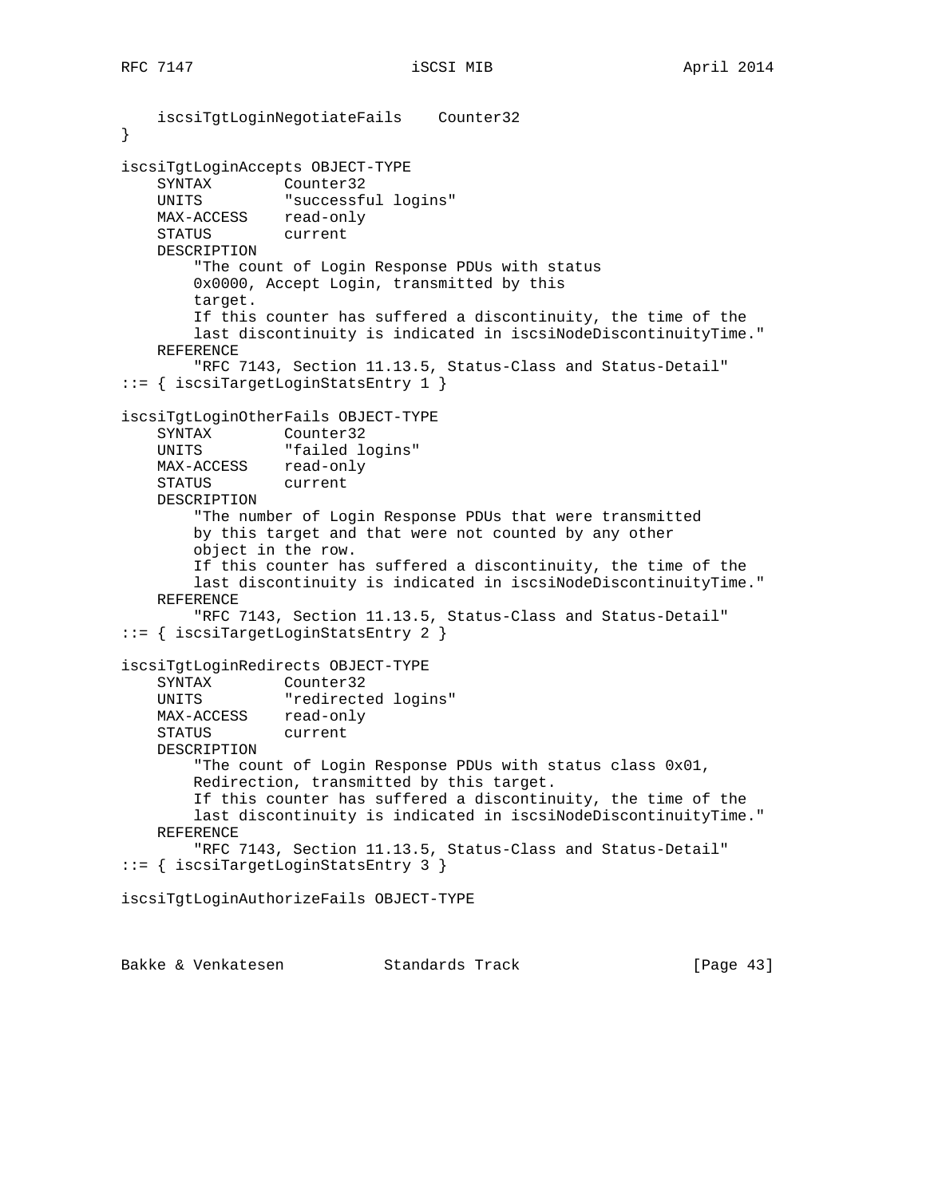```
    iscsiTgtLoginNegotiateFails    Counter32
}

iscsiTgtLoginAccepts OBJECT-TYPE
    SYNTAX        Counter32
    UNITS         "successful logins"
    MAX-ACCESS    read-only
    STATUS        current
    DESCRIPTION
        "The count of Login Response PDUs with status
        0x0000, Accept Login, transmitted by this
        target.
        If this counter has suffered a discontinuity, the time of the
        last discontinuity is indicated in iscsiNodeDiscontinuityTime."
    REFERENCE
        "RFC 7143, Section 11.13.5, Status-Class and Status-Detail"
::= { iscsiTargetLoginStatsEntry 1 }

iscsiTgtLoginOtherFails OBJECT-TYPE
    SYNTAX        Counter32
    UNITS         "failed logins"
    MAX-ACCESS    read-only
    STATUS        current
    DESCRIPTION
        "The number of Login Response PDUs that were transmitted
        by this target and that were not counted by any other
        object in the row.
        If this counter has suffered a discontinuity, the time of the
        last discontinuity is indicated in iscsiNodeDiscontinuityTime."
    REFERENCE
        "RFC 7143, Section 11.13.5, Status-Class and Status-Detail"
::= { iscsiTargetLoginStatsEntry 2 }

iscsiTgtLoginRedirects OBJECT-TYPE
    SYNTAX        Counter32
    UNITS         "redirected logins"
    MAX-ACCESS    read-only
    STATUS        current
    DESCRIPTION
        "The count of Login Response PDUs with status class 0x01,
        Redirection, transmitted by this target.
        If this counter has suffered a discontinuity, the time of the
        last discontinuity is indicated in iscsiNodeDiscontinuityTime."
    REFERENCE
        "RFC 7143, Section 11.13.5, Status-Class and Status-Detail"
::= { iscsiTargetLoginStatsEntry 3 }

iscsiTgtLoginAuthorizeFails OBJECT-TYPE
```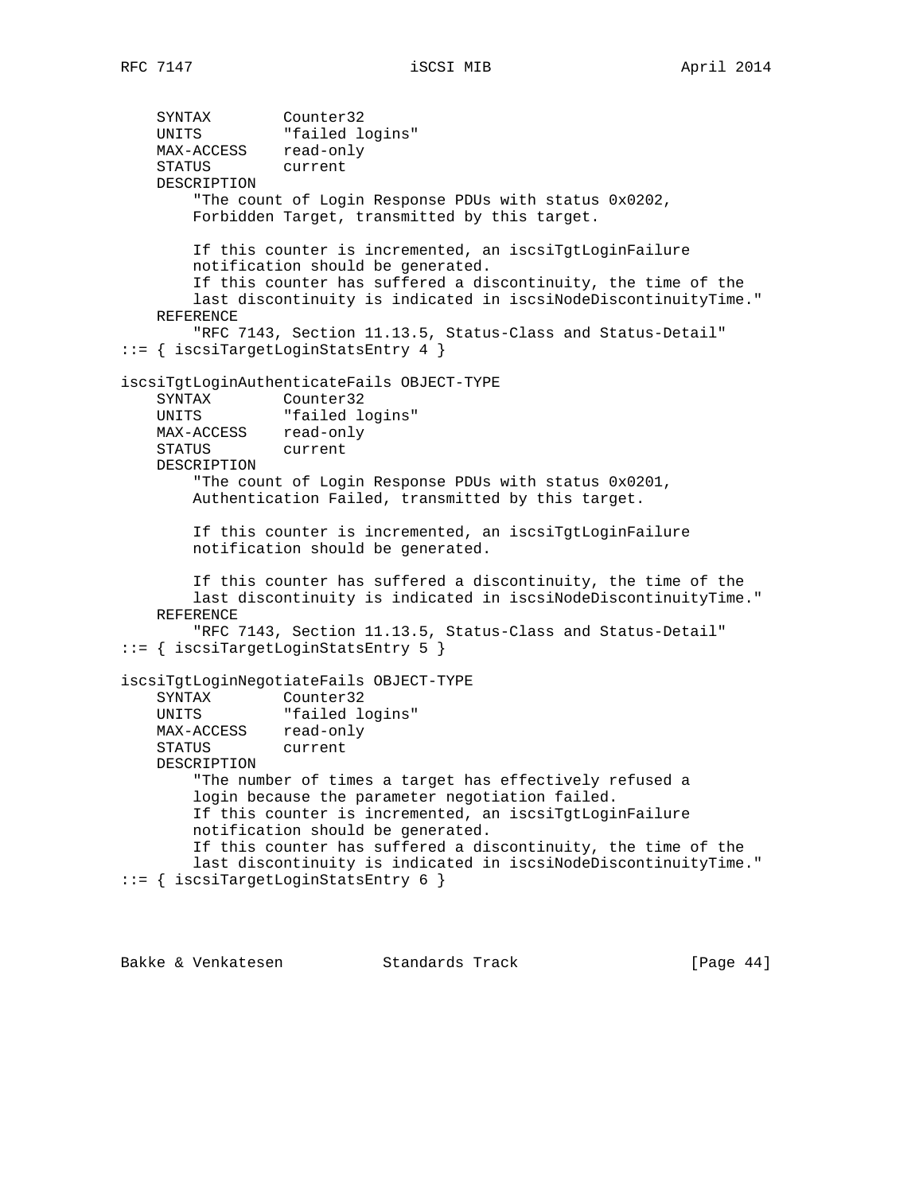```
    SYNTAX        Counter32
    UNITS         "failed logins"
    MAX-ACCESS    read-only
    STATUS        current
    DESCRIPTION
        "The count of Login Response PDUs with status 0x0202,
        Forbidden Target, transmitted by this target.

        If this counter is incremented, an iscsiTgtLoginFailure
        notification should be generated.
        If this counter has suffered a discontinuity, the time of the
        last discontinuity is indicated in iscsiNodeDiscontinuityTime."
    REFERENCE
        "RFC 7143, Section 11.13.5, Status-Class and Status-Detail"
::= { iscsiTargetLoginStatsEntry 4 }

iscsiTgtLoginAuthenticateFails OBJECT-TYPE
    SYNTAX        Counter32
    UNITS         "failed logins"
    MAX-ACCESS    read-only
    STATUS        current
    DESCRIPTION
        "The count of Login Response PDUs with status 0x0201,
        Authentication Failed, transmitted by this target.

        If this counter is incremented, an iscsiTgtLoginFailure
        notification should be generated.

        If this counter has suffered a discontinuity, the time of the
        last discontinuity is indicated in iscsiNodeDiscontinuityTime."
    REFERENCE
        "RFC 7143, Section 11.13.5, Status-Class and Status-Detail"
::= { iscsiTargetLoginStatsEntry 5 }

iscsiTgtLoginNegotiateFails OBJECT-TYPE
    SYNTAX        Counter32
    UNITS         "failed logins"
    MAX-ACCESS    read-only
    STATUS        current
    DESCRIPTION
        "The number of times a target has effectively refused a
        login because the parameter negotiation failed.
        If this counter is incremented, an iscsiTgtLoginFailure
        notification should be generated.
        If this counter has suffered a discontinuity, the time of the
        last discontinuity is indicated in iscsiNodeDiscontinuityTime."
::= { iscsiTargetLoginStatsEntry 6 }
```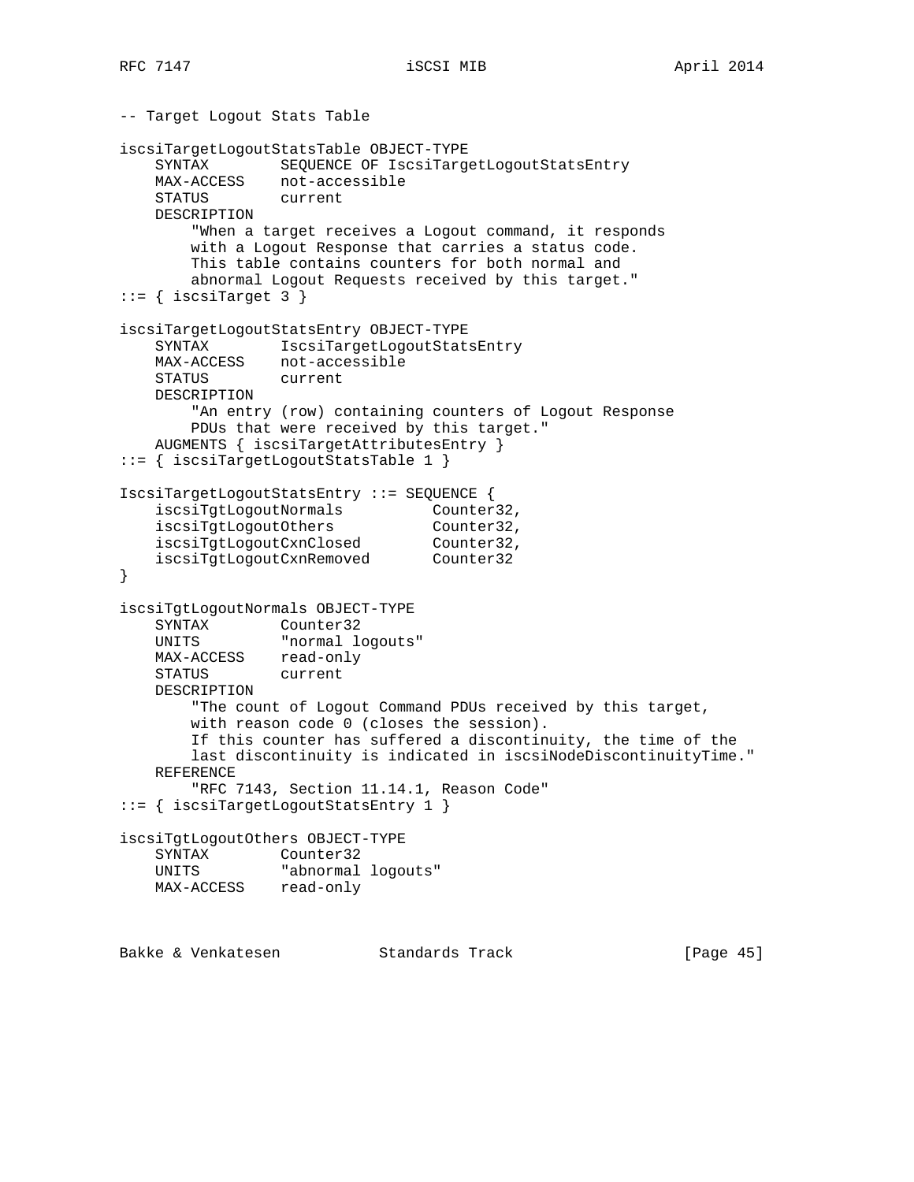```
-- Target Logout Stats Table

iscsiTargetLogoutStatsTable OBJECT-TYPE
    SYNTAX        SEQUENCE OF IscsiTargetLogoutStatsEntry
    MAX-ACCESS    not-accessible
    STATUS        current
    DESCRIPTION
        "When a target receives a Logout command, it responds
        with a Logout Response that carries a status code.
        This table contains counters for both normal and
        abnormal Logout Requests received by this target."
::= { iscsiTarget 3 }

iscsiTargetLogoutStatsEntry OBJECT-TYPE
    SYNTAX        IscsiTargetLogoutStatsEntry
    MAX-ACCESS    not-accessible
    STATUS        current
    DESCRIPTION
        "An entry (row) containing counters of Logout Response
        PDUs that were received by this target."
    AUGMENTS { iscsiTargetAttributesEntry }
::= { iscsiTargetLogoutStatsTable 1 }

IscsiTargetLogoutStatsEntry ::= SEQUENCE {
    iscsiTgtLogoutNormals          Counter32,
    iscsiTgtLogoutOthers           Counter32,
    iscsiTgtLogoutCxnClosed        Counter32,
    iscsiTgtLogoutCxnRemoved       Counter32
}

iscsiTgtLogoutNormals OBJECT-TYPE
    SYNTAX        Counter32
    UNITS         "normal logouts"
    MAX-ACCESS    read-only
    STATUS        current
    DESCRIPTION
        "The count of Logout Command PDUs received by this target,
        with reason code 0 (closes the session).
        If this counter has suffered a discontinuity, the time of the
        last discontinuity is indicated in iscsiNodeDiscontinuityTime."
    REFERENCE
        "RFC 7143, Section 11.14.1, Reason Code"
::= { iscsiTargetLogoutStatsEntry 1 }

iscsiTgtLogoutOthers OBJECT-TYPE
    SYNTAX        Counter32
    UNITS         "abnormal logouts"
    MAX-ACCESS    read-only
```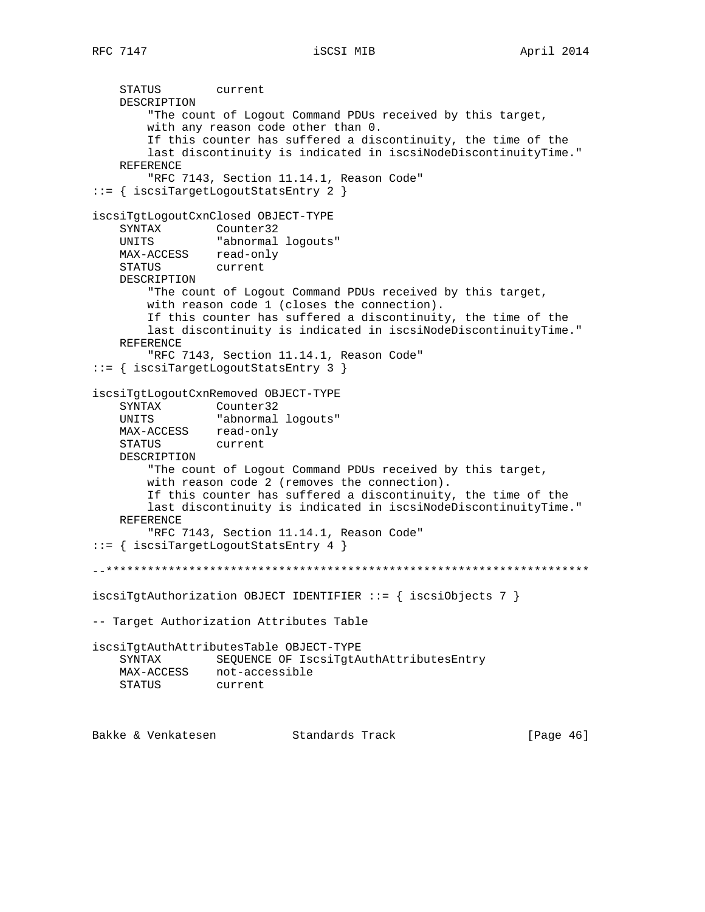```
    STATUS        current
    DESCRIPTION
        "The count of Logout Command PDUs received by this target,
        with any reason code other than 0.
        If this counter has suffered a discontinuity, the time of the
        last discontinuity is indicated in iscsiNodeDiscontinuityTime."
    REFERENCE
        "RFC 7143, Section 11.14.1, Reason Code"
::= { iscsiTargetLogoutStatsEntry 2 }

iscsiTgtLogoutCxnClosed OBJECT-TYPE
    SYNTAX        Counter32
    UNITS         "abnormal logouts"
    MAX-ACCESS    read-only
    STATUS        current
    DESCRIPTION
        "The count of Logout Command PDUs received by this target,
        with reason code 1 (closes the connection).
        If this counter has suffered a discontinuity, the time of the
        last discontinuity is indicated in iscsiNodeDiscontinuityTime."
    REFERENCE
        "RFC 7143, Section 11.14.1, Reason Code"
::= { iscsiTargetLogoutStatsEntry 3 }

iscsiTgtLogoutCxnRemoved OBJECT-TYPE
    SYNTAX        Counter32
    UNITS         "abnormal logouts"
    MAX-ACCESS    read-only
    STATUS        current
    DESCRIPTION
        "The count of Logout Command PDUs received by this target,
        with reason code 2 (removes the connection).
        If this counter has suffered a discontinuity, the time of the
        last discontinuity is indicated in iscsiNodeDiscontinuityTime."
    REFERENCE
        "RFC 7143, Section 11.14.1, Reason Code"
::= { iscsiTargetLogoutStatsEntry 4 }

--**********************************************************************

iscsiTgtAuthorization OBJECT IDENTIFIER ::= { iscsiObjects 7 }

-- Target Authorization Attributes Table

iscsiTgtAuthAttributesTable OBJECT-TYPE
    SYNTAX        SEQUENCE OF IscsiTgtAuthAttributesEntry
    MAX-ACCESS    not-accessible
    STATUS        current
```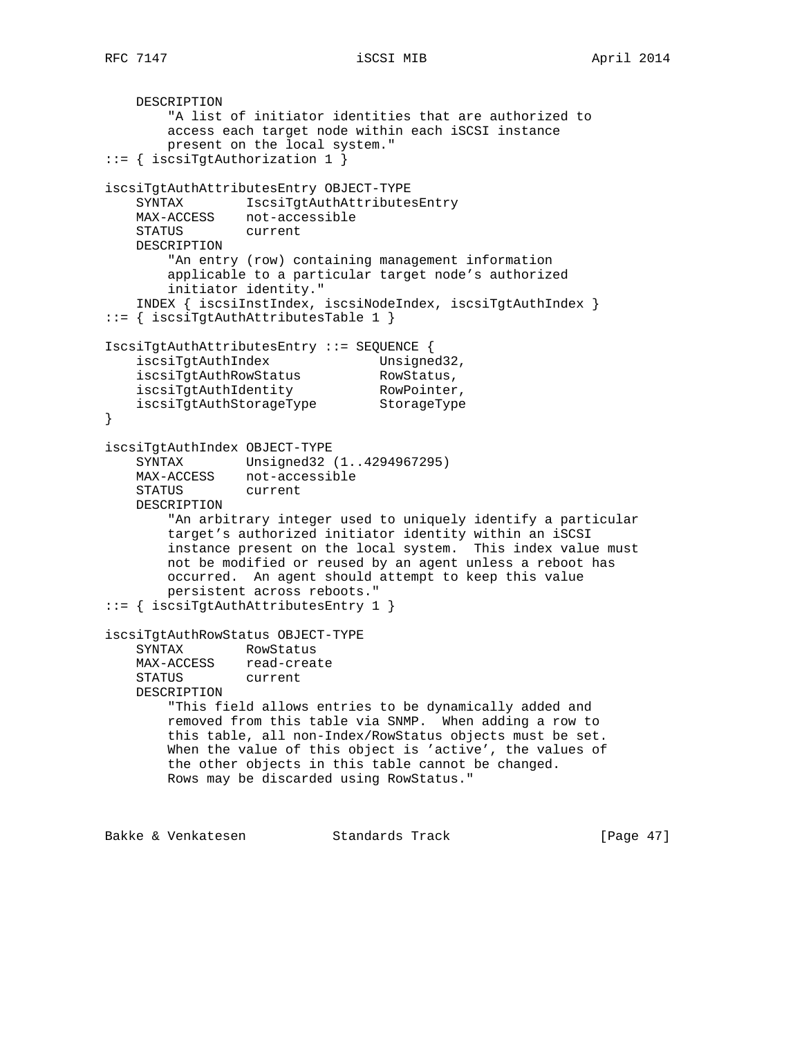```
    DESCRIPTION
        "A list of initiator identities that are authorized to
        access each target node within each iSCSI instance
        present on the local system."
::= { iscsiTgtAuthorization 1 }

iscsiTgtAuthAttributesEntry OBJECT-TYPE
    SYNTAX        IscsiTgtAuthAttributesEntry
    MAX-ACCESS    not-accessible
    STATUS        current
    DESCRIPTION
        "An entry (row) containing management information
        applicable to a particular target node's authorized
        initiator identity."
    INDEX { iscsiInstIndex, iscsiNodeIndex, iscsiTgtAuthIndex }
::= { iscsiTgtAuthAttributesTable 1 }

IscsiTgtAuthAttributesEntry ::= SEQUENCE {
    iscsiTgtAuthIndex              Unsigned32,
    iscsiTgtAuthRowStatus          RowStatus,
    iscsiTgtAuthIdentity           RowPointer,
    iscsiTgtAuthStorageType        StorageType
}

iscsiTgtAuthIndex OBJECT-TYPE
    SYNTAX        Unsigned32 (1..4294967295)
    MAX-ACCESS    not-accessible
    STATUS        current
    DESCRIPTION
        "An arbitrary integer used to uniquely identify a particular
        target's authorized initiator identity within an iSCSI
        instance present on the local system.  This index value must
        not be modified or reused by an agent unless a reboot has
        occurred.  An agent should attempt to keep this value
        persistent across reboots."
::= { iscsiTgtAuthAttributesEntry 1 }

iscsiTgtAuthRowStatus OBJECT-TYPE
    SYNTAX        RowStatus
    MAX-ACCESS    read-create
    STATUS        current
    DESCRIPTION
        "This field allows entries to be dynamically added and
        removed from this table via SNMP.  When adding a row to
        this table, all non-Index/RowStatus objects must be set.
        When the value of this object is 'active', the values of
        the other objects in this table cannot be changed.
        Rows may be discarded using RowStatus."
```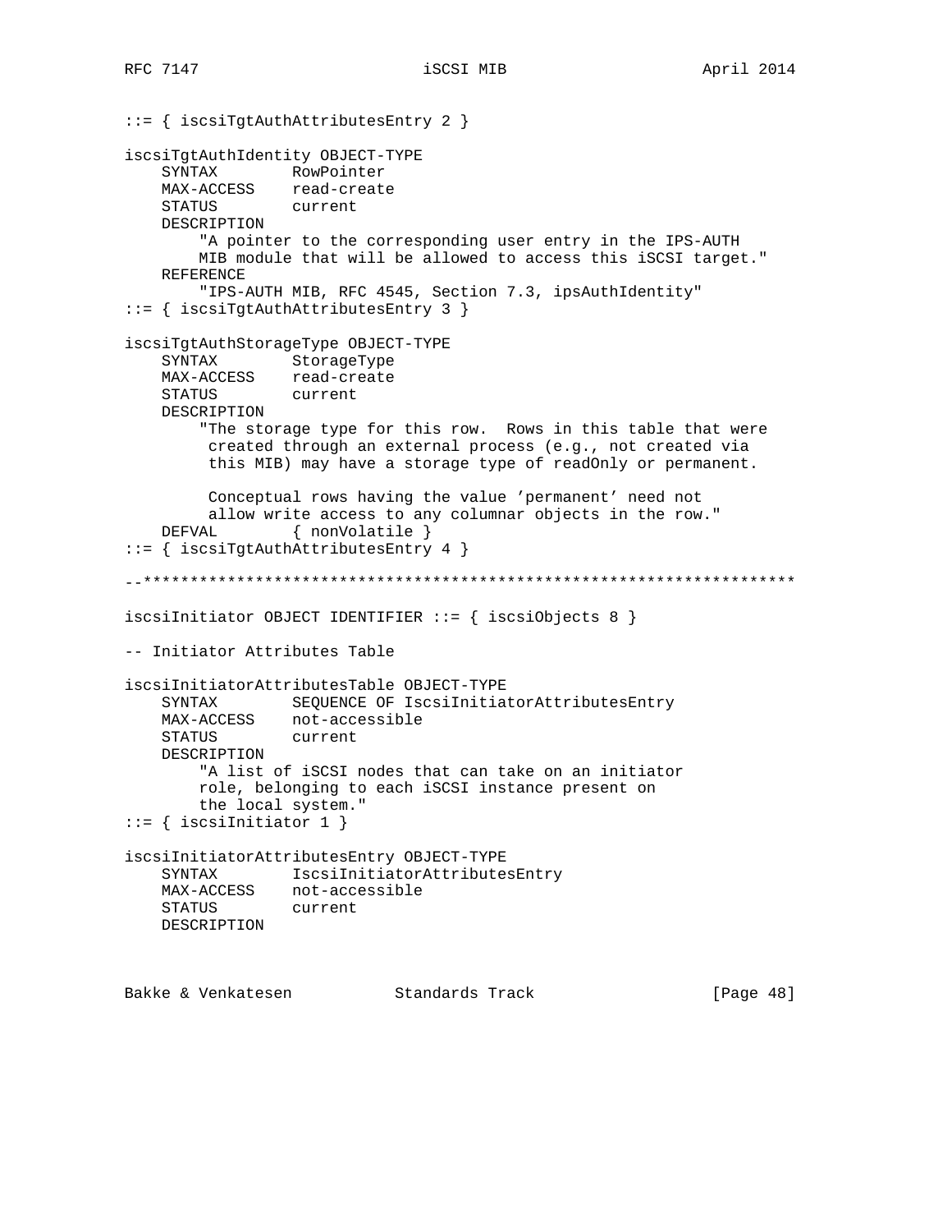```
::= { iscsiTgtAuthAttributesEntry 2 }

iscsiTgtAuthIdentity OBJECT-TYPE
    SYNTAX        RowPointer
    MAX-ACCESS    read-create
    STATUS        current
    DESCRIPTION
        "A pointer to the corresponding user entry in the IPS-AUTH
        MIB module that will be allowed to access this iSCSI target."
    REFERENCE
        "IPS-AUTH MIB, RFC 4545, Section 7.3, ipsAuthIdentity"
::= { iscsiTgtAuthAttributesEntry 3 }

iscsiTgtAuthStorageType OBJECT-TYPE
    SYNTAX        StorageType
    MAX-ACCESS    read-create
    STATUS        current
    DESCRIPTION
        "The storage type for this row.  Rows in this table that were
         created through an external process (e.g., not created via
         this MIB) may have a storage type of readOnly or permanent.

         Conceptual rows having the value 'permanent' need not
         allow write access to any columnar objects in the row."
    DEFVAL        { nonVolatile }
::= { iscsiTgtAuthAttributesEntry 4 }

--**********************************************************************

iscsiInitiator OBJECT IDENTIFIER ::= { iscsiObjects 8 }

-- Initiator Attributes Table

iscsiInitiatorAttributesTable OBJECT-TYPE
    SYNTAX        SEQUENCE OF IscsiInitiatorAttributesEntry
    MAX-ACCESS    not-accessible
    STATUS        current
    DESCRIPTION
        "A list of iSCSI nodes that can take on an initiator
        role, belonging to each iSCSI instance present on
        the local system."
::= { iscsiInitiator 1 }

iscsiInitiatorAttributesEntry OBJECT-TYPE
    SYNTAX        IscsiInitiatorAttributesEntry
    MAX-ACCESS    not-accessible
    STATUS        current
    DESCRIPTION
```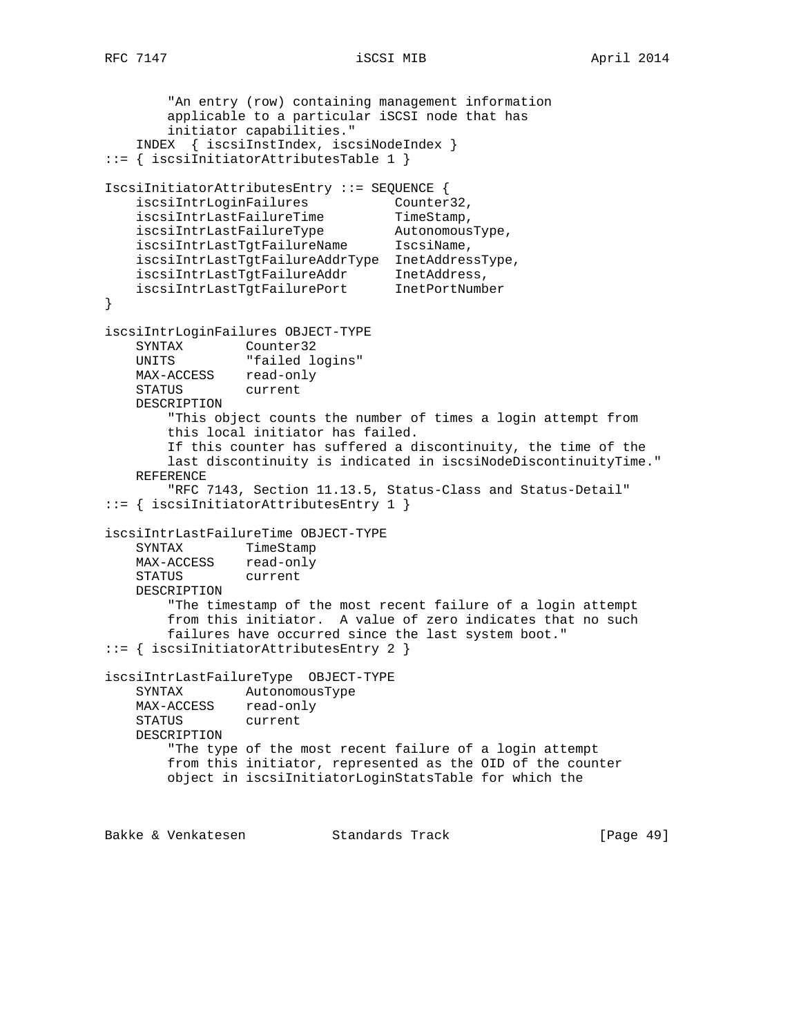```
        "An entry (row) containing management information
        applicable to a particular iSCSI node that has
        initiator capabilities."
    INDEX  { iscsiInstIndex, iscsiNodeIndex }
::= { iscsiInitiatorAttributesTable 1 }

IscsiInitiatorAttributesEntry ::= SEQUENCE {
    iscsiIntrLoginFailures           Counter32,
    iscsiIntrLastFailureTime         TimeStamp,
    iscsiIntrLastFailureType         AutonomousType,
    iscsiIntrLastTgtFailureName      IscsiName,
    iscsiIntrLastTgtFailureAddrType  InetAddressType,
    iscsiIntrLastTgtFailureAddr      InetAddress,
    iscsiIntrLastTgtFailurePort      InetPortNumber
}

iscsiIntrLoginFailures OBJECT-TYPE
    SYNTAX        Counter32
    UNITS         "failed logins"
    MAX-ACCESS    read-only
    STATUS        current
    DESCRIPTION
        "This object counts the number of times a login attempt from
        this local initiator has failed.
        If this counter has suffered a discontinuity, the time of the
        last discontinuity is indicated in iscsiNodeDiscontinuityTime."
    REFERENCE
        "RFC 7143, Section 11.13.5, Status-Class and Status-Detail"
::= { iscsiInitiatorAttributesEntry 1 }

iscsiIntrLastFailureTime OBJECT-TYPE
    SYNTAX        TimeStamp
    MAX-ACCESS    read-only
    STATUS        current
    DESCRIPTION
        "The timestamp of the most recent failure of a login attempt
        from this initiator.  A value of zero indicates that no such
        failures have occurred since the last system boot."
::= { iscsiInitiatorAttributesEntry 2 }

iscsiIntrLastFailureType  OBJECT-TYPE
    SYNTAX        AutonomousType
    MAX-ACCESS    read-only
    STATUS        current
    DESCRIPTION
        "The type of the most recent failure of a login attempt
        from this initiator, represented as the OID of the counter
        object in iscsiInitiatorLoginStatsTable for which the
```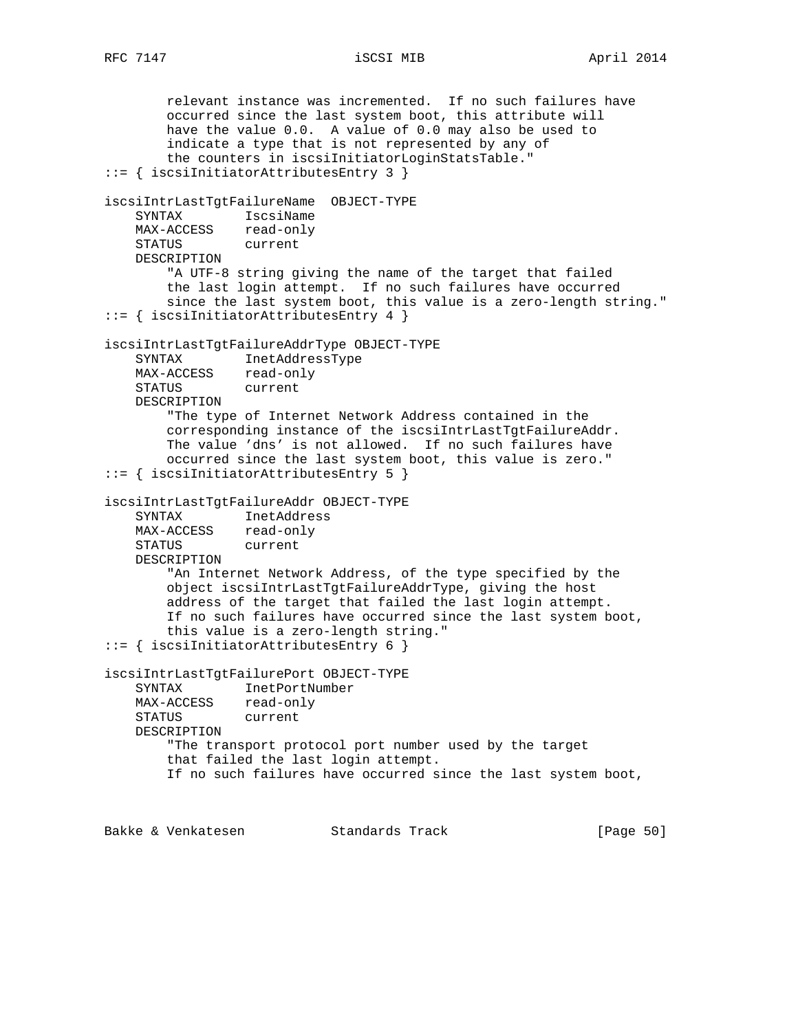```
        relevant instance was incremented.  If no such failures have
        occurred since the last system boot, this attribute will
        have the value 0.0.  A value of 0.0 may also be used to
        indicate a type that is not represented by any of
        the counters in iscsiInitiatorLoginStatsTable."
::= { iscsiInitiatorAttributesEntry 3 }

iscsiIntrLastTgtFailureName  OBJECT-TYPE
    SYNTAX        IscsiName
    MAX-ACCESS    read-only
    STATUS        current
    DESCRIPTION
        "A UTF-8 string giving the name of the target that failed
        the last login attempt.  If no such failures have occurred
        since the last system boot, this value is a zero-length string."
::= { iscsiInitiatorAttributesEntry 4 }

iscsiIntrLastTgtFailureAddrType OBJECT-TYPE
    SYNTAX        InetAddressType
    MAX-ACCESS    read-only
    STATUS        current
    DESCRIPTION
        "The type of Internet Network Address contained in the
        corresponding instance of the iscsiIntrLastTgtFailureAddr.
        The value 'dns' is not allowed.  If no such failures have
        occurred since the last system boot, this value is zero."
::= { iscsiInitiatorAttributesEntry 5 }

iscsiIntrLastTgtFailureAddr OBJECT-TYPE
    SYNTAX        InetAddress
    MAX-ACCESS    read-only
    STATUS        current
    DESCRIPTION
        "An Internet Network Address, of the type specified by the
        object iscsiIntrLastTgtFailureAddrType, giving the host
        address of the target that failed the last login attempt.
        If no such failures have occurred since the last system boot,
        this value is a zero-length string."
::= { iscsiInitiatorAttributesEntry 6 }

iscsiIntrLastTgtFailurePort OBJECT-TYPE
    SYNTAX        InetPortNumber
    MAX-ACCESS    read-only
    STATUS        current
    DESCRIPTION
        "The transport protocol port number used by the target
        that failed the last login attempt.
        If no such failures have occurred since the last system boot,
```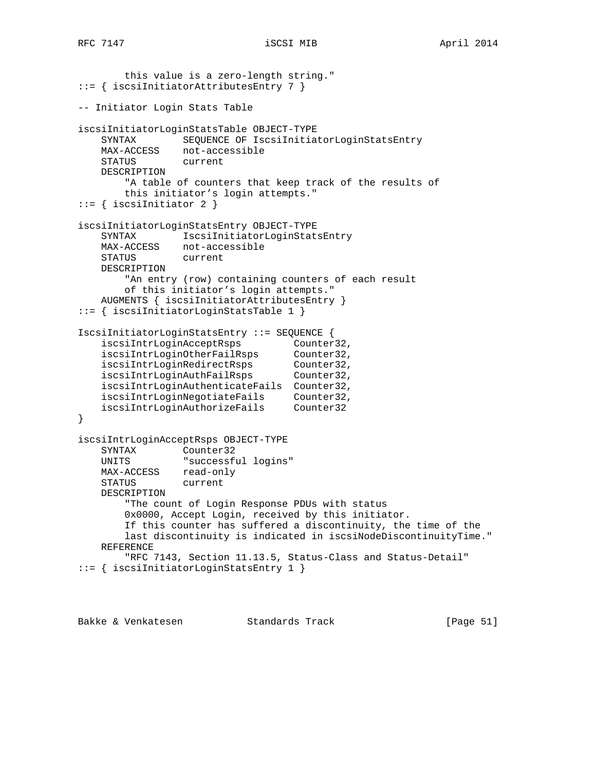```
        this value is a zero-length string."
::= { iscsiInitiatorAttributesEntry 7 }

-- Initiator Login Stats Table

iscsiInitiatorLoginStatsTable OBJECT-TYPE
    SYNTAX        SEQUENCE OF IscsiInitiatorLoginStatsEntry
    MAX-ACCESS    not-accessible
    STATUS        current
    DESCRIPTION
        "A table of counters that keep track of the results of
        this initiator's login attempts."
::= { iscsiInitiator 2 }

iscsiInitiatorLoginStatsEntry OBJECT-TYPE
    SYNTAX        IscsiInitiatorLoginStatsEntry
    MAX-ACCESS    not-accessible
    STATUS        current
    DESCRIPTION
        "An entry (row) containing counters of each result
        of this initiator's login attempts."
    AUGMENTS { iscsiInitiatorAttributesEntry }
::= { iscsiInitiatorLoginStatsTable 1 }

IscsiInitiatorLoginStatsEntry ::= SEQUENCE {
    iscsiIntrLoginAcceptRsps         Counter32,
    iscsiIntrLoginOtherFailRsps      Counter32,
    iscsiIntrLoginRedirectRsps       Counter32,
    iscsiIntrLoginAuthFailRsps       Counter32,
    iscsiIntrLoginAuthenticateFails  Counter32,
    iscsiIntrLoginNegotiateFails     Counter32,
    iscsiIntrLoginAuthorizeFails     Counter32
}

iscsiIntrLoginAcceptRsps OBJECT-TYPE
    SYNTAX        Counter32
    UNITS         "successful logins"
    MAX-ACCESS    read-only
    STATUS        current
    DESCRIPTION
        "The count of Login Response PDUs with status
        0x0000, Accept Login, received by this initiator.
        If this counter has suffered a discontinuity, the time of the
        last discontinuity is indicated in iscsiNodeDiscontinuityTime."
    REFERENCE
        "RFC 7143, Section 11.13.5, Status-Class and Status-Detail"
::= { iscsiInitiatorLoginStatsEntry 1 }
```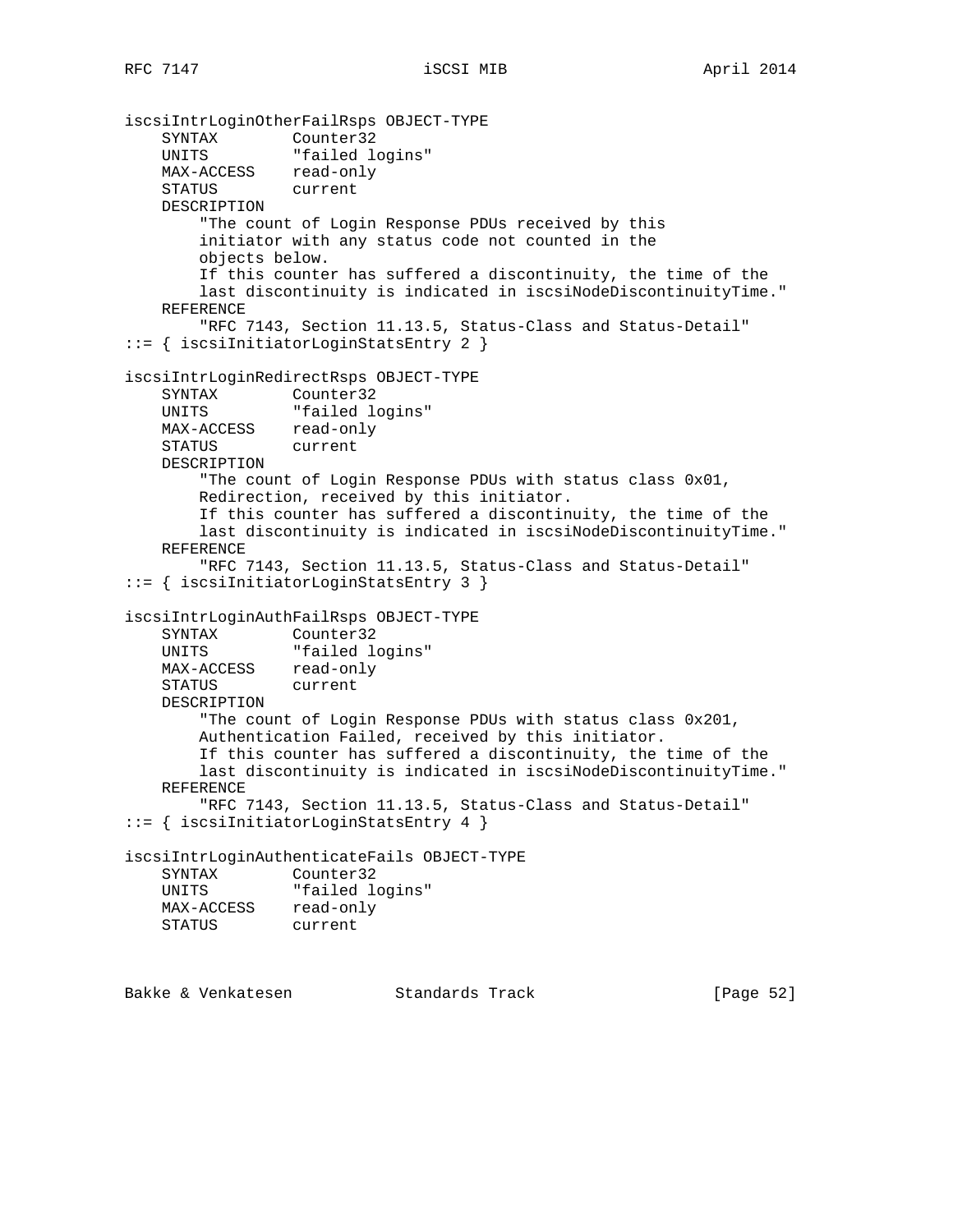```
iscsiIntrLoginOtherFailRsps OBJECT-TYPE
    SYNTAX        Counter32
    UNITS         "failed logins"
    MAX-ACCESS    read-only
    STATUS        current
    DESCRIPTION
        "The count of Login Response PDUs received by this
        initiator with any status code not counted in the
        objects below.
        If this counter has suffered a discontinuity, the time of the
        last discontinuity is indicated in iscsiNodeDiscontinuityTime."
    REFERENCE
        "RFC 7143, Section 11.13.5, Status-Class and Status-Detail"
::= { iscsiInitiatorLoginStatsEntry 2 }

iscsiIntrLoginRedirectRsps OBJECT-TYPE
    SYNTAX        Counter32
    UNITS         "failed logins"
    MAX-ACCESS    read-only
    STATUS        current
    DESCRIPTION
        "The count of Login Response PDUs with status class 0x01,
        Redirection, received by this initiator.
        If this counter has suffered a discontinuity, the time of the
        last discontinuity is indicated in iscsiNodeDiscontinuityTime."
    REFERENCE
        "RFC 7143, Section 11.13.5, Status-Class and Status-Detail"
::= { iscsiInitiatorLoginStatsEntry 3 }

iscsiIntrLoginAuthFailRsps OBJECT-TYPE
    SYNTAX        Counter32
    UNITS         "failed logins"
    MAX-ACCESS    read-only
    STATUS        current
    DESCRIPTION
        "The count of Login Response PDUs with status class 0x201,
        Authentication Failed, received by this initiator.
        If this counter has suffered a discontinuity, the time of the
        last discontinuity is indicated in iscsiNodeDiscontinuityTime."
    REFERENCE
        "RFC 7143, Section 11.13.5, Status-Class and Status-Detail"
::= { iscsiInitiatorLoginStatsEntry 4 }

iscsiIntrLoginAuthenticateFails OBJECT-TYPE
    SYNTAX        Counter32
    UNITS         "failed logins"
    MAX-ACCESS    read-only
    STATUS        current
```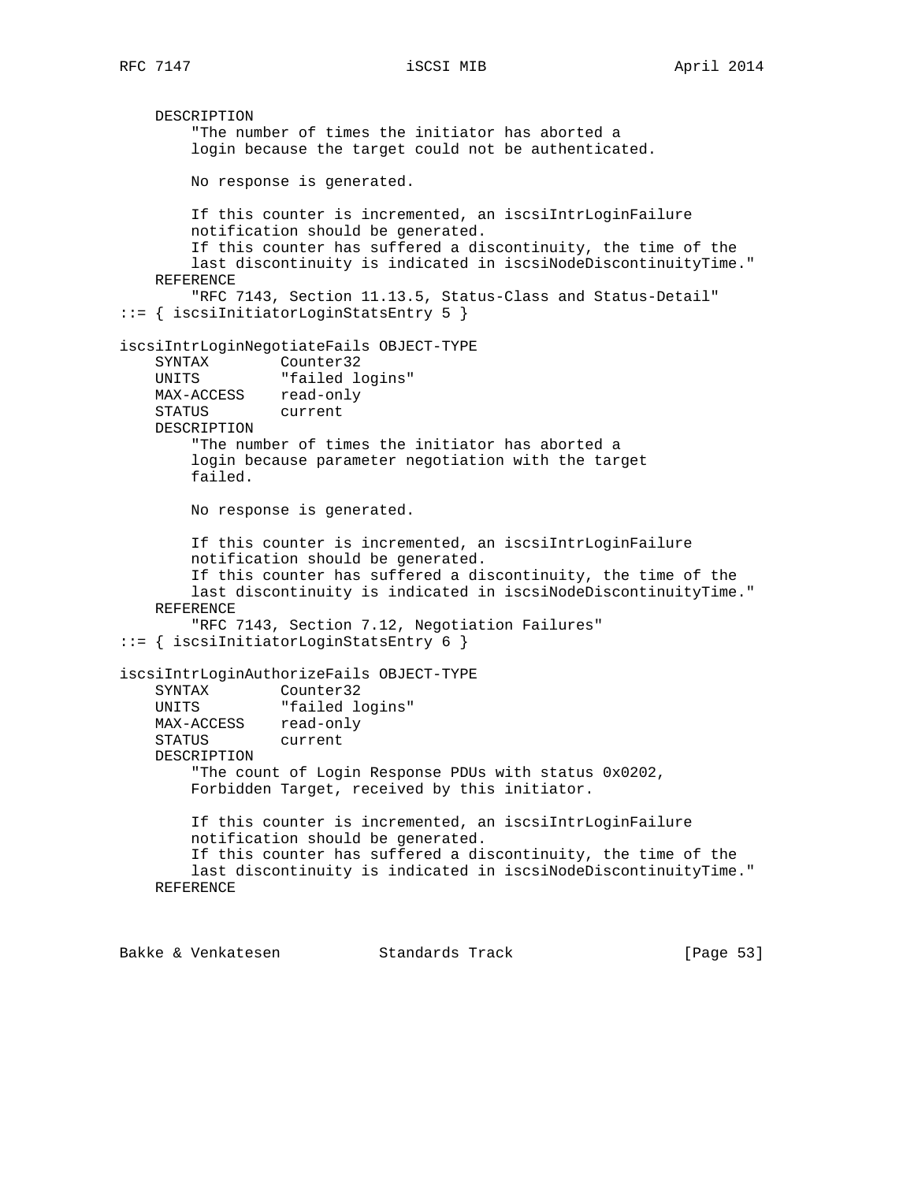```
    DESCRIPTION
        "The number of times the initiator has aborted a
        login because the target could not be authenticated.

        No response is generated.

        If this counter is incremented, an iscsiIntrLoginFailure
        notification should be generated.
        If this counter has suffered a discontinuity, the time of the
        last discontinuity is indicated in iscsiNodeDiscontinuityTime."
    REFERENCE
        "RFC 7143, Section 11.13.5, Status-Class and Status-Detail"
::= { iscsiInitiatorLoginStatsEntry 5 }

iscsiIntrLoginNegotiateFails OBJECT-TYPE
    SYNTAX        Counter32
    UNITS         "failed logins"
    MAX-ACCESS    read-only
    STATUS        current
    DESCRIPTION
        "The number of times the initiator has aborted a
        login because parameter negotiation with the target
        failed.

        No response is generated.

        If this counter is incremented, an iscsiIntrLoginFailure
        notification should be generated.
        If this counter has suffered a discontinuity, the time of the
        last discontinuity is indicated in iscsiNodeDiscontinuityTime."
    REFERENCE
        "RFC 7143, Section 7.12, Negotiation Failures"
::= { iscsiInitiatorLoginStatsEntry 6 }

iscsiIntrLoginAuthorizeFails OBJECT-TYPE
    SYNTAX        Counter32
    UNITS         "failed logins"
    MAX-ACCESS    read-only
    STATUS        current
    DESCRIPTION
        "The count of Login Response PDUs with status 0x0202,
        Forbidden Target, received by this initiator.

        If this counter is incremented, an iscsiIntrLoginFailure
        notification should be generated.
        If this counter has suffered a discontinuity, the time of the
        last discontinuity is indicated in iscsiNodeDiscontinuityTime."
    REFERENCE
```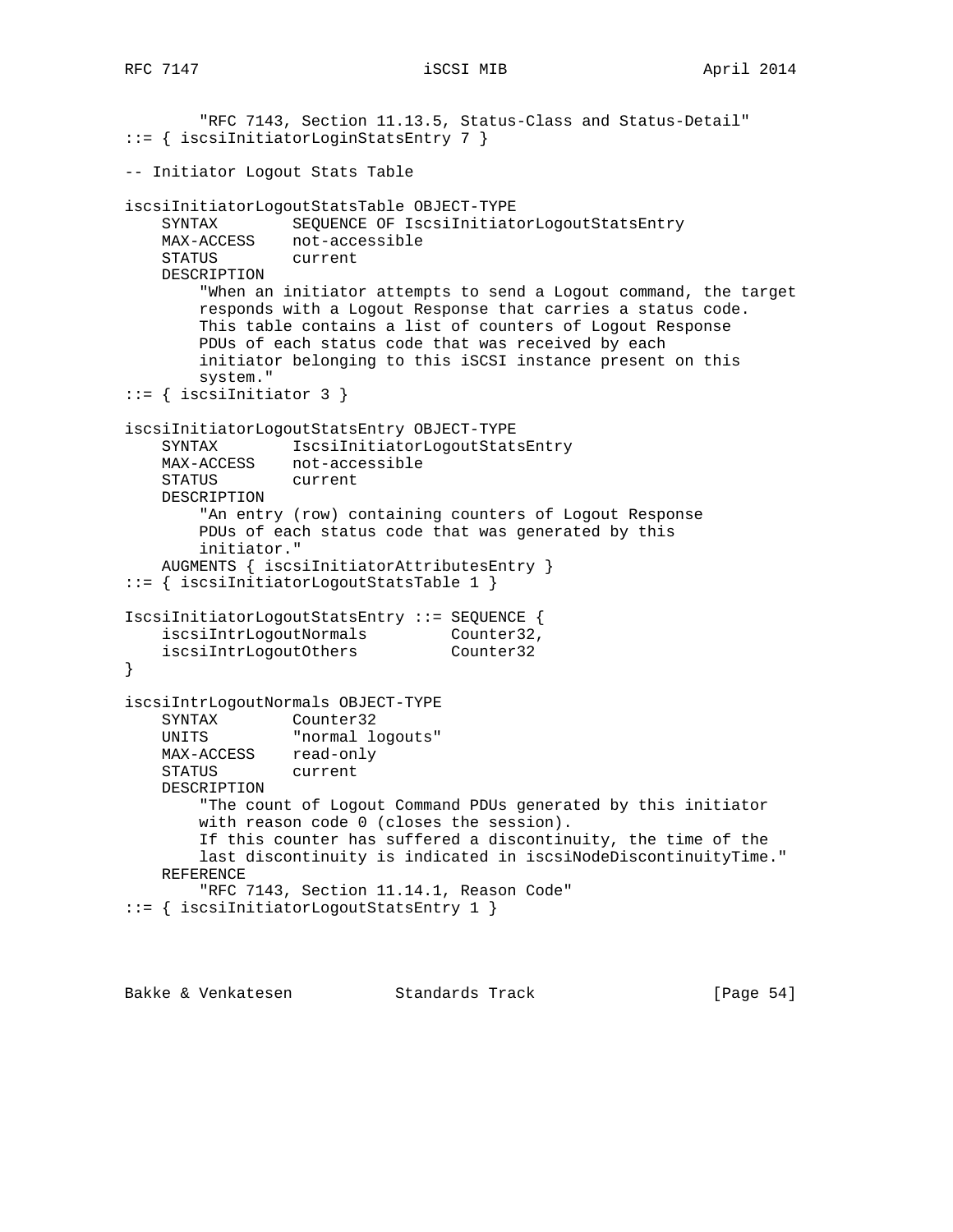```
        "RFC 7143, Section 11.13.5, Status-Class and Status-Detail"
::= { iscsiInitiatorLoginStatsEntry 7 }

-- Initiator Logout Stats Table

iscsiInitiatorLogoutStatsTable OBJECT-TYPE
    SYNTAX        SEQUENCE OF IscsiInitiatorLogoutStatsEntry
    MAX-ACCESS    not-accessible
    STATUS        current
    DESCRIPTION
        "When an initiator attempts to send a Logout command, the target
        responds with a Logout Response that carries a status code.
        This table contains a list of counters of Logout Response
        PDUs of each status code that was received by each
        initiator belonging to this iSCSI instance present on this
        system."
::= { iscsiInitiator 3 }

iscsiInitiatorLogoutStatsEntry OBJECT-TYPE
    SYNTAX        IscsiInitiatorLogoutStatsEntry
    MAX-ACCESS    not-accessible
    STATUS        current
    DESCRIPTION
        "An entry (row) containing counters of Logout Response
        PDUs of each status code that was generated by this
        initiator."
    AUGMENTS { iscsiInitiatorAttributesEntry }
::= { iscsiInitiatorLogoutStatsTable 1 }

IscsiInitiatorLogoutStatsEntry ::= SEQUENCE {
    iscsiIntrLogoutNormals         Counter32,
    iscsiIntrLogoutOthers          Counter32
}

iscsiIntrLogoutNormals OBJECT-TYPE
    SYNTAX        Counter32
    UNITS         "normal logouts"
    MAX-ACCESS    read-only
    STATUS        current
    DESCRIPTION
        "The count of Logout Command PDUs generated by this initiator
        with reason code 0 (closes the session).
        If this counter has suffered a discontinuity, the time of the
        last discontinuity is indicated in iscsiNodeDiscontinuityTime."
    REFERENCE
        "RFC 7143, Section 11.14.1, Reason Code"
::= { iscsiInitiatorLogoutStatsEntry 1 }
```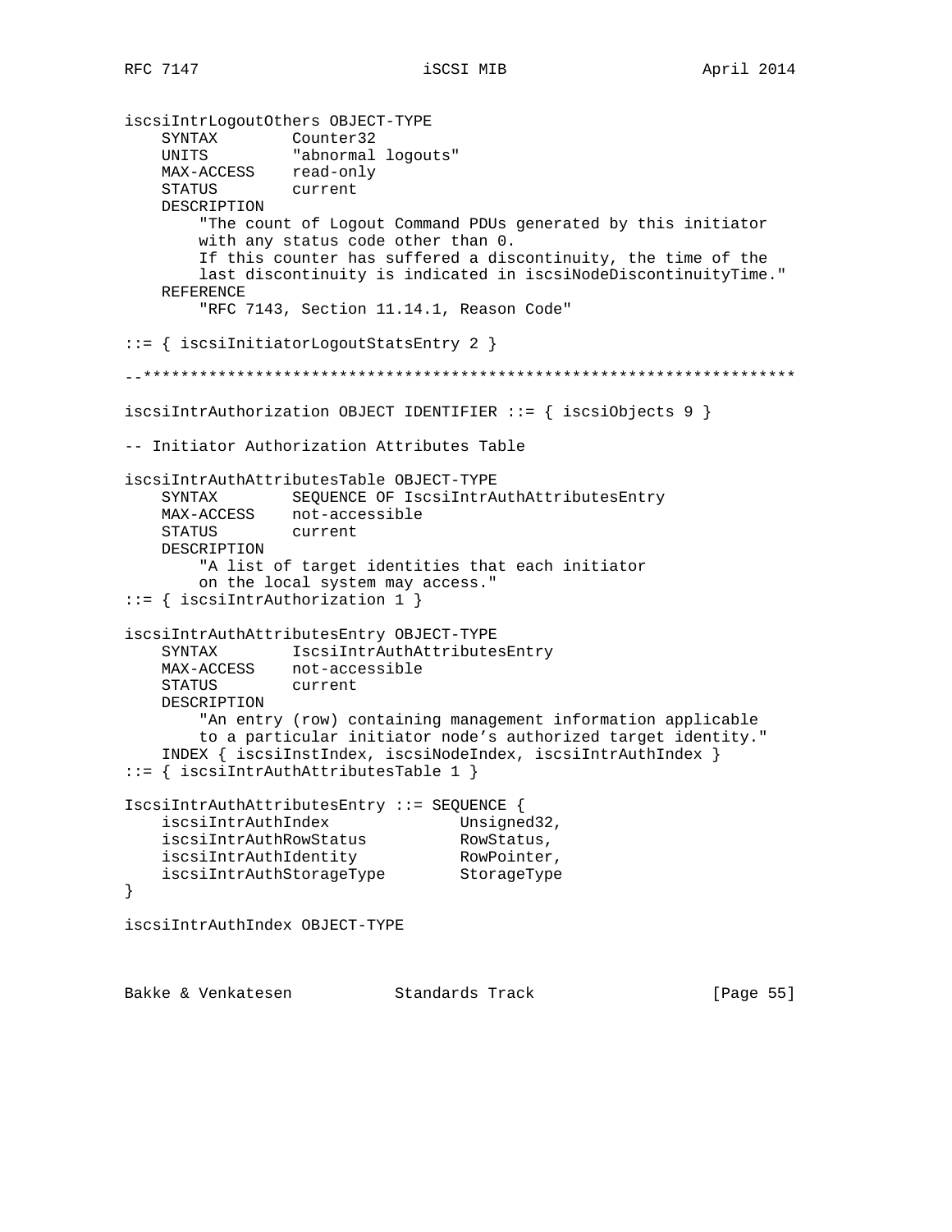```
iscsiIntrLogoutOthers OBJECT-TYPE
    SYNTAX        Counter32
    UNITS         "abnormal logouts"
    MAX-ACCESS    read-only
    STATUS        current
    DESCRIPTION
        "The count of Logout Command PDUs generated by this initiator
        with any status code other than 0.
        If this counter has suffered a discontinuity, the time of the
        last discontinuity is indicated in iscsiNodeDiscontinuityTime."
    REFERENCE
        "RFC 7143, Section 11.14.1, Reason Code"

::= { iscsiInitiatorLogoutStatsEntry 2 }

--**********************************************************************

iscsiIntrAuthorization OBJECT IDENTIFIER ::= { iscsiObjects 9 }

-- Initiator Authorization Attributes Table

iscsiIntrAuthAttributesTable OBJECT-TYPE
    SYNTAX        SEQUENCE OF IscsiIntrAuthAttributesEntry
    MAX-ACCESS    not-accessible
    STATUS        current
    DESCRIPTION
        "A list of target identities that each initiator
        on the local system may access."
::= { iscsiIntrAuthorization 1 }

iscsiIntrAuthAttributesEntry OBJECT-TYPE
    SYNTAX        IscsiIntrAuthAttributesEntry
    MAX-ACCESS    not-accessible
    STATUS        current
    DESCRIPTION
        "An entry (row) containing management information applicable
        to a particular initiator node's authorized target identity."
    INDEX { iscsiInstIndex, iscsiNodeIndex, iscsiIntrAuthIndex }
::= { iscsiIntrAuthAttributesTable 1 }

IscsiIntrAuthAttributesEntry ::= SEQUENCE {
    iscsiIntrAuthIndex              Unsigned32,
    iscsiIntrAuthRowStatus          RowStatus,
    iscsiIntrAuthIdentity           RowPointer,
    iscsiIntrAuthStorageType        StorageType
}

iscsiIntrAuthIndex OBJECT-TYPE
```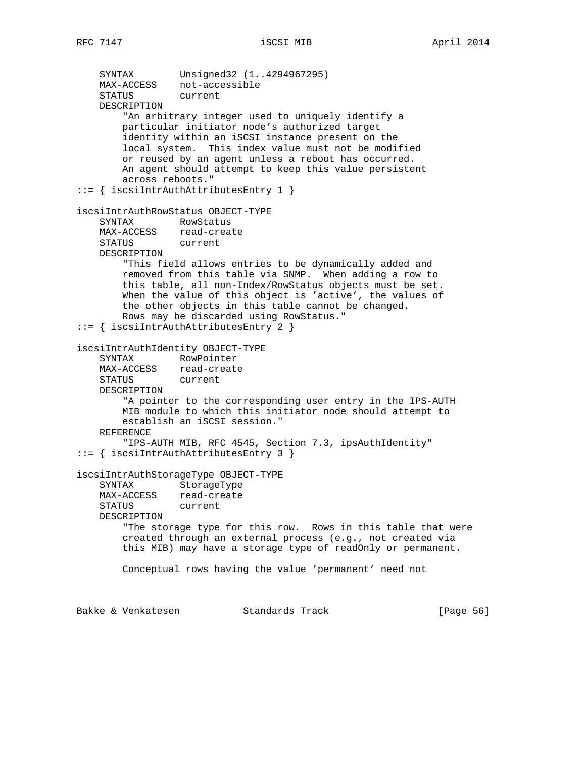```
    SYNTAX        Unsigned32 (1..4294967295)
    MAX-ACCESS    not-accessible
    STATUS        current
    DESCRIPTION
        "An arbitrary integer used to uniquely identify a
        particular initiator node's authorized target
        identity within an iSCSI instance present on the
        local system.  This index value must not be modified
        or reused by an agent unless a reboot has occurred.
        An agent should attempt to keep this value persistent
        across reboots."
::= { iscsiIntrAuthAttributesEntry 1 }

iscsiIntrAuthRowStatus OBJECT-TYPE
    SYNTAX        RowStatus
    MAX-ACCESS    read-create
    STATUS        current
    DESCRIPTION
        "This field allows entries to be dynamically added and
        removed from this table via SNMP.  When adding a row to
        this table, all non-Index/RowStatus objects must be set.
        When the value of this object is 'active', the values of
        the other objects in this table cannot be changed.
        Rows may be discarded using RowStatus."
::= { iscsiIntrAuthAttributesEntry 2 }

iscsiIntrAuthIdentity OBJECT-TYPE
    SYNTAX        RowPointer
    MAX-ACCESS    read-create
    STATUS        current
    DESCRIPTION
        "A pointer to the corresponding user entry in the IPS-AUTH
        MIB module to which this initiator node should attempt to
        establish an iSCSI session."
    REFERENCE
        "IPS-AUTH MIB, RFC 4545, Section 7.3, ipsAuthIdentity"
::= { iscsiIntrAuthAttributesEntry 3 }

iscsiIntrAuthStorageType OBJECT-TYPE
    SYNTAX        StorageType
    MAX-ACCESS    read-create
    STATUS        current
    DESCRIPTION
        "The storage type for this row.  Rows in this table that were
        created through an external process (e.g., not created via
        this MIB) may have a storage type of readOnly or permanent.

        Conceptual rows having the value 'permanent' need not
```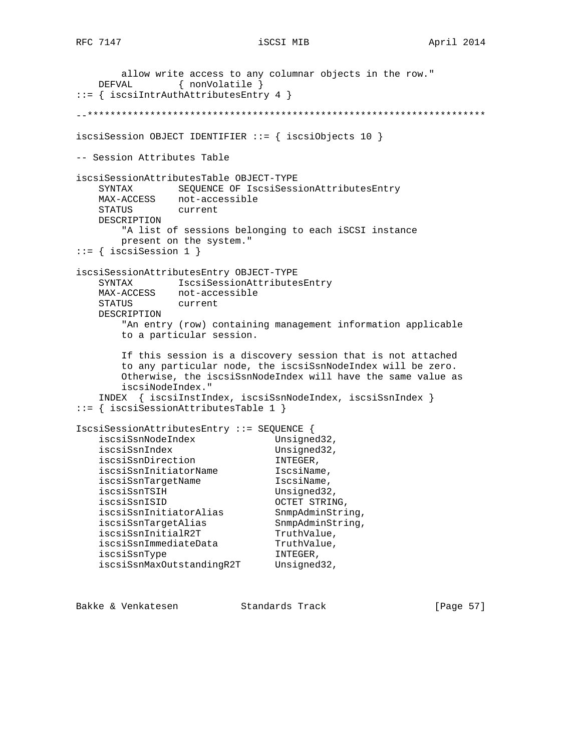```
        allow write access to any columnar objects in the row."
    DEFVAL        { nonVolatile }
::= { iscsiIntrAuthAttributesEntry 4 }

--**********************************************************************

iscsiSession OBJECT IDENTIFIER ::= { iscsiObjects 10 }

-- Session Attributes Table

iscsiSessionAttributesTable OBJECT-TYPE
    SYNTAX        SEQUENCE OF IscsiSessionAttributesEntry
    MAX-ACCESS    not-accessible
    STATUS        current
    DESCRIPTION
        "A list of sessions belonging to each iSCSI instance
        present on the system."
::= { iscsiSession 1 }

iscsiSessionAttributesEntry OBJECT-TYPE
    SYNTAX        IscsiSessionAttributesEntry
    MAX-ACCESS    not-accessible
    STATUS        current
    DESCRIPTION
        "An entry (row) containing management information applicable
        to a particular session.

        If this session is a discovery session that is not attached
        to any particular node, the iscsiSsnNodeIndex will be zero.
        Otherwise, the iscsiSsnNodeIndex will have the same value as
        iscsiNodeIndex."
    INDEX  { iscsiInstIndex, iscsiSsnNodeIndex, iscsiSsnIndex }
::= { iscsiSessionAttributesTable 1 }

IscsiSessionAttributesEntry ::= SEQUENCE {
    iscsiSsnNodeIndex             Unsigned32,
    iscsiSsnIndex                 Unsigned32,
    iscsiSsnDirection             INTEGER,
    iscsiSsnInitiatorName         IscsiName,
    iscsiSsnTargetName            IscsiName,
    iscsiSsnTSIH                  Unsigned32,
    iscsiSsnISID                  OCTET STRING,
    iscsiSsnInitiatorAlias        SnmpAdminString,
    iscsiSsnTargetAlias           SnmpAdminString,
    iscsiSsnInitialR2T            TruthValue,
    iscsiSsnImmediateData         TruthValue,
    iscsiSsnType                  INTEGER,
    iscsiSsnMaxOutstandingR2T     Unsigned32,
```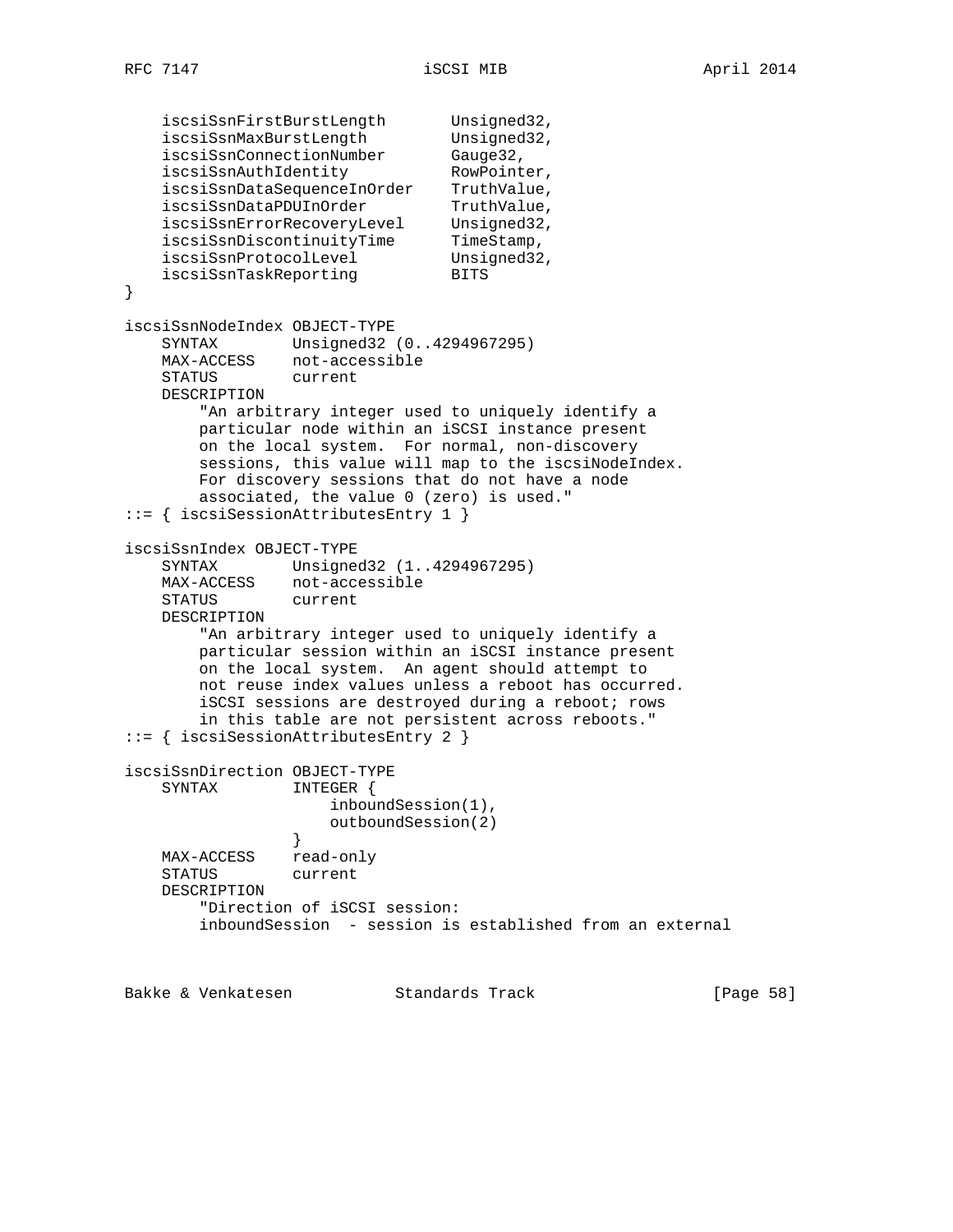```
    iscsiSsnFirstBurstLength       Unsigned32,
    iscsiSsnMaxBurstLength         Unsigned32,
    iscsiSsnConnectionNumber       Gauge32,
    iscsiSsnAuthIdentity           RowPointer,
    iscsiSsnDataSequenceInOrder    TruthValue,
    iscsiSsnDataPDUInOrder         TruthValue,
    iscsiSsnErrorRecoveryLevel     Unsigned32,
    iscsiSsnDiscontinuityTime      TimeStamp,
    iscsiSsnProtocolLevel          Unsigned32,
    iscsiSsnTaskReporting          BITS
}

iscsiSsnNodeIndex OBJECT-TYPE
    SYNTAX        Unsigned32 (0..4294967295)
    MAX-ACCESS    not-accessible
    STATUS        current
    DESCRIPTION
        "An arbitrary integer used to uniquely identify a
        particular node within an iSCSI instance present
        on the local system.  For normal, non-discovery
        sessions, this value will map to the iscsiNodeIndex.
        For discovery sessions that do not have a node
        associated, the value 0 (zero) is used."
::= { iscsiSessionAttributesEntry 1 }

iscsiSsnIndex OBJECT-TYPE
    SYNTAX        Unsigned32 (1..4294967295)
    MAX-ACCESS    not-accessible
    STATUS        current
    DESCRIPTION
        "An arbitrary integer used to uniquely identify a
        particular session within an iSCSI instance present
        on the local system.  An agent should attempt to
        not reuse index values unless a reboot has occurred.
        iSCSI sessions are destroyed during a reboot; rows
        in this table are not persistent across reboots."
::= { iscsiSessionAttributesEntry 2 }

iscsiSsnDirection OBJECT-TYPE
    SYNTAX        INTEGER {
                      inboundSession(1),
                      outboundSession(2)
                  }
    MAX-ACCESS    read-only
    STATUS        current
    DESCRIPTION
        "Direction of iSCSI session:
        inboundSession  - session is established from an external
```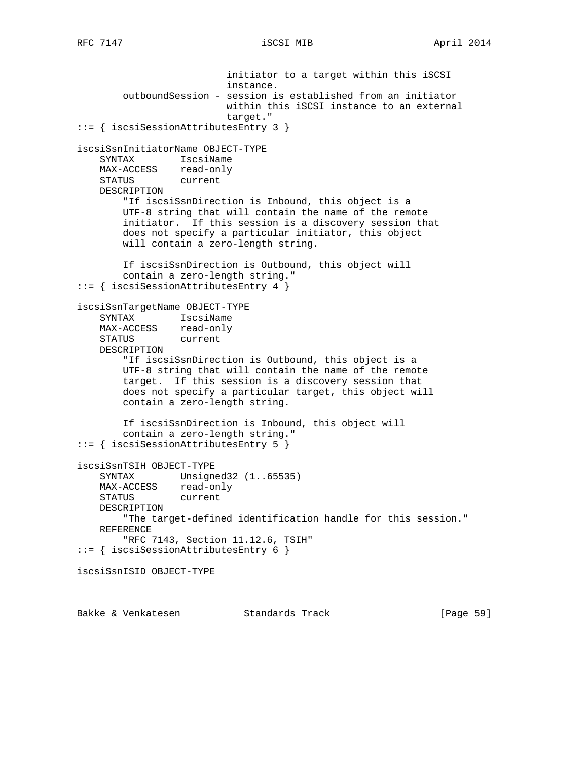```
                         initiator to a target within this iSCSI
                         instance.
        outboundSession - session is established from an initiator
                         within this iSCSI instance to an external
                         target."
::= { iscsiSessionAttributesEntry 3 }

iscsiSsnInitiatorName OBJECT-TYPE
    SYNTAX        IscsiName
    MAX-ACCESS    read-only
    STATUS        current
    DESCRIPTION
        "If iscsiSsnDirection is Inbound, this object is a
        UTF-8 string that will contain the name of the remote
        initiator.  If this session is a discovery session that
        does not specify a particular initiator, this object
        will contain a zero-length string.

        If iscsiSsnDirection is Outbound, this object will
        contain a zero-length string."
::= { iscsiSessionAttributesEntry 4 }

iscsiSsnTargetName OBJECT-TYPE
    SYNTAX        IscsiName
    MAX-ACCESS    read-only
    STATUS        current
    DESCRIPTION
        "If iscsiSsnDirection is Outbound, this object is a
        UTF-8 string that will contain the name of the remote
        target.  If this session is a discovery session that
        does not specify a particular target, this object will
        contain a zero-length string.

        If iscsiSsnDirection is Inbound, this object will
        contain a zero-length string."
::= { iscsiSessionAttributesEntry 5 }

iscsiSsnTSIH OBJECT-TYPE
    SYNTAX        Unsigned32 (1..65535)
    MAX-ACCESS    read-only
    STATUS        current
    DESCRIPTION
        "The target-defined identification handle for this session."
    REFERENCE
        "RFC 7143, Section 11.12.6, TSIH"
::= { iscsiSessionAttributesEntry 6 }

iscsiSsnISID OBJECT-TYPE
```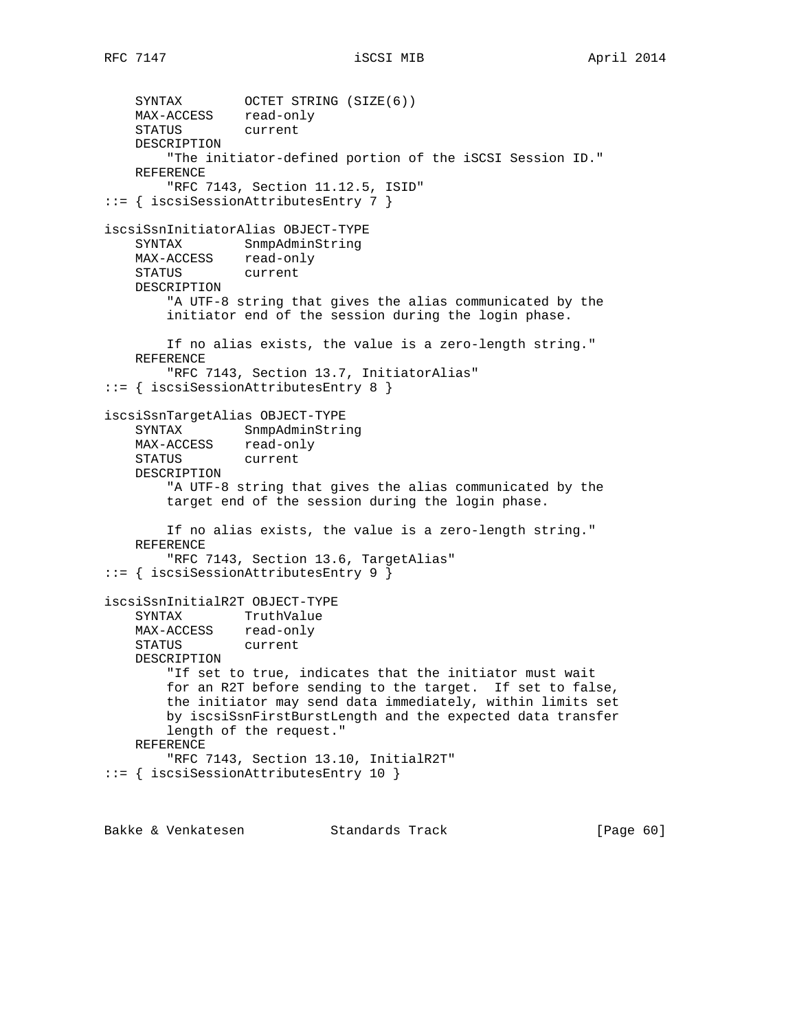```
    SYNTAX        OCTET STRING (SIZE(6))
    MAX-ACCESS    read-only
    STATUS        current
    DESCRIPTION
        "The initiator-defined portion of the iSCSI Session ID."
    REFERENCE
        "RFC 7143, Section 11.12.5, ISID"
::= { iscsiSessionAttributesEntry 7 }

iscsiSsnInitiatorAlias OBJECT-TYPE
    SYNTAX        SnmpAdminString
    MAX-ACCESS    read-only
    STATUS        current
    DESCRIPTION
        "A UTF-8 string that gives the alias communicated by the
        initiator end of the session during the login phase.

        If no alias exists, the value is a zero-length string."
    REFERENCE
        "RFC 7143, Section 13.7, InitiatorAlias"
::= { iscsiSessionAttributesEntry 8 }

iscsiSsnTargetAlias OBJECT-TYPE
    SYNTAX        SnmpAdminString
    MAX-ACCESS    read-only
    STATUS        current
    DESCRIPTION
        "A UTF-8 string that gives the alias communicated by the
        target end of the session during the login phase.

        If no alias exists, the value is a zero-length string."
    REFERENCE
        "RFC 7143, Section 13.6, TargetAlias"
::= { iscsiSessionAttributesEntry 9 }

iscsiSsnInitialR2T OBJECT-TYPE
    SYNTAX        TruthValue
    MAX-ACCESS    read-only
    STATUS        current
    DESCRIPTION
        "If set to true, indicates that the initiator must wait
        for an R2T before sending to the target.  If set to false,
        the initiator may send data immediately, within limits set
        by iscsiSsnFirstBurstLength and the expected data transfer
        length of the request."
    REFERENCE
        "RFC 7143, Section 13.10, InitialR2T"
::= { iscsiSessionAttributesEntry 10 }
```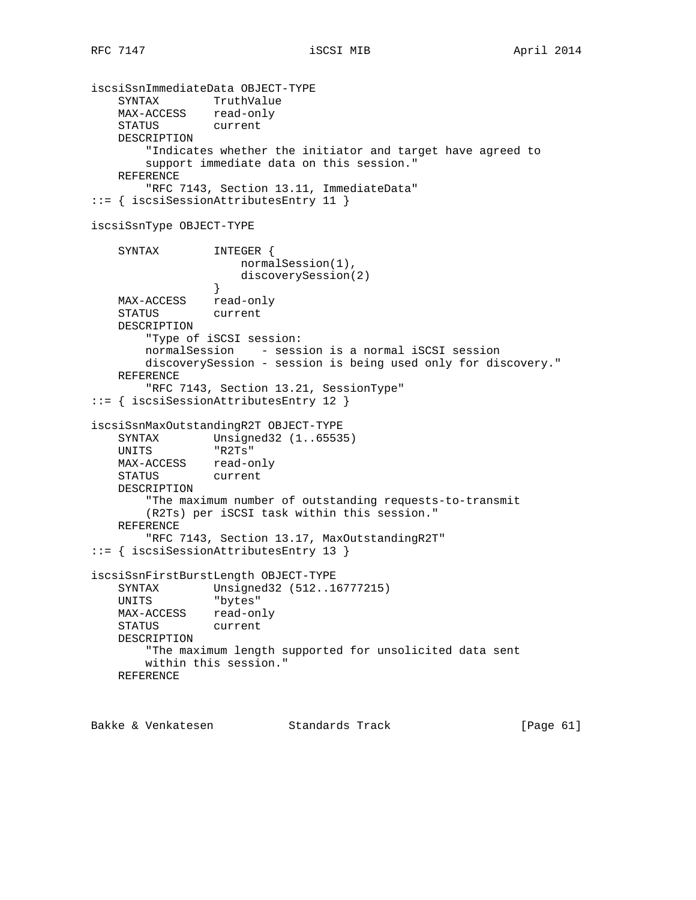```
iscsiSsnImmediateData OBJECT-TYPE
    SYNTAX        TruthValue
    MAX-ACCESS    read-only
    STATUS        current
    DESCRIPTION
        "Indicates whether the initiator and target have agreed to
        support immediate data on this session."
    REFERENCE
        "RFC 7143, Section 13.11, ImmediateData"
::= { iscsiSessionAttributesEntry 11 }

iscsiSsnType OBJECT-TYPE

    SYNTAX        INTEGER {
                      normalSession(1),
                      discoverySession(2)
                  }
    MAX-ACCESS    read-only
    STATUS        current
    DESCRIPTION
        "Type of iSCSI session:
        normalSession    - session is a normal iSCSI session
        discoverySession - session is being used only for discovery."
    REFERENCE
        "RFC 7143, Section 13.21, SessionType"
::= { iscsiSessionAttributesEntry 12 }

iscsiSsnMaxOutstandingR2T OBJECT-TYPE
    SYNTAX        Unsigned32 (1..65535)
    UNITS         "R2Ts"
    MAX-ACCESS    read-only
    STATUS        current
    DESCRIPTION
        "The maximum number of outstanding requests-to-transmit
        (R2Ts) per iSCSI task within this session."
    REFERENCE
        "RFC 7143, Section 13.17, MaxOutstandingR2T"
::= { iscsiSessionAttributesEntry 13 }

iscsiSsnFirstBurstLength OBJECT-TYPE
    SYNTAX        Unsigned32 (512..16777215)
    UNITS         "bytes"
    MAX-ACCESS    read-only
    STATUS        current
    DESCRIPTION
        "The maximum length supported for unsolicited data sent
        within this session."
    REFERENCE
```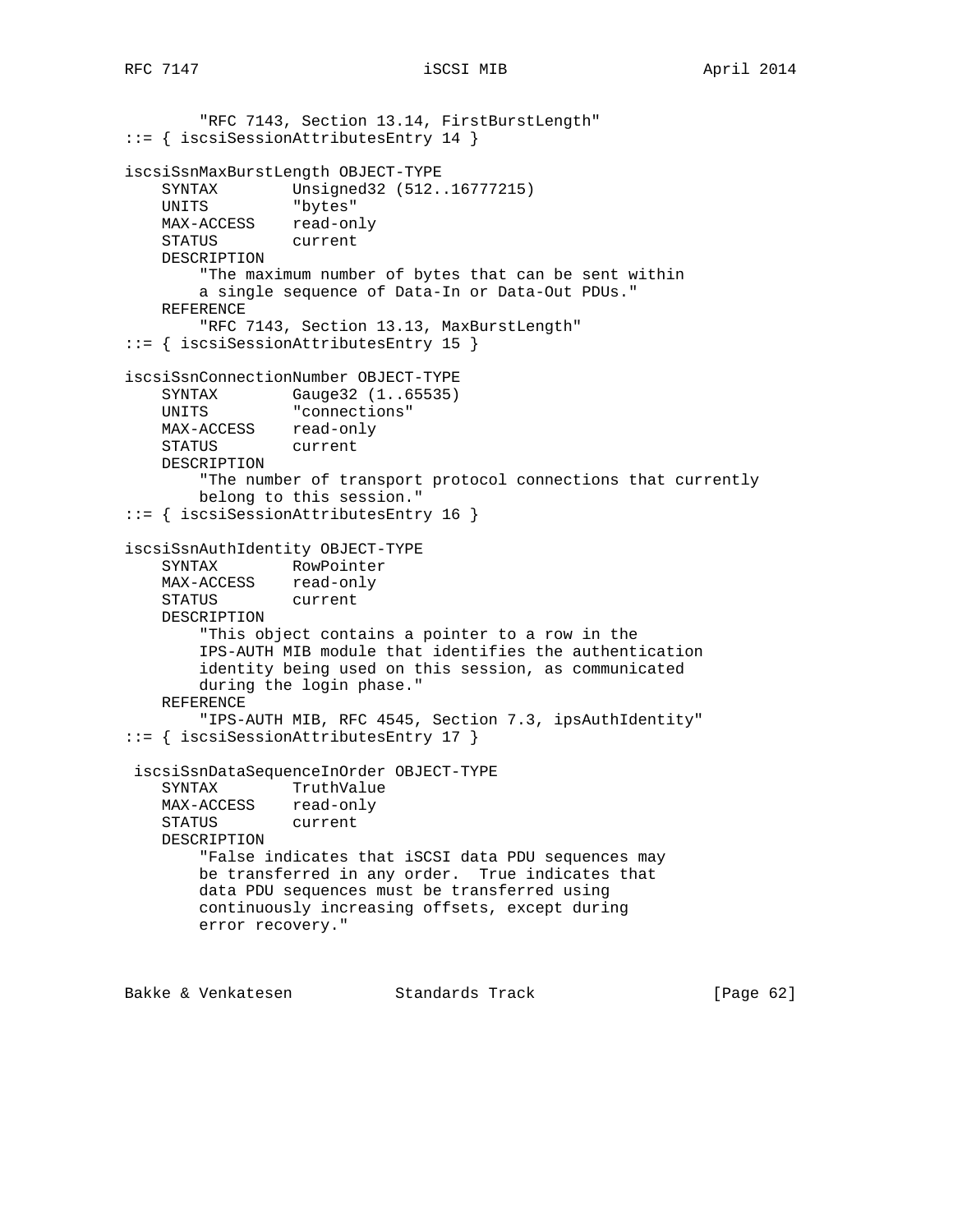```
        "RFC 7143, Section 13.14, FirstBurstLength"
::= { iscsiSessionAttributesEntry 14 }

iscsiSsnMaxBurstLength OBJECT-TYPE
    SYNTAX        Unsigned32 (512..16777215)
    UNITS         "bytes"
    MAX-ACCESS    read-only
    STATUS        current
    DESCRIPTION
        "The maximum number of bytes that can be sent within
        a single sequence of Data-In or Data-Out PDUs."
    REFERENCE
        "RFC 7143, Section 13.13, MaxBurstLength"
::= { iscsiSessionAttributesEntry 15 }

iscsiSsnConnectionNumber OBJECT-TYPE
    SYNTAX        Gauge32 (1..65535)
    UNITS         "connections"
    MAX-ACCESS    read-only
    STATUS        current
    DESCRIPTION
        "The number of transport protocol connections that currently
        belong to this session."
::= { iscsiSessionAttributesEntry 16 }

iscsiSsnAuthIdentity OBJECT-TYPE
    SYNTAX        RowPointer
    MAX-ACCESS    read-only
    STATUS        current
    DESCRIPTION
        "This object contains a pointer to a row in the
        IPS-AUTH MIB module that identifies the authentication
        identity being used on this session, as communicated
        during the login phase."
    REFERENCE
        "IPS-AUTH MIB, RFC 4545, Section 7.3, ipsAuthIdentity"
::= { iscsiSessionAttributesEntry 17 }

 iscsiSsnDataSequenceInOrder OBJECT-TYPE
    SYNTAX        TruthValue
    MAX-ACCESS    read-only
    STATUS        current
    DESCRIPTION
        "False indicates that iSCSI data PDU sequences may
        be transferred in any order.  True indicates that
        data PDU sequences must be transferred using
        continuously increasing offsets, except during
        error recovery."
```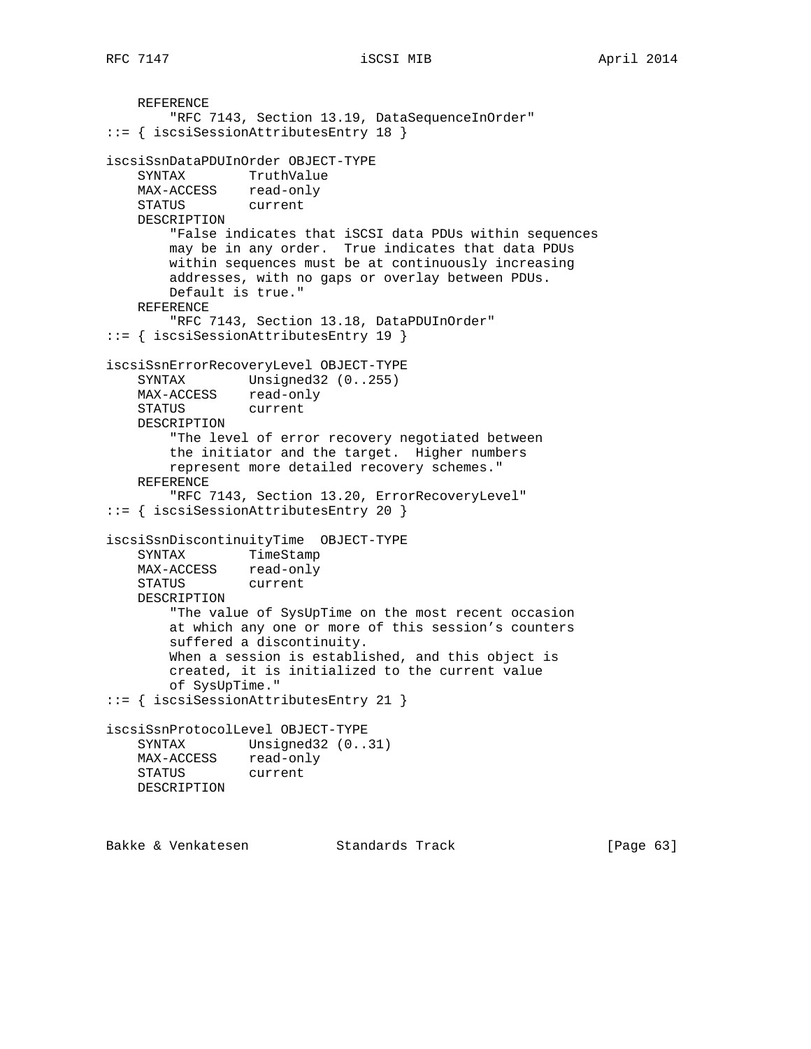```
    REFERENCE
        "RFC 7143, Section 13.19, DataSequenceInOrder"
::= { iscsiSessionAttributesEntry 18 }

iscsiSsnDataPDUInOrder OBJECT-TYPE
    SYNTAX        TruthValue
    MAX-ACCESS    read-only
    STATUS        current
    DESCRIPTION
        "False indicates that iSCSI data PDUs within sequences
        may be in any order.  True indicates that data PDUs
        within sequences must be at continuously increasing
        addresses, with no gaps or overlay between PDUs.
        Default is true."
    REFERENCE
        "RFC 7143, Section 13.18, DataPDUInOrder"
::= { iscsiSessionAttributesEntry 19 }

iscsiSsnErrorRecoveryLevel OBJECT-TYPE
    SYNTAX        Unsigned32 (0..255)
    MAX-ACCESS    read-only
    STATUS        current
    DESCRIPTION
        "The level of error recovery negotiated between
        the initiator and the target.  Higher numbers
        represent more detailed recovery schemes."
    REFERENCE
        "RFC 7143, Section 13.20, ErrorRecoveryLevel"
::= { iscsiSessionAttributesEntry 20 }

iscsiSsnDiscontinuityTime  OBJECT-TYPE
    SYNTAX        TimeStamp
    MAX-ACCESS    read-only
    STATUS        current
    DESCRIPTION
        "The value of SysUpTime on the most recent occasion
        at which any one or more of this session's counters
        suffered a discontinuity.
        When a session is established, and this object is
        created, it is initialized to the current value
        of SysUpTime."
::= { iscsiSessionAttributesEntry 21 }

iscsiSsnProtocolLevel OBJECT-TYPE
    SYNTAX        Unsigned32 (0..31)
    MAX-ACCESS    read-only
    STATUS        current
    DESCRIPTION
```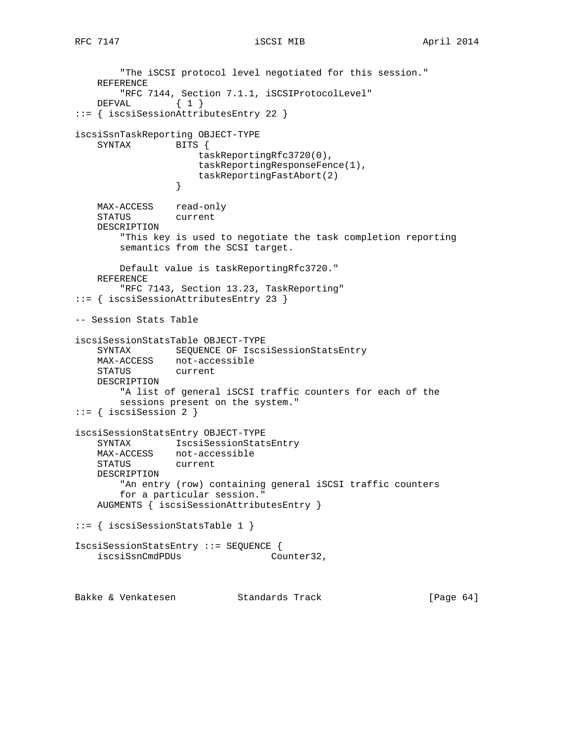```
        "The iSCSI protocol level negotiated for this session."
    REFERENCE
        "RFC 7144, Section 7.1.1, iSCSIProtocolLevel"
    DEFVAL        { 1 }
::= { iscsiSessionAttributesEntry 22 }

iscsiSsnTaskReporting OBJECT-TYPE
    SYNTAX        BITS {
                      taskReportingRfc3720(0),
                      taskReportingResponseFence(1),
                      taskReportingFastAbort(2)
                  }

    MAX-ACCESS    read-only
    STATUS        current
    DESCRIPTION
        "This key is used to negotiate the task completion reporting
        semantics from the SCSI target.

        Default value is taskReportingRfc3720."
    REFERENCE
        "RFC 7143, Section 13.23, TaskReporting"
::= { iscsiSessionAttributesEntry 23 }

-- Session Stats Table

iscsiSessionStatsTable OBJECT-TYPE
    SYNTAX        SEQUENCE OF IscsiSessionStatsEntry
    MAX-ACCESS    not-accessible
    STATUS        current
    DESCRIPTION
        "A list of general iSCSI traffic counters for each of the
        sessions present on the system."
::= { iscsiSession 2 }

iscsiSessionStatsEntry OBJECT-TYPE
    SYNTAX        IscsiSessionStatsEntry
    MAX-ACCESS    not-accessible
    STATUS        current
    DESCRIPTION
        "An entry (row) containing general iSCSI traffic counters
        for a particular session."
    AUGMENTS { iscsiSessionAttributesEntry }

::= { iscsiSessionStatsTable 1 }

IscsiSessionStatsEntry ::= SEQUENCE {
    iscsiSsnCmdPDUs                Counter32,
```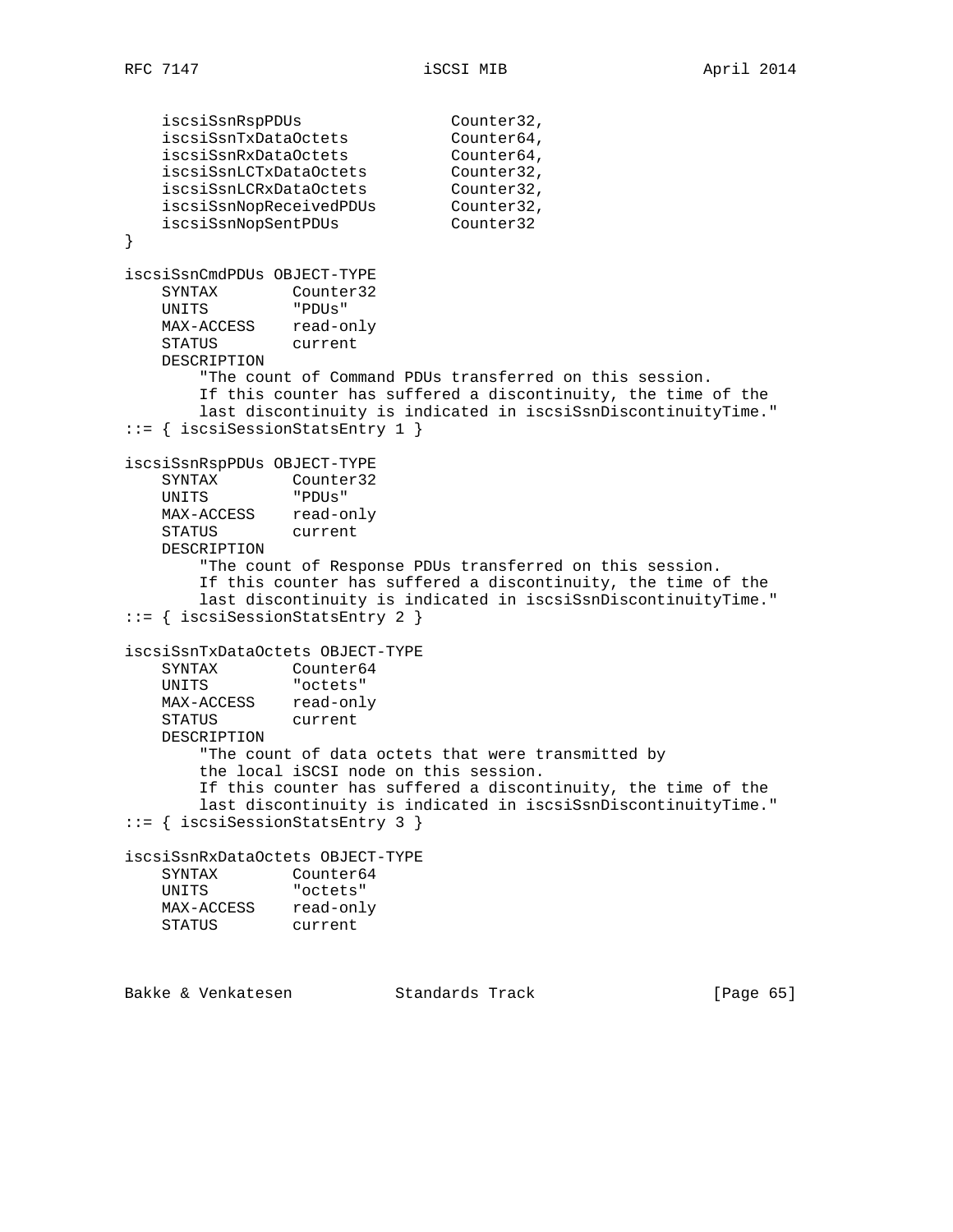```
    iscsiSsnRspPDUs                 Counter32,
    iscsiSsnTxDataOctets            Counter64,
    iscsiSsnRxDataOctets            Counter64,
    iscsiSsnLCTxDataOctets          Counter32,
    iscsiSsnLCRxDataOctets          Counter32,
    iscsiSsnNopReceivedPDUs         Counter32,
    iscsiSsnNopSentPDUs             Counter32
}

iscsiSsnCmdPDUs OBJECT-TYPE
    SYNTAX        Counter32
    UNITS         "PDUs"
    MAX-ACCESS    read-only
    STATUS        current
    DESCRIPTION
        "The count of Command PDUs transferred on this session.
        If this counter has suffered a discontinuity, the time of the
        last discontinuity is indicated in iscsiSsnDiscontinuityTime."
::= { iscsiSessionStatsEntry 1 }

iscsiSsnRspPDUs OBJECT-TYPE
    SYNTAX        Counter32
    UNITS         "PDUs"
    MAX-ACCESS    read-only
    STATUS        current
    DESCRIPTION
        "The count of Response PDUs transferred on this session.
        If this counter has suffered a discontinuity, the time of the
        last discontinuity is indicated in iscsiSsnDiscontinuityTime."
::= { iscsiSessionStatsEntry 2 }

iscsiSsnTxDataOctets OBJECT-TYPE
    SYNTAX        Counter64
    UNITS         "octets"
    MAX-ACCESS    read-only
    STATUS        current
    DESCRIPTION
        "The count of data octets that were transmitted by
        the local iSCSI node on this session.
        If this counter has suffered a discontinuity, the time of the
        last discontinuity is indicated in iscsiSsnDiscontinuityTime."
::= { iscsiSessionStatsEntry 3 }

iscsiSsnRxDataOctets OBJECT-TYPE
    SYNTAX        Counter64
    UNITS         "octets"
    MAX-ACCESS    read-only
    STATUS        current
```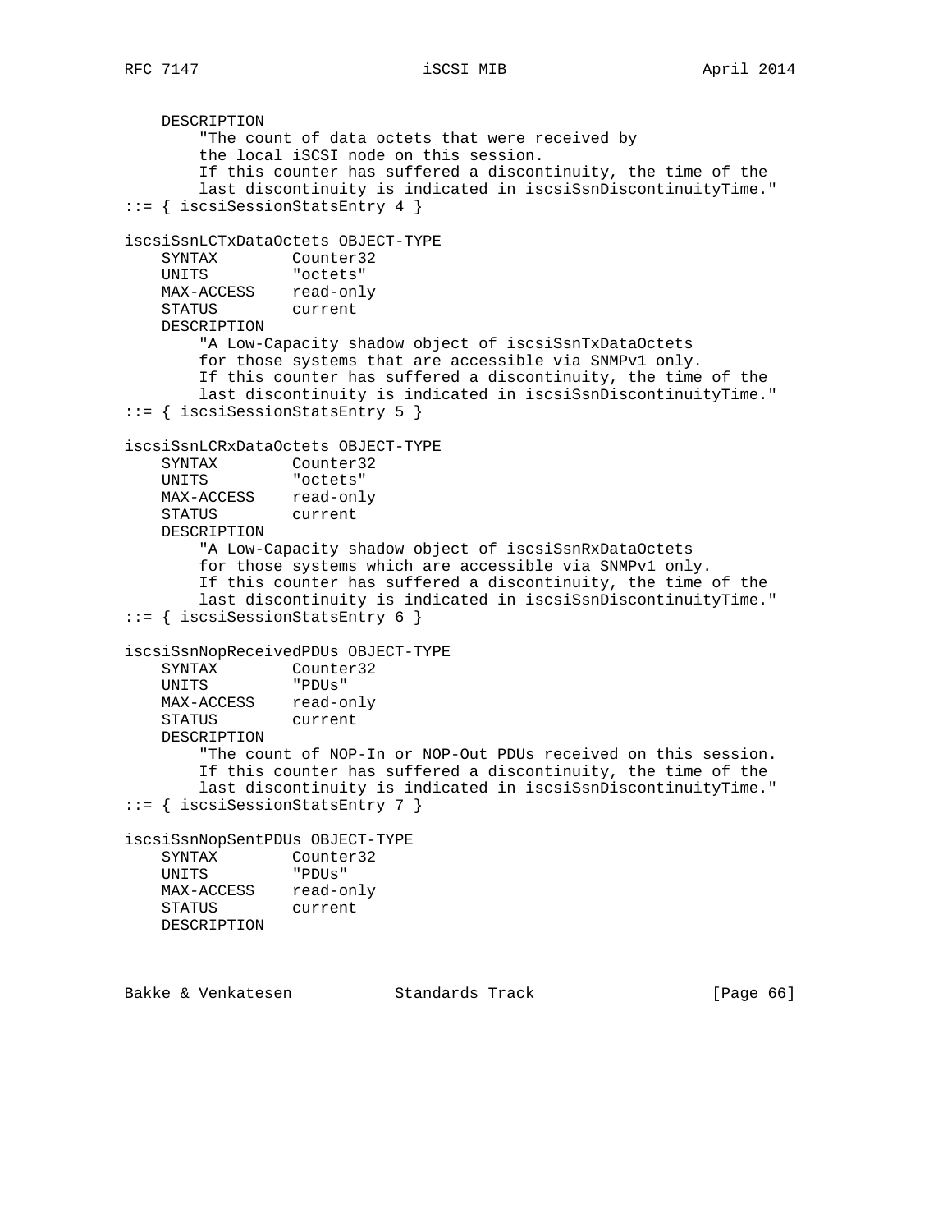```
    DESCRIPTION
        "The count of data octets that were received by
        the local iSCSI node on this session.
        If this counter has suffered a discontinuity, the time of the
        last discontinuity is indicated in iscsiSsnDiscontinuityTime."
::= { iscsiSessionStatsEntry 4 }

iscsiSsnLCTxDataOctets OBJECT-TYPE
    SYNTAX        Counter32
    UNITS         "octets"
    MAX-ACCESS    read-only
    STATUS        current
    DESCRIPTION
        "A Low-Capacity shadow object of iscsiSsnTxDataOctets
        for those systems that are accessible via SNMPv1 only.
        If this counter has suffered a discontinuity, the time of the
        last discontinuity is indicated in iscsiSsnDiscontinuityTime."
::= { iscsiSessionStatsEntry 5 }

iscsiSsnLCRxDataOctets OBJECT-TYPE
    SYNTAX        Counter32
    UNITS         "octets"
    MAX-ACCESS    read-only
    STATUS        current
    DESCRIPTION
        "A Low-Capacity shadow object of iscsiSsnRxDataOctets
        for those systems which are accessible via SNMPv1 only.
        If this counter has suffered a discontinuity, the time of the
        last discontinuity is indicated in iscsiSsnDiscontinuityTime."
::= { iscsiSessionStatsEntry 6 }

iscsiSsnNopReceivedPDUs OBJECT-TYPE
    SYNTAX        Counter32
    UNITS         "PDUs"
    MAX-ACCESS    read-only
    STATUS        current
    DESCRIPTION
        "The count of NOP-In or NOP-Out PDUs received on this session.
        If this counter has suffered a discontinuity, the time of the
        last discontinuity is indicated in iscsiSsnDiscontinuityTime."
::= { iscsiSessionStatsEntry 7 }

iscsiSsnNopSentPDUs OBJECT-TYPE
    SYNTAX        Counter32
    UNITS         "PDUs"
    MAX-ACCESS    read-only
    STATUS        current
    DESCRIPTION
```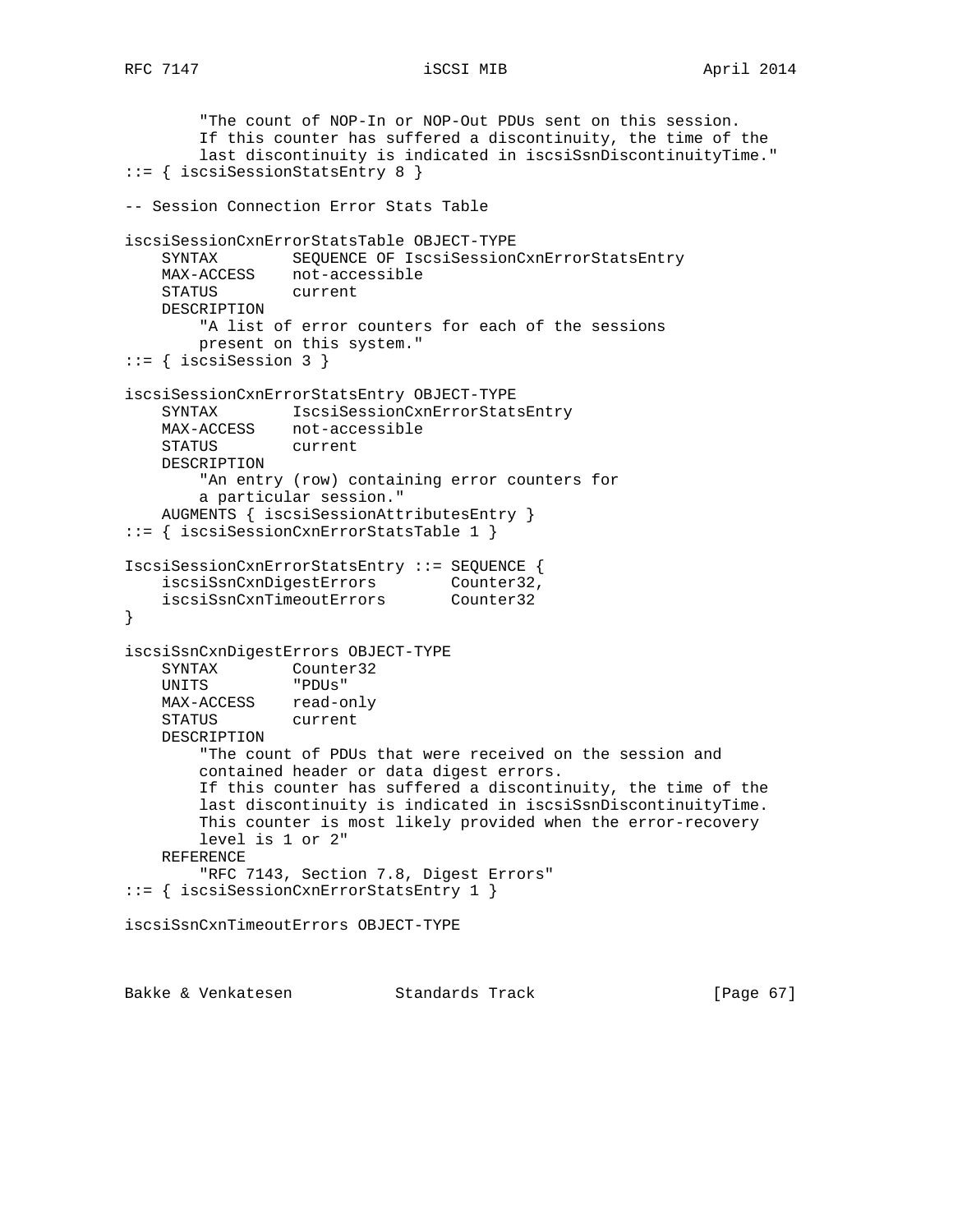```
        "The count of NOP-In or NOP-Out PDUs sent on this session.
        If this counter has suffered a discontinuity, the time of the
        last discontinuity is indicated in iscsiSsnDiscontinuityTime."
::= { iscsiSessionStatsEntry 8 }

-- Session Connection Error Stats Table

iscsiSessionCxnErrorStatsTable OBJECT-TYPE
    SYNTAX        SEQUENCE OF IscsiSessionCxnErrorStatsEntry
    MAX-ACCESS    not-accessible
    STATUS        current
    DESCRIPTION
        "A list of error counters for each of the sessions
        present on this system."
::= { iscsiSession 3 }

iscsiSessionCxnErrorStatsEntry OBJECT-TYPE
    SYNTAX        IscsiSessionCxnErrorStatsEntry
    MAX-ACCESS    not-accessible
    STATUS        current
    DESCRIPTION
        "An entry (row) containing error counters for
        a particular session."
    AUGMENTS { iscsiSessionAttributesEntry }
::= { iscsiSessionCxnErrorStatsTable 1 }

IscsiSessionCxnErrorStatsEntry ::= SEQUENCE {
    iscsiSsnCxnDigestErrors        Counter32,
    iscsiSsnCxnTimeoutErrors       Counter32
}

iscsiSsnCxnDigestErrors OBJECT-TYPE
    SYNTAX        Counter32
    UNITS         "PDUs"
    MAX-ACCESS    read-only
    STATUS        current
    DESCRIPTION
        "The count of PDUs that were received on the session and
        contained header or data digest errors.
        If this counter has suffered a discontinuity, the time of the
        last discontinuity is indicated in iscsiSsnDiscontinuityTime.
        This counter is most likely provided when the error-recovery
        level is 1 or 2"
    REFERENCE
        "RFC 7143, Section 7.8, Digest Errors"
::= { iscsiSessionCxnErrorStatsEntry 1 }

iscsiSsnCxnTimeoutErrors OBJECT-TYPE
```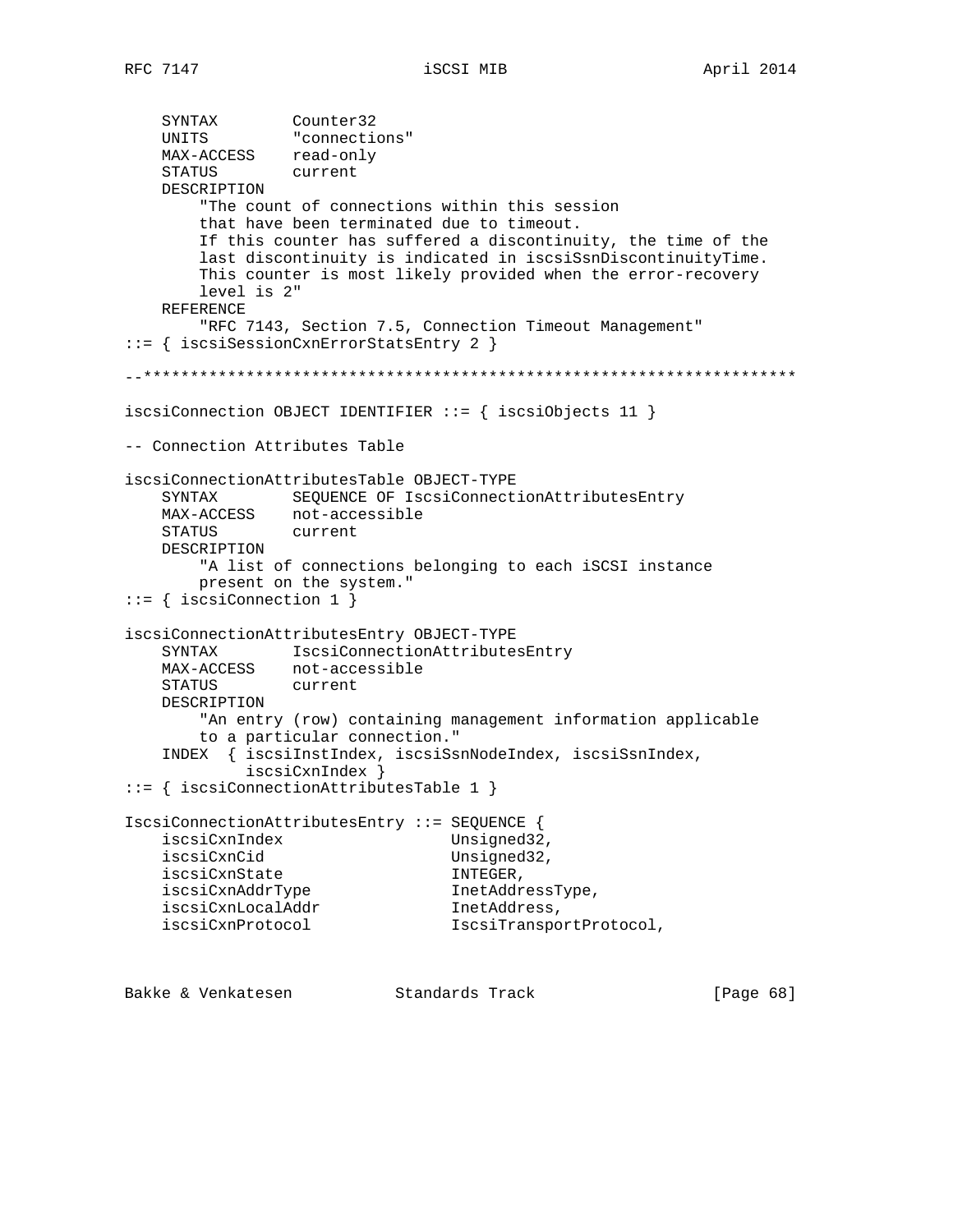```
    SYNTAX        Counter32
    UNITS         "connections"
    MAX-ACCESS    read-only
    STATUS        current
    DESCRIPTION
        "The count of connections within this session
        that have been terminated due to timeout.
        If this counter has suffered a discontinuity, the time of the
        last discontinuity is indicated in iscsiSsnDiscontinuityTime.
        This counter is most likely provided when the error-recovery
        level is 2"
    REFERENCE
        "RFC 7143, Section 7.5, Connection Timeout Management"
::= { iscsiSessionCxnErrorStatsEntry 2 }

--**********************************************************************

iscsiConnection OBJECT IDENTIFIER ::= { iscsiObjects 11 }

-- Connection Attributes Table

iscsiConnectionAttributesTable OBJECT-TYPE
    SYNTAX        SEQUENCE OF IscsiConnectionAttributesEntry
    MAX-ACCESS    not-accessible
    STATUS        current
    DESCRIPTION
        "A list of connections belonging to each iSCSI instance
        present on the system."
::= { iscsiConnection 1 }

iscsiConnectionAttributesEntry OBJECT-TYPE
    SYNTAX        IscsiConnectionAttributesEntry
    MAX-ACCESS    not-accessible
    STATUS        current
    DESCRIPTION
        "An entry (row) containing management information applicable
        to a particular connection."
    INDEX  { iscsiInstIndex, iscsiSsnNodeIndex, iscsiSsnIndex,
             iscsiCxnIndex }
::= { iscsiConnectionAttributesTable 1 }

IscsiConnectionAttributesEntry ::= SEQUENCE {
    iscsiCxnIndex                 Unsigned32,
    iscsiCxnCid                   Unsigned32,
    iscsiCxnState                 INTEGER,
    iscsiCxnAddrType              InetAddressType,
    iscsiCxnLocalAddr             InetAddress,
    iscsiCxnProtocol              IscsiTransportProtocol,
```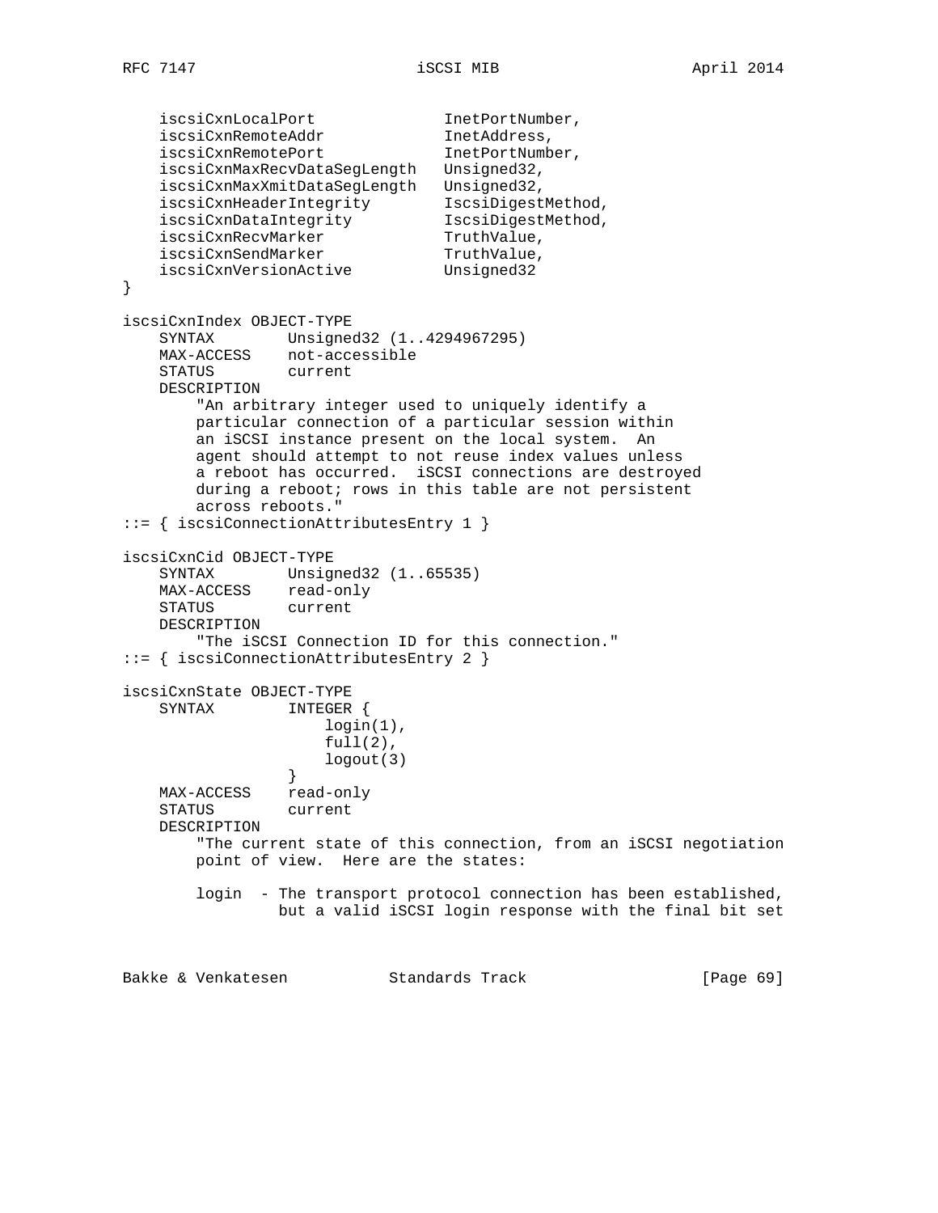```
    iscsiCxnLocalPort              InetPortNumber,
    iscsiCxnRemoteAddr             InetAddress,
    iscsiCxnRemotePort             InetPortNumber,
    iscsiCxnMaxRecvDataSegLength   Unsigned32,
    iscsiCxnMaxXmitDataSegLength   Unsigned32,
    iscsiCxnHeaderIntegrity        IscsiDigestMethod,
    iscsiCxnDataIntegrity          IscsiDigestMethod,
    iscsiCxnRecvMarker             TruthValue,
    iscsiCxnSendMarker             TruthValue,
    iscsiCxnVersionActive          Unsigned32
}

iscsiCxnIndex OBJECT-TYPE
    SYNTAX        Unsigned32 (1..4294967295)
    MAX-ACCESS    not-accessible
    STATUS        current
    DESCRIPTION
        "An arbitrary integer used to uniquely identify a
        particular connection of a particular session within
        an iSCSI instance present on the local system.  An
        agent should attempt to not reuse index values unless
        a reboot has occurred.  iSCSI connections are destroyed
        during a reboot; rows in this table are not persistent
        across reboots."
::= { iscsiConnectionAttributesEntry 1 }

iscsiCxnCid OBJECT-TYPE
    SYNTAX        Unsigned32 (1..65535)
    MAX-ACCESS    read-only
    STATUS        current
    DESCRIPTION
        "The iSCSI Connection ID for this connection."
::= { iscsiConnectionAttributesEntry 2 }

iscsiCxnState OBJECT-TYPE
    SYNTAX        INTEGER {
                      login(1),
                      full(2),
                      logout(3)
                  }
    MAX-ACCESS    read-only
    STATUS        current
    DESCRIPTION
        "The current state of this connection, from an iSCSI negotiation
        point of view.  Here are the states:

        login  - The transport protocol connection has been established,
                 but a valid iSCSI login response with the final bit set
```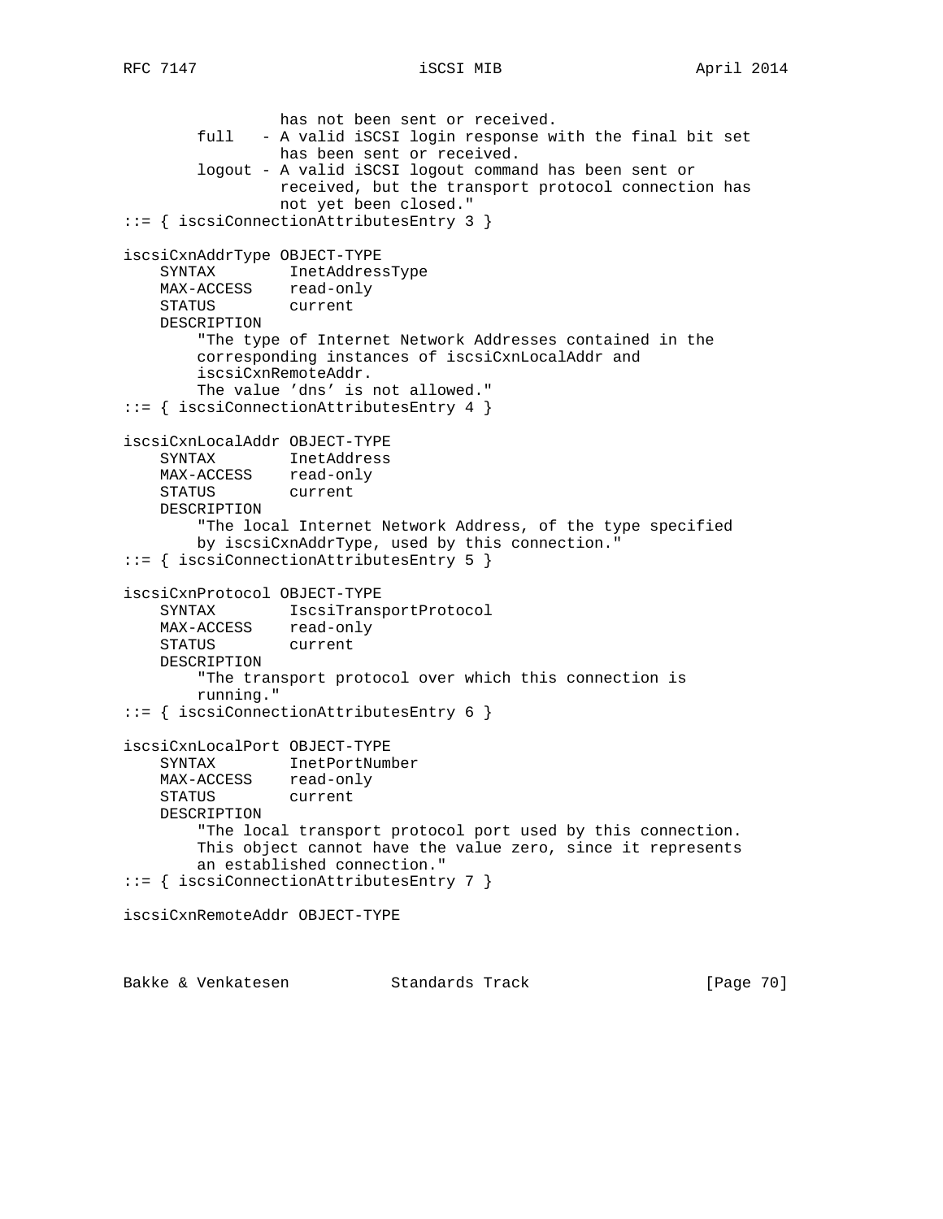```
                 has not been sent or received.
        full   - A valid iSCSI login response with the final bit set
                 has been sent or received.
        logout - A valid iSCSI logout command has been sent or
                 received, but the transport protocol connection has
                 not yet been closed."
::= { iscsiConnectionAttributesEntry 3 }

iscsiCxnAddrType OBJECT-TYPE
    SYNTAX        InetAddressType
    MAX-ACCESS    read-only
    STATUS        current
    DESCRIPTION
        "The type of Internet Network Addresses contained in the
        corresponding instances of iscsiCxnLocalAddr and
        iscsiCxnRemoteAddr.
        The value 'dns' is not allowed."
::= { iscsiConnectionAttributesEntry 4 }

iscsiCxnLocalAddr OBJECT-TYPE
    SYNTAX        InetAddress
    MAX-ACCESS    read-only
    STATUS        current
    DESCRIPTION
        "The local Internet Network Address, of the type specified
        by iscsiCxnAddrType, used by this connection."
::= { iscsiConnectionAttributesEntry 5 }

iscsiCxnProtocol OBJECT-TYPE
    SYNTAX        IscsiTransportProtocol
    MAX-ACCESS    read-only
    STATUS        current
    DESCRIPTION
        "The transport protocol over which this connection is
        running."
::= { iscsiConnectionAttributesEntry 6 }

iscsiCxnLocalPort OBJECT-TYPE
    SYNTAX        InetPortNumber
    MAX-ACCESS    read-only
    STATUS        current
    DESCRIPTION
        "The local transport protocol port used by this connection.
        This object cannot have the value zero, since it represents
        an established connection."
::= { iscsiConnectionAttributesEntry 7 }

iscsiCxnRemoteAddr OBJECT-TYPE
```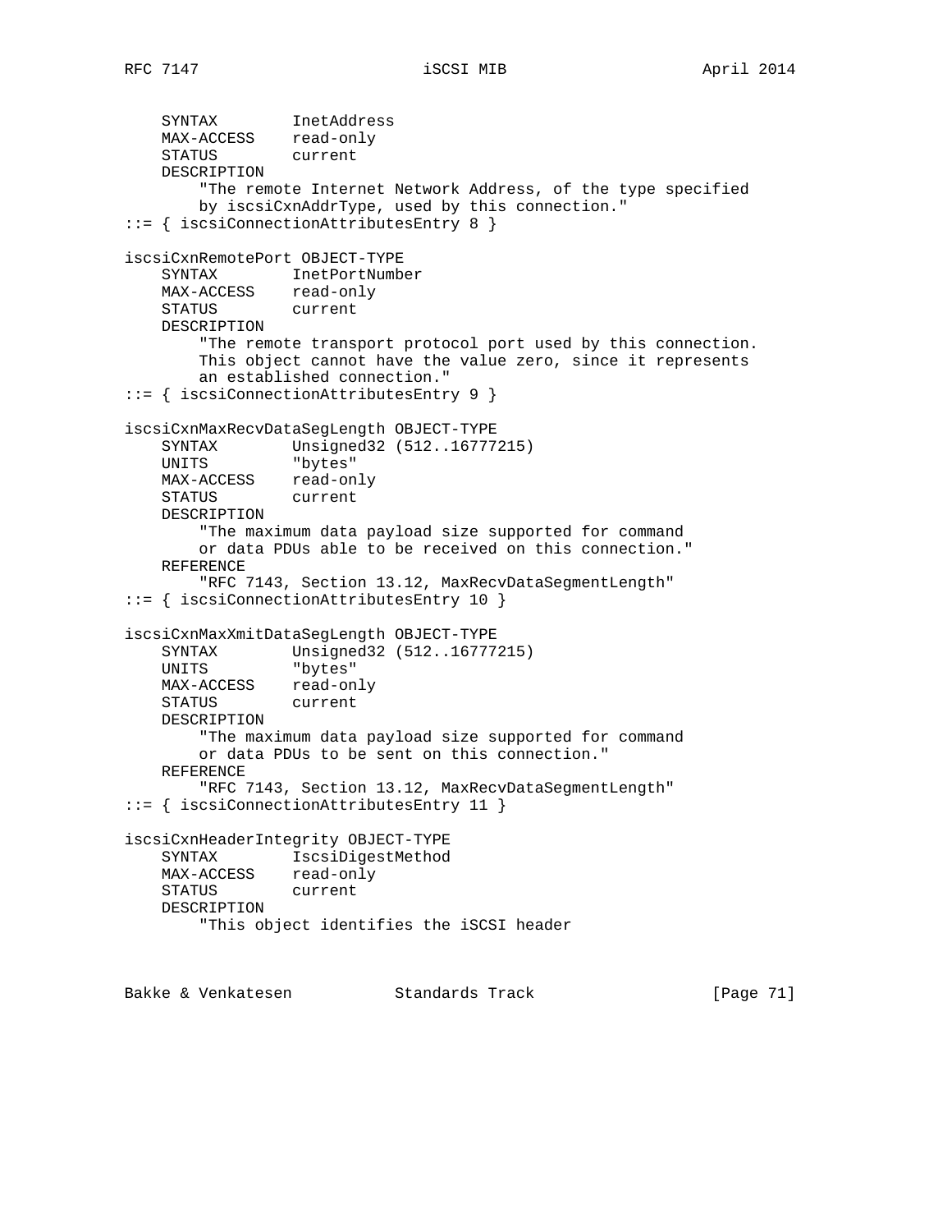```
    SYNTAX        InetAddress
    MAX-ACCESS    read-only
    STATUS        current
    DESCRIPTION
        "The remote Internet Network Address, of the type specified
        by iscsiCxnAddrType, used by this connection."
::= { iscsiConnectionAttributesEntry 8 }

iscsiCxnRemotePort OBJECT-TYPE
    SYNTAX        InetPortNumber
    MAX-ACCESS    read-only
    STATUS        current
    DESCRIPTION
        "The remote transport protocol port used by this connection.
        This object cannot have the value zero, since it represents
        an established connection."
::= { iscsiConnectionAttributesEntry 9 }

iscsiCxnMaxRecvDataSegLength OBJECT-TYPE
    SYNTAX        Unsigned32 (512..16777215)
    UNITS         "bytes"
    MAX-ACCESS    read-only
    STATUS        current
    DESCRIPTION
        "The maximum data payload size supported for command
        or data PDUs able to be received on this connection."
    REFERENCE
        "RFC 7143, Section 13.12, MaxRecvDataSegmentLength"
::= { iscsiConnectionAttributesEntry 10 }

iscsiCxnMaxXmitDataSegLength OBJECT-TYPE
    SYNTAX        Unsigned32 (512..16777215)
    UNITS         "bytes"
    MAX-ACCESS    read-only
    STATUS        current
    DESCRIPTION
        "The maximum data payload size supported for command
        or data PDUs to be sent on this connection."
    REFERENCE
        "RFC 7143, Section 13.12, MaxRecvDataSegmentLength"
::= { iscsiConnectionAttributesEntry 11 }

iscsiCxnHeaderIntegrity OBJECT-TYPE
    SYNTAX        IscsiDigestMethod
    MAX-ACCESS    read-only
    STATUS        current
    DESCRIPTION
        "This object identifies the iSCSI header
```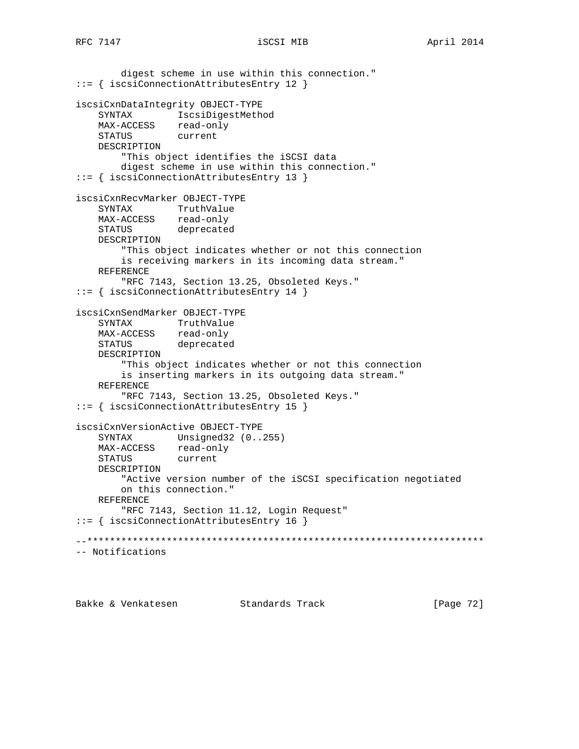```
        digest scheme in use within this connection."
::= { iscsiConnectionAttributesEntry 12 }

iscsiCxnDataIntegrity OBJECT-TYPE
    SYNTAX        IscsiDigestMethod
    MAX-ACCESS    read-only
    STATUS        current
    DESCRIPTION
        "This object identifies the iSCSI data
        digest scheme in use within this connection."
::= { iscsiConnectionAttributesEntry 13 }

iscsiCxnRecvMarker OBJECT-TYPE
    SYNTAX        TruthValue
    MAX-ACCESS    read-only
    STATUS        deprecated
    DESCRIPTION
        "This object indicates whether or not this connection
        is receiving markers in its incoming data stream."
    REFERENCE
        "RFC 7143, Section 13.25, Obsoleted Keys."
::= { iscsiConnectionAttributesEntry 14 }

iscsiCxnSendMarker OBJECT-TYPE
    SYNTAX        TruthValue
    MAX-ACCESS    read-only
    STATUS        deprecated
    DESCRIPTION
        "This object indicates whether or not this connection
        is inserting markers in its outgoing data stream."
    REFERENCE
        "RFC 7143, Section 13.25, Obsoleted Keys."
::= { iscsiConnectionAttributesEntry 15 }

iscsiCxnVersionActive OBJECT-TYPE
    SYNTAX        Unsigned32 (0..255)
    MAX-ACCESS    read-only
    STATUS        current
    DESCRIPTION
        "Active version number of the iSCSI specification negotiated
        on this connection."
    REFERENCE
        "RFC 7143, Section 11.12, Login Request"
::= { iscsiConnectionAttributesEntry 16 }

--**********************************************************************
-- Notifications
```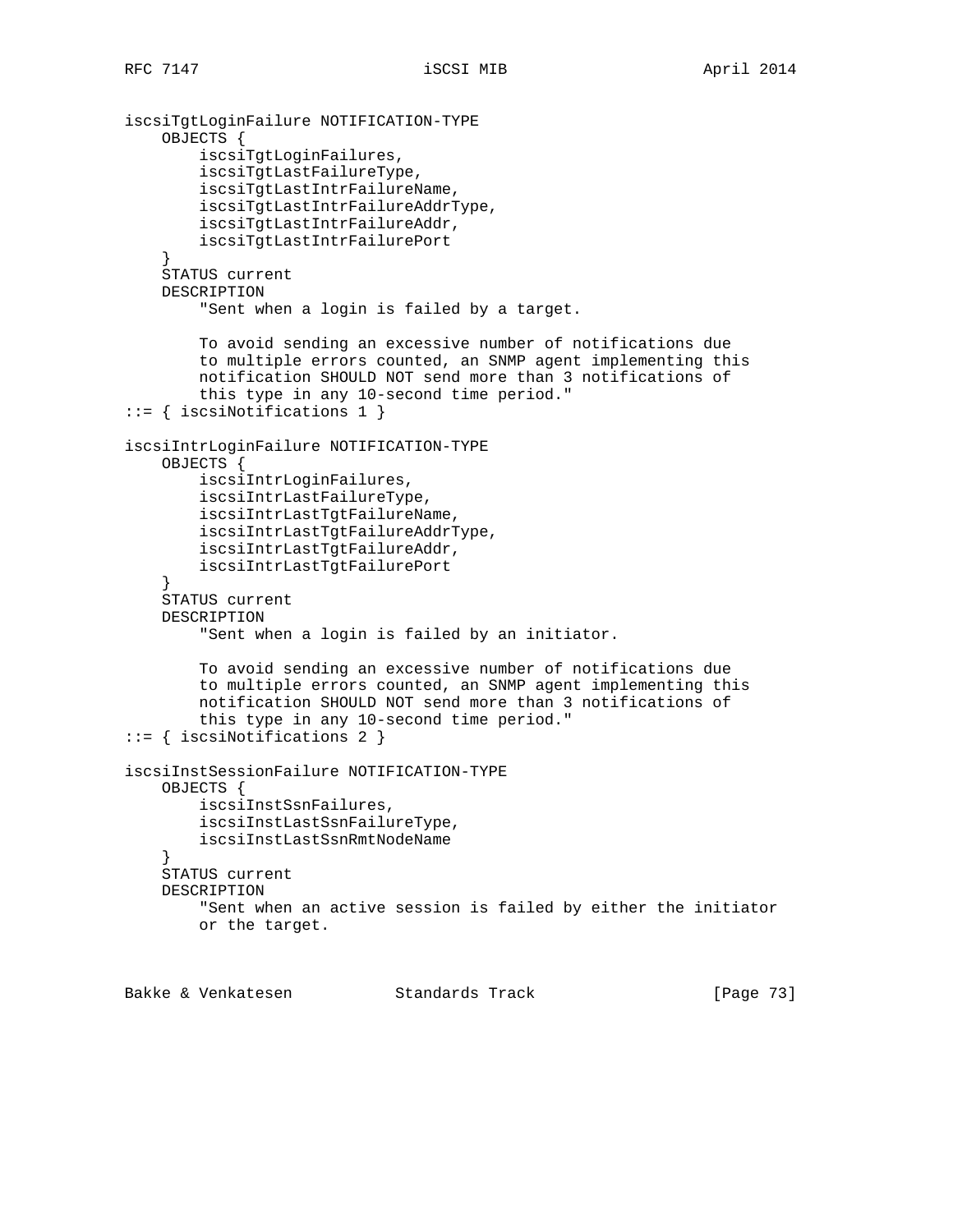```
iscsiTgtLoginFailure NOTIFICATION-TYPE
    OBJECTS {
        iscsiTgtLoginFailures,
        iscsiTgtLastFailureType,
        iscsiTgtLastIntrFailureName,
        iscsiTgtLastIntrFailureAddrType,
        iscsiTgtLastIntrFailureAddr,
        iscsiTgtLastIntrFailurePort
    }
    STATUS current
    DESCRIPTION
        "Sent when a login is failed by a target.

        To avoid sending an excessive number of notifications due
        to multiple errors counted, an SNMP agent implementing this
        notification SHOULD NOT send more than 3 notifications of
        this type in any 10-second time period."
::= { iscsiNotifications 1 }

iscsiIntrLoginFailure NOTIFICATION-TYPE
    OBJECTS {
        iscsiIntrLoginFailures,
        iscsiIntrLastFailureType,
        iscsiIntrLastTgtFailureName,
        iscsiIntrLastTgtFailureAddrType,
        iscsiIntrLastTgtFailureAddr,
        iscsiIntrLastTgtFailurePort
    }
    STATUS current
    DESCRIPTION
        "Sent when a login is failed by an initiator.

        To avoid sending an excessive number of notifications due
        to multiple errors counted, an SNMP agent implementing this
        notification SHOULD NOT send more than 3 notifications of
        this type in any 10-second time period."
::= { iscsiNotifications 2 }

iscsiInstSessionFailure NOTIFICATION-TYPE
    OBJECTS {
        iscsiInstSsnFailures,
        iscsiInstLastSsnFailureType,
        iscsiInstLastSsnRmtNodeName
    }
    STATUS current
    DESCRIPTION
        "Sent when an active session is failed by either the initiator
        or the target.
```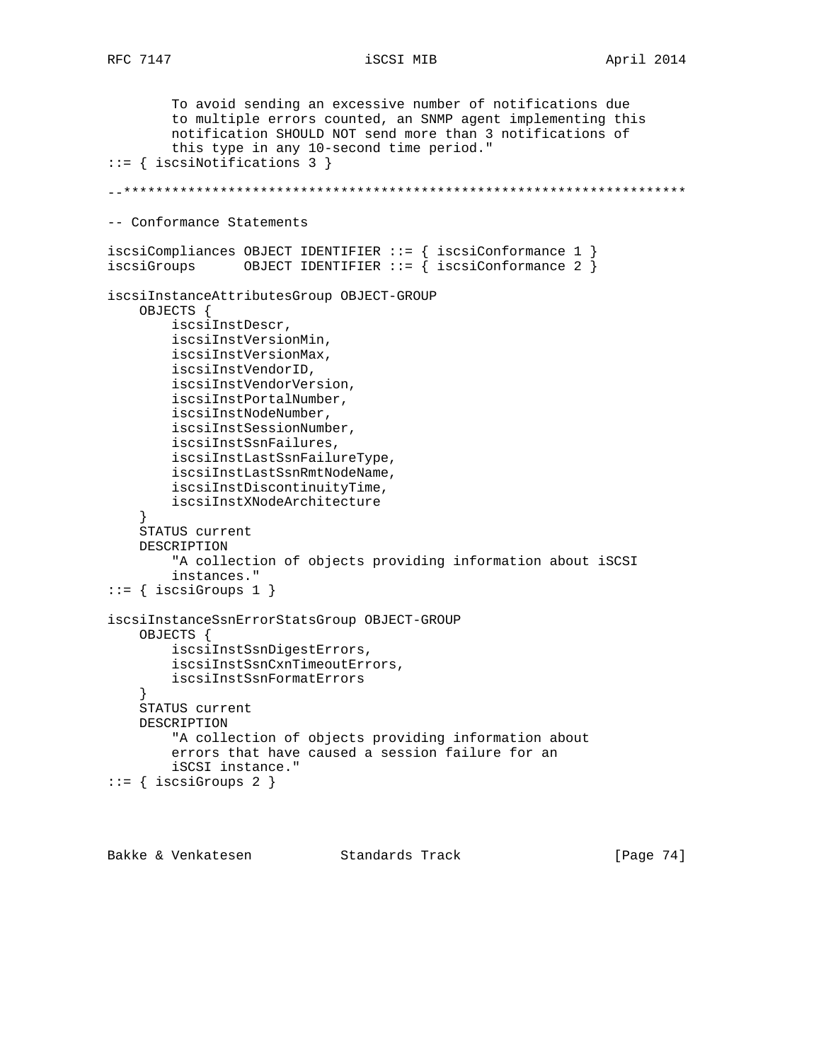```
        To avoid sending an excessive number of notifications due
        to multiple errors counted, an SNMP agent implementing this
        notification SHOULD NOT send more than 3 notifications of
        this type in any 10-second time period."
::= { iscsiNotifications 3 }

--**********************************************************************

-- Conformance Statements

iscsiCompliances OBJECT IDENTIFIER ::= { iscsiConformance 1 }
iscsiGroups      OBJECT IDENTIFIER ::= { iscsiConformance 2 }

iscsiInstanceAttributesGroup OBJECT-GROUP
    OBJECTS {
        iscsiInstDescr,
        iscsiInstVersionMin,
        iscsiInstVersionMax,
        iscsiInstVendorID,
        iscsiInstVendorVersion,
        iscsiInstPortalNumber,
        iscsiInstNodeNumber,
        iscsiInstSessionNumber,
        iscsiInstSsnFailures,
        iscsiInstLastSsnFailureType,
        iscsiInstLastSsnRmtNodeName,
        iscsiInstDiscontinuityTime,
        iscsiInstXNodeArchitecture
    }
    STATUS current
    DESCRIPTION
        "A collection of objects providing information about iSCSI
        instances."
::= { iscsiGroups 1 }

iscsiInstanceSsnErrorStatsGroup OBJECT-GROUP
    OBJECTS {
        iscsiInstSsnDigestErrors,
        iscsiInstSsnCxnTimeoutErrors,
        iscsiInstSsnFormatErrors
    }
    STATUS current
    DESCRIPTION
        "A collection of objects providing information about
        errors that have caused a session failure for an
        iSCSI instance."
::= { iscsiGroups 2 }
```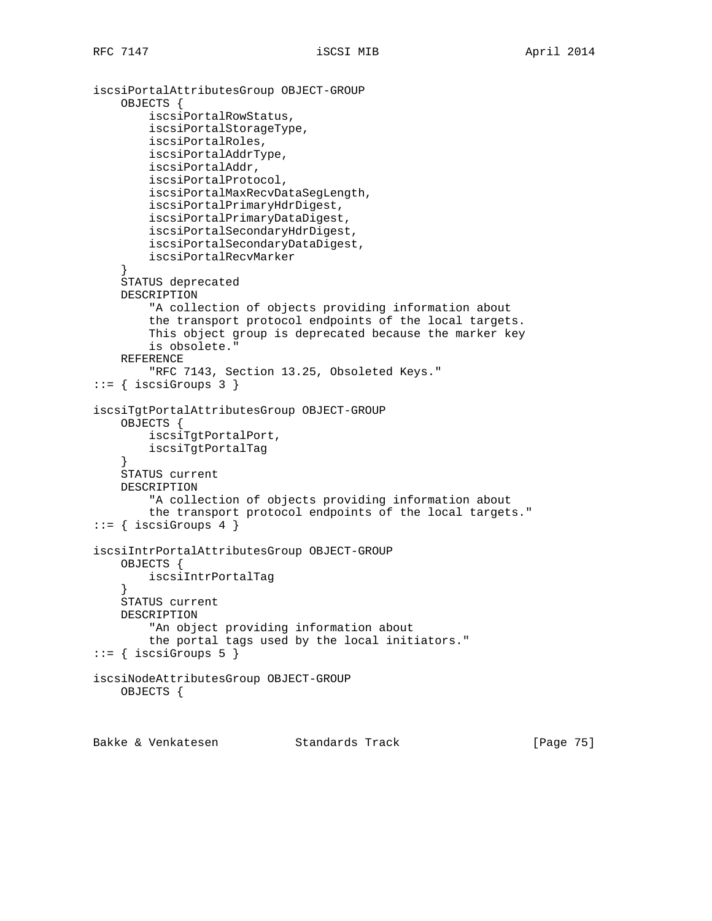```
iscsiPortalAttributesGroup OBJECT-GROUP
    OBJECTS {
        iscsiPortalRowStatus,
        iscsiPortalStorageType,
        iscsiPortalRoles,
        iscsiPortalAddrType,
        iscsiPortalAddr,
        iscsiPortalProtocol,
        iscsiPortalMaxRecvDataSegLength,
        iscsiPortalPrimaryHdrDigest,
        iscsiPortalPrimaryDataDigest,
        iscsiPortalSecondaryHdrDigest,
        iscsiPortalSecondaryDataDigest,
        iscsiPortalRecvMarker
    }
    STATUS deprecated
    DESCRIPTION
        "A collection of objects providing information about
        the transport protocol endpoints of the local targets.
        This object group is deprecated because the marker key
        is obsolete."
    REFERENCE
        "RFC 7143, Section 13.25, Obsoleted Keys."
::= { iscsiGroups 3 }

iscsiTgtPortalAttributesGroup OBJECT-GROUP
    OBJECTS {
        iscsiTgtPortalPort,
        iscsiTgtPortalTag
    }
    STATUS current
    DESCRIPTION
        "A collection of objects providing information about
        the transport protocol endpoints of the local targets."
::= { iscsiGroups 4 }

iscsiIntrPortalAttributesGroup OBJECT-GROUP
    OBJECTS {
        iscsiIntrPortalTag
    }
    STATUS current
    DESCRIPTION
        "An object providing information about
        the portal tags used by the local initiators."
::= { iscsiGroups 5 }

iscsiNodeAttributesGroup OBJECT-GROUP
    OBJECTS {
```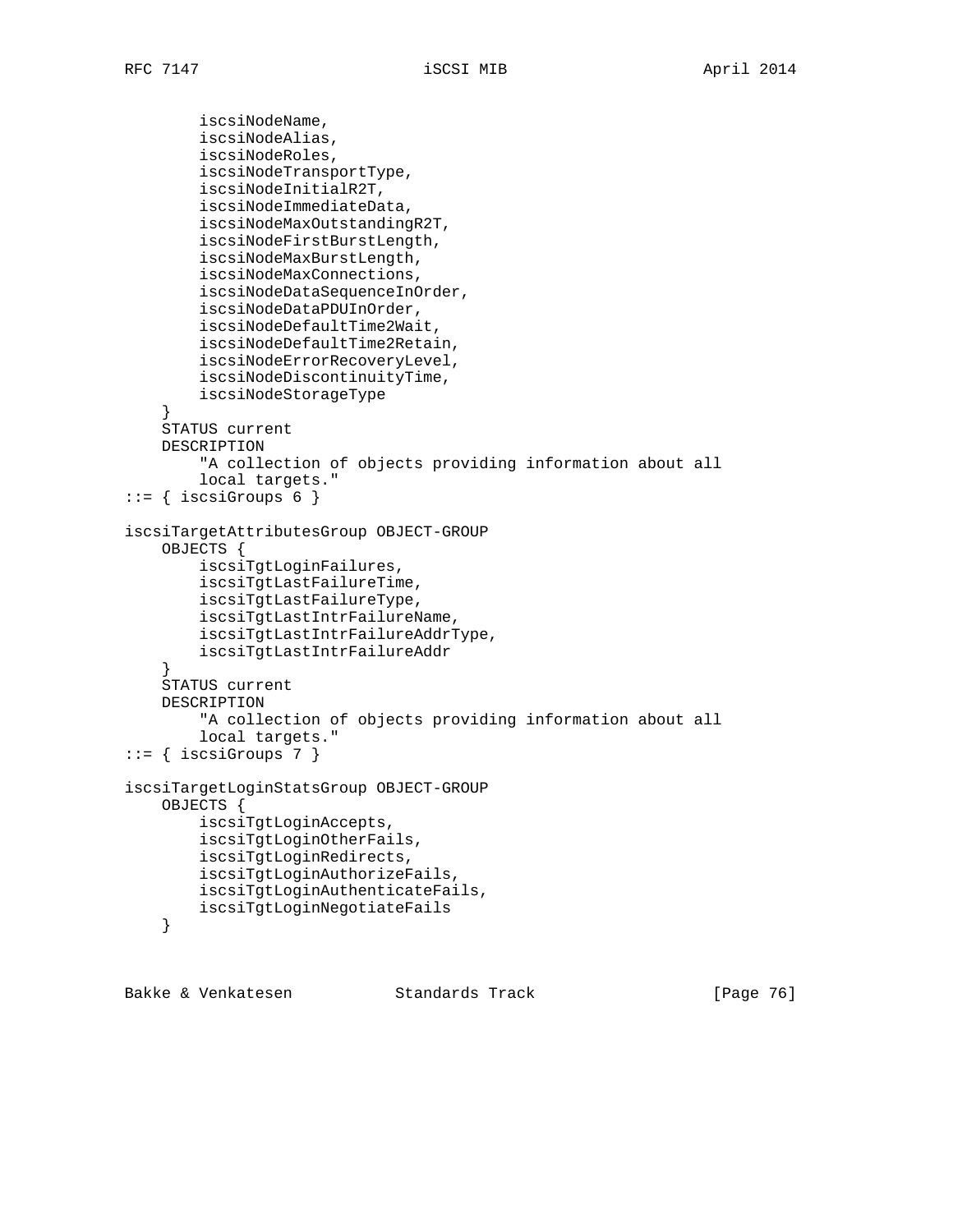```
        iscsiNodeName,
        iscsiNodeAlias,
        iscsiNodeRoles,
        iscsiNodeTransportType,
        iscsiNodeInitialR2T,
        iscsiNodeImmediateData,
        iscsiNodeMaxOutstandingR2T,
        iscsiNodeFirstBurstLength,
        iscsiNodeMaxBurstLength,
        iscsiNodeMaxConnections,
        iscsiNodeDataSequenceInOrder,
        iscsiNodeDataPDUInOrder,
        iscsiNodeDefaultTime2Wait,
        iscsiNodeDefaultTime2Retain,
        iscsiNodeErrorRecoveryLevel,
        iscsiNodeDiscontinuityTime,
        iscsiNodeStorageType
    }
    STATUS current
    DESCRIPTION
        "A collection of objects providing information about all
        local targets."
::= { iscsiGroups 6 }

iscsiTargetAttributesGroup OBJECT-GROUP
    OBJECTS {
        iscsiTgtLoginFailures,
        iscsiTgtLastFailureTime,
        iscsiTgtLastFailureType,
        iscsiTgtLastIntrFailureName,
        iscsiTgtLastIntrFailureAddrType,
        iscsiTgtLastIntrFailureAddr
    }
    STATUS current
    DESCRIPTION
        "A collection of objects providing information about all
        local targets."
::= { iscsiGroups 7 }

iscsiTargetLoginStatsGroup OBJECT-GROUP
    OBJECTS {
        iscsiTgtLoginAccepts,
        iscsiTgtLoginOtherFails,
        iscsiTgtLoginRedirects,
        iscsiTgtLoginAuthorizeFails,
        iscsiTgtLoginAuthenticateFails,
        iscsiTgtLoginNegotiateFails
    }
```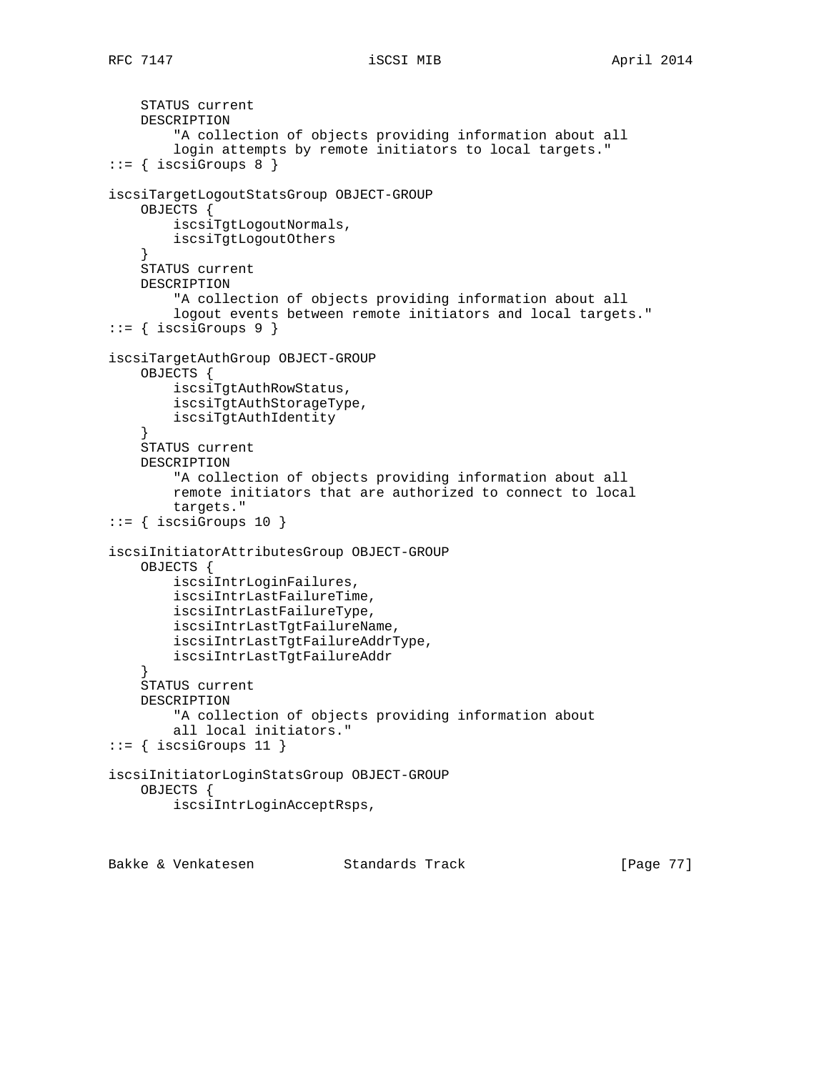```
    STATUS current
    DESCRIPTION
        "A collection of objects providing information about all
        login attempts by remote initiators to local targets."
::= { iscsiGroups 8 }

iscsiTargetLogoutStatsGroup OBJECT-GROUP
    OBJECTS {
        iscsiTgtLogoutNormals,
        iscsiTgtLogoutOthers
    }
    STATUS current
    DESCRIPTION
        "A collection of objects providing information about all
        logout events between remote initiators and local targets."
::= { iscsiGroups 9 }

iscsiTargetAuthGroup OBJECT-GROUP
    OBJECTS {
        iscsiTgtAuthRowStatus,
        iscsiTgtAuthStorageType,
        iscsiTgtAuthIdentity
    }
    STATUS current
    DESCRIPTION
        "A collection of objects providing information about all
        remote initiators that are authorized to connect to local
        targets."
::= { iscsiGroups 10 }

iscsiInitiatorAttributesGroup OBJECT-GROUP
    OBJECTS {
        iscsiIntrLoginFailures,
        iscsiIntrLastFailureTime,
        iscsiIntrLastFailureType,
        iscsiIntrLastTgtFailureName,
        iscsiIntrLastTgtFailureAddrType,
        iscsiIntrLastTgtFailureAddr
    }
    STATUS current
    DESCRIPTION
        "A collection of objects providing information about
        all local initiators."
::= { iscsiGroups 11 }

iscsiInitiatorLoginStatsGroup OBJECT-GROUP
    OBJECTS {
        iscsiIntrLoginAcceptRsps,
```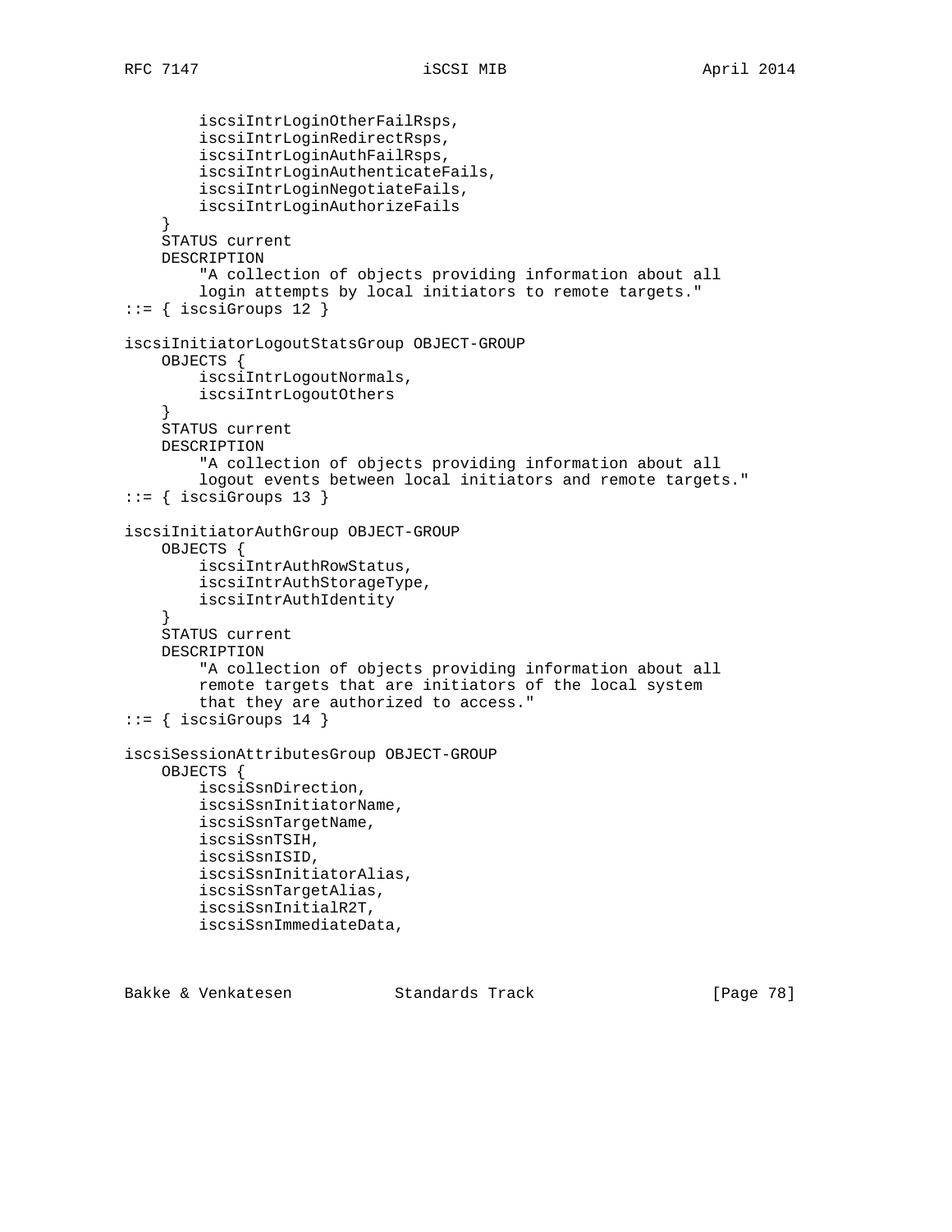```
        iscsiIntrLoginOtherFailRsps,
        iscsiIntrLoginRedirectRsps,
        iscsiIntrLoginAuthFailRsps,
        iscsiIntrLoginAuthenticateFails,
        iscsiIntrLoginNegotiateFails,
        iscsiIntrLoginAuthorizeFails
    }
    STATUS current
    DESCRIPTION
        "A collection of objects providing information about all
        login attempts by local initiators to remote targets."
::= { iscsiGroups 12 }

iscsiInitiatorLogoutStatsGroup OBJECT-GROUP
    OBJECTS {
        iscsiIntrLogoutNormals,
        iscsiIntrLogoutOthers
    }
    STATUS current
    DESCRIPTION
        "A collection of objects providing information about all
        logout events between local initiators and remote targets."
::= { iscsiGroups 13 }

iscsiInitiatorAuthGroup OBJECT-GROUP
    OBJECTS {
        iscsiIntrAuthRowStatus,
        iscsiIntrAuthStorageType,
        iscsiIntrAuthIdentity
    }
    STATUS current
    DESCRIPTION
        "A collection of objects providing information about all
        remote targets that are initiators of the local system
        that they are authorized to access."
::= { iscsiGroups 14 }

iscsiSessionAttributesGroup OBJECT-GROUP
    OBJECTS {
        iscsiSsnDirection,
        iscsiSsnInitiatorName,
        iscsiSsnTargetName,
        iscsiSsnTSIH,
        iscsiSsnISID,
        iscsiSsnInitiatorAlias,
        iscsiSsnTargetAlias,
        iscsiSsnInitialR2T,
        iscsiSsnImmediateData,
```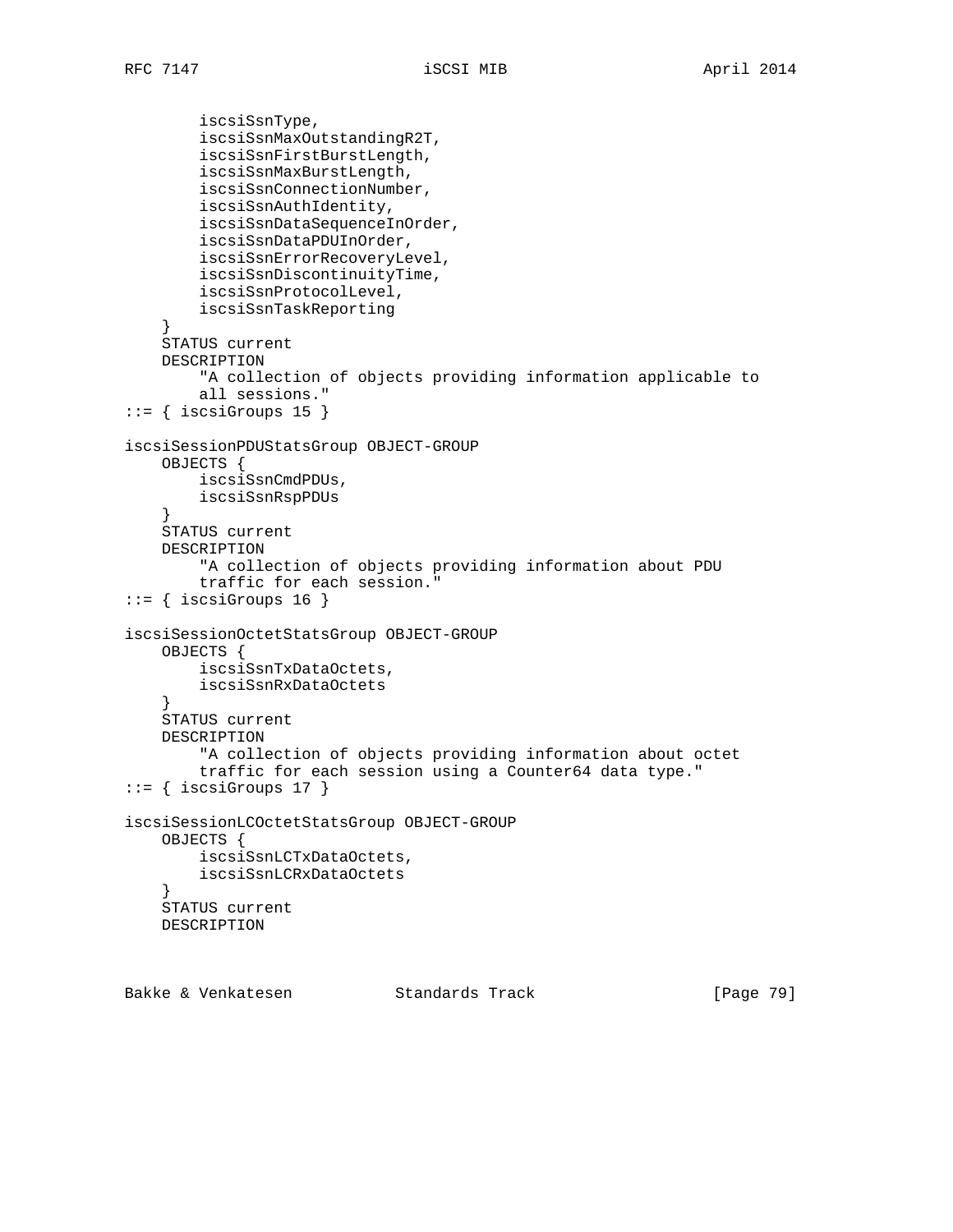```
        iscsiSsnType,
        iscsiSsnMaxOutstandingR2T,
        iscsiSsnFirstBurstLength,
        iscsiSsnMaxBurstLength,
        iscsiSsnConnectionNumber,
        iscsiSsnAuthIdentity,
        iscsiSsnDataSequenceInOrder,
        iscsiSsnDataPDUInOrder,
        iscsiSsnErrorRecoveryLevel,
        iscsiSsnDiscontinuityTime,
        iscsiSsnProtocolLevel,
        iscsiSsnTaskReporting
    }
    STATUS current
    DESCRIPTION
        "A collection of objects providing information applicable to
        all sessions."
::= { iscsiGroups 15 }

iscsiSessionPDUStatsGroup OBJECT-GROUP
    OBJECTS {
        iscsiSsnCmdPDUs,
        iscsiSsnRspPDUs
    }
    STATUS current
    DESCRIPTION
        "A collection of objects providing information about PDU
        traffic for each session."
::= { iscsiGroups 16 }

iscsiSessionOctetStatsGroup OBJECT-GROUP
    OBJECTS {
        iscsiSsnTxDataOctets,
        iscsiSsnRxDataOctets
    }
    STATUS current
    DESCRIPTION
        "A collection of objects providing information about octet
        traffic for each session using a Counter64 data type."
::= { iscsiGroups 17 }

iscsiSessionLCOctetStatsGroup OBJECT-GROUP
    OBJECTS {
        iscsiSsnLCTxDataOctets,
        iscsiSsnLCRxDataOctets
    }
    STATUS current
    DESCRIPTION
```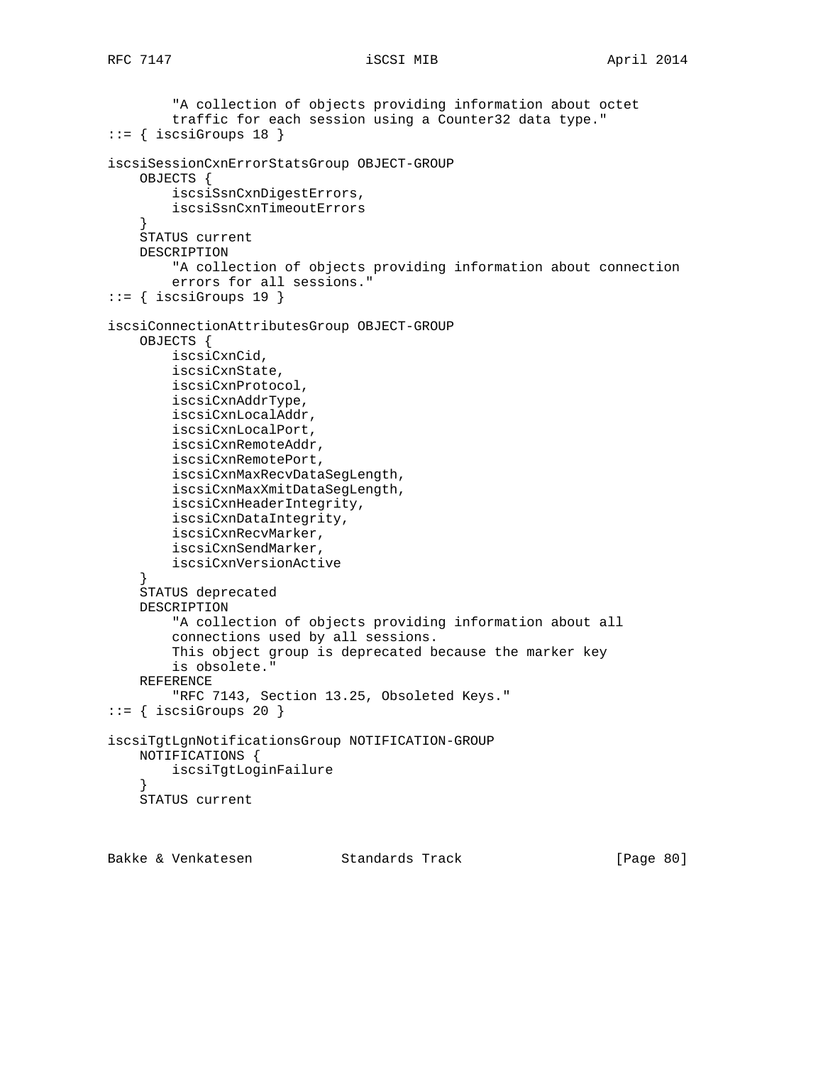```
        "A collection of objects providing information about octet
        traffic for each session using a Counter32 data type."
::= { iscsiGroups 18 }

iscsiSessionCxnErrorStatsGroup OBJECT-GROUP
    OBJECTS {
        iscsiSsnCxnDigestErrors,
        iscsiSsnCxnTimeoutErrors
    }
    STATUS current
    DESCRIPTION
        "A collection of objects providing information about connection
        errors for all sessions."
::= { iscsiGroups 19 }

iscsiConnectionAttributesGroup OBJECT-GROUP
    OBJECTS {
        iscsiCxnCid,
        iscsiCxnState,
        iscsiCxnProtocol,
        iscsiCxnAddrType,
        iscsiCxnLocalAddr,
        iscsiCxnLocalPort,
        iscsiCxnRemoteAddr,
        iscsiCxnRemotePort,
        iscsiCxnMaxRecvDataSegLength,
        iscsiCxnMaxXmitDataSegLength,
        iscsiCxnHeaderIntegrity,
        iscsiCxnDataIntegrity,
        iscsiCxnRecvMarker,
        iscsiCxnSendMarker,
        iscsiCxnVersionActive
    }
    STATUS deprecated
    DESCRIPTION
        "A collection of objects providing information about all
        connections used by all sessions.
        This object group is deprecated because the marker key
        is obsolete."
    REFERENCE
        "RFC 7143, Section 13.25, Obsoleted Keys."
::= { iscsiGroups 20 }

iscsiTgtLgnNotificationsGroup NOTIFICATION-GROUP
    NOTIFICATIONS {
        iscsiTgtLoginFailure
    }
    STATUS current
```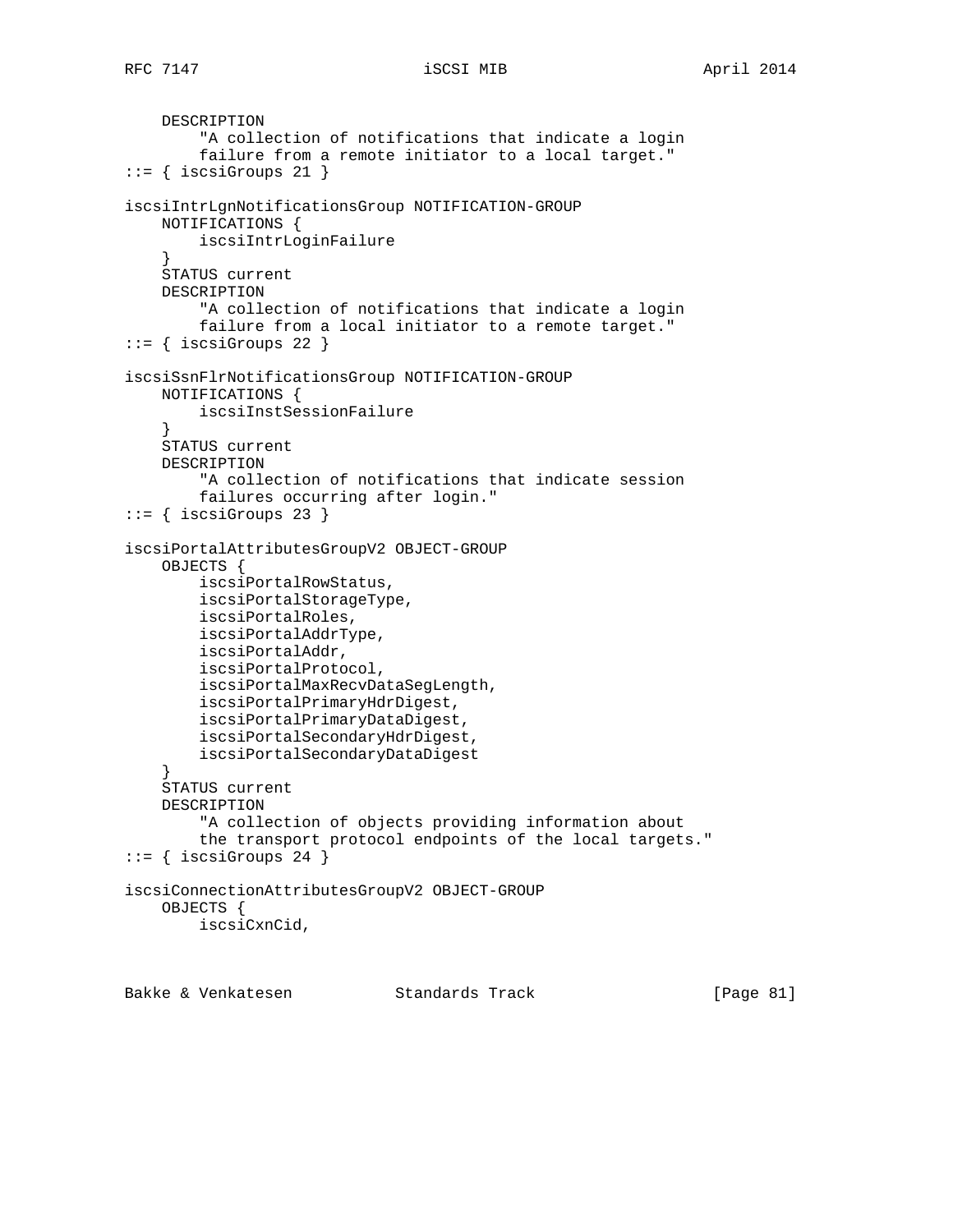```
    DESCRIPTION
        "A collection of notifications that indicate a login
        failure from a remote initiator to a local target."
::= { iscsiGroups 21 }

iscsiIntrLgnNotificationsGroup NOTIFICATION-GROUP
    NOTIFICATIONS {
        iscsiIntrLoginFailure
    }
    STATUS current
    DESCRIPTION
        "A collection of notifications that indicate a login
        failure from a local initiator to a remote target."
::= { iscsiGroups 22 }

iscsiSsnFlrNotificationsGroup NOTIFICATION-GROUP
    NOTIFICATIONS {
        iscsiInstSessionFailure
    }
    STATUS current
    DESCRIPTION
        "A collection of notifications that indicate session
        failures occurring after login."
::= { iscsiGroups 23 }

iscsiPortalAttributesGroupV2 OBJECT-GROUP
    OBJECTS {
        iscsiPortalRowStatus,
        iscsiPortalStorageType,
        iscsiPortalRoles,
        iscsiPortalAddrType,
        iscsiPortalAddr,
        iscsiPortalProtocol,
        iscsiPortalMaxRecvDataSegLength,
        iscsiPortalPrimaryHdrDigest,
        iscsiPortalPrimaryDataDigest,
        iscsiPortalSecondaryHdrDigest,
        iscsiPortalSecondaryDataDigest
    }
    STATUS current
    DESCRIPTION
        "A collection of objects providing information about
        the transport protocol endpoints of the local targets."
::= { iscsiGroups 24 }

iscsiConnectionAttributesGroupV2 OBJECT-GROUP
    OBJECTS {
        iscsiCxnCid,
```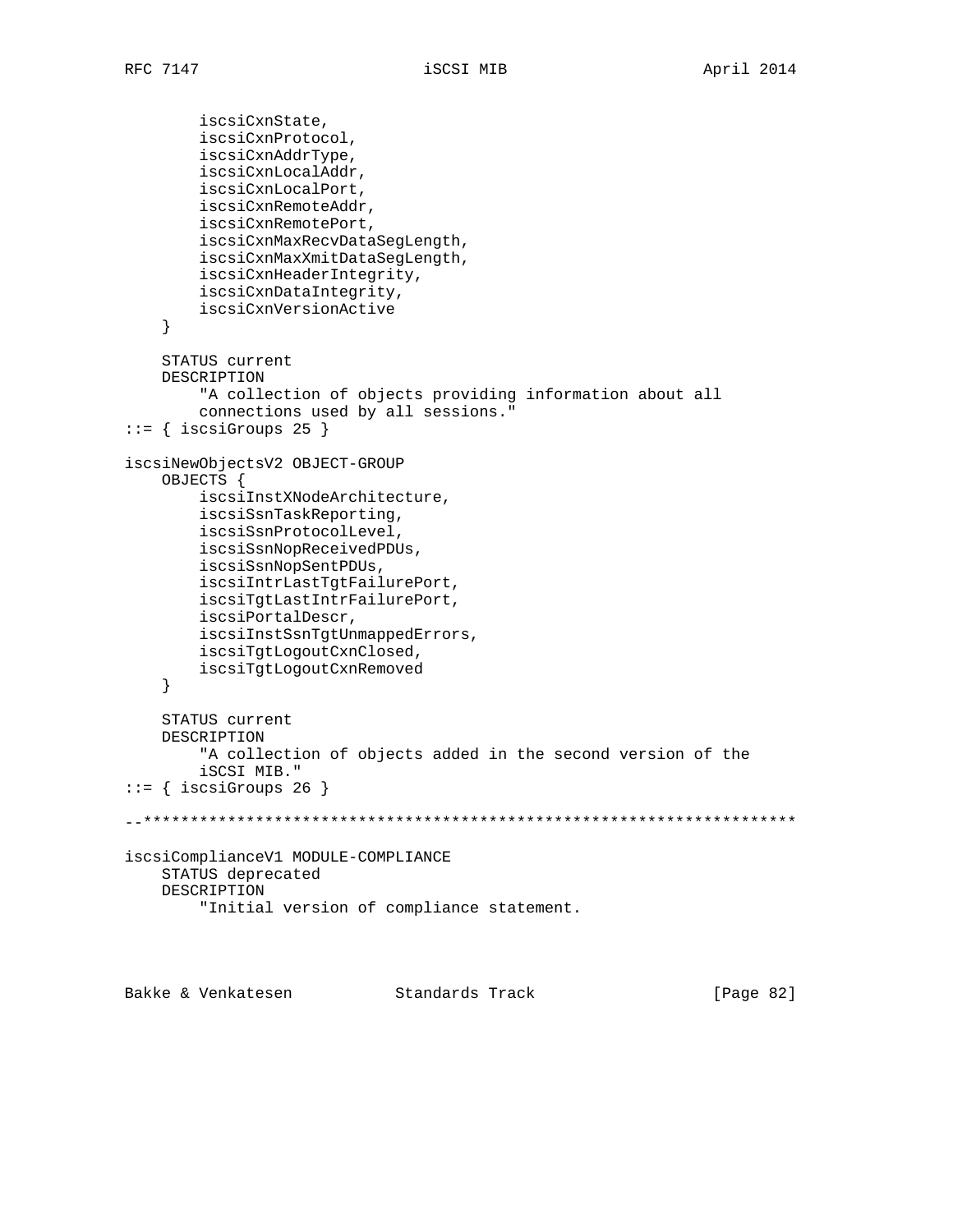```
        iscsiCxnState,
        iscsiCxnProtocol,
        iscsiCxnAddrType,
        iscsiCxnLocalAddr,
        iscsiCxnLocalPort,
        iscsiCxnRemoteAddr,
        iscsiCxnRemotePort,
        iscsiCxnMaxRecvDataSegLength,
        iscsiCxnMaxXmitDataSegLength,
        iscsiCxnHeaderIntegrity,
        iscsiCxnDataIntegrity,
        iscsiCxnVersionActive
    }

    STATUS current
    DESCRIPTION
        "A collection of objects providing information about all
        connections used by all sessions."
::= { iscsiGroups 25 }

iscsiNewObjectsV2 OBJECT-GROUP
    OBJECTS {
        iscsiInstXNodeArchitecture,
        iscsiSsnTaskReporting,
        iscsiSsnProtocolLevel,
        iscsiSsnNopReceivedPDUs,
        iscsiSsnNopSentPDUs,
        iscsiIntrLastTgtFailurePort,
        iscsiTgtLastIntrFailurePort,
        iscsiPortalDescr,
        iscsiInstSsnTgtUnmappedErrors,
        iscsiTgtLogoutCxnClosed,
        iscsiTgtLogoutCxnRemoved
    }

    STATUS current
    DESCRIPTION
        "A collection of objects added in the second version of the
        iSCSI MIB."
::= { iscsiGroups 26 }

--**********************************************************************

iscsiComplianceV1 MODULE-COMPLIANCE
    STATUS deprecated
    DESCRIPTION
        "Initial version of compliance statement.
```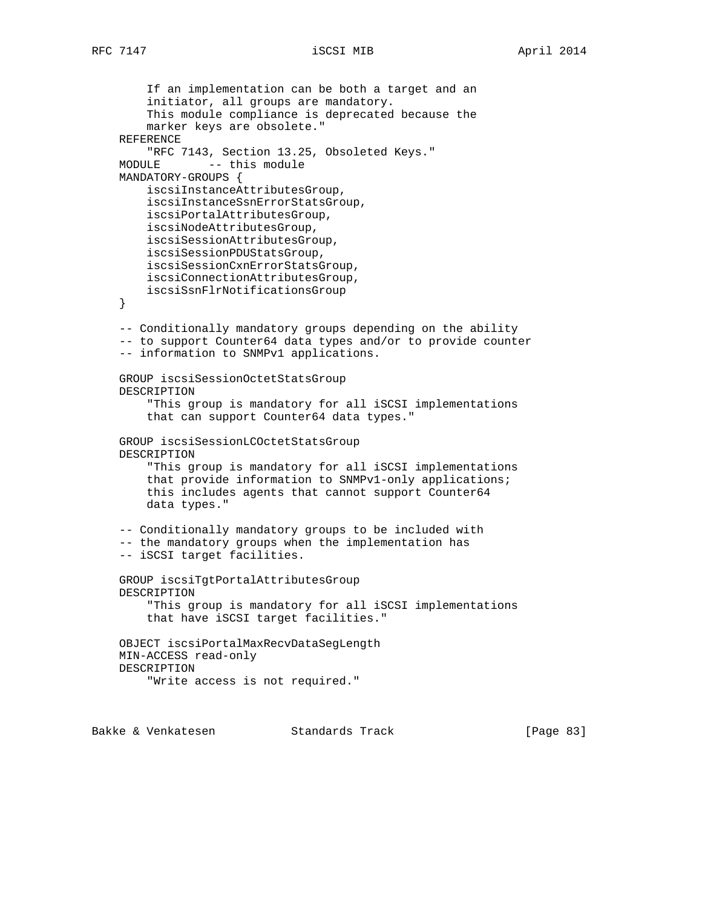```
        If an implementation can be both a target and an
        initiator, all groups are mandatory.
        This module compliance is deprecated because the
        marker keys are obsolete."
    REFERENCE
        "RFC 7143, Section 13.25, Obsoleted Keys."
    MODULE       -- this module
    MANDATORY-GROUPS {
        iscsiInstanceAttributesGroup,
        iscsiInstanceSsnErrorStatsGroup,
        iscsiPortalAttributesGroup,
        iscsiNodeAttributesGroup,
        iscsiSessionAttributesGroup,
        iscsiSessionPDUStatsGroup,
        iscsiSessionCxnErrorStatsGroup,
        iscsiConnectionAttributesGroup,
        iscsiSsnFlrNotificationsGroup
    }

    -- Conditionally mandatory groups depending on the ability
    -- to support Counter64 data types and/or to provide counter
    -- information to SNMPv1 applications.

    GROUP iscsiSessionOctetStatsGroup
    DESCRIPTION
        "This group is mandatory for all iSCSI implementations
        that can support Counter64 data types."

    GROUP iscsiSessionLCOctetStatsGroup
    DESCRIPTION
        "This group is mandatory for all iSCSI implementations
        that provide information to SNMPv1-only applications;
        this includes agents that cannot support Counter64
        data types."

    -- Conditionally mandatory groups to be included with
    -- the mandatory groups when the implementation has
    -- iSCSI target facilities.

    GROUP iscsiTgtPortalAttributesGroup
    DESCRIPTION
        "This group is mandatory for all iSCSI implementations
        that have iSCSI target facilities."

    OBJECT iscsiPortalMaxRecvDataSegLength
    MIN-ACCESS read-only
    DESCRIPTION
        "Write access is not required."
```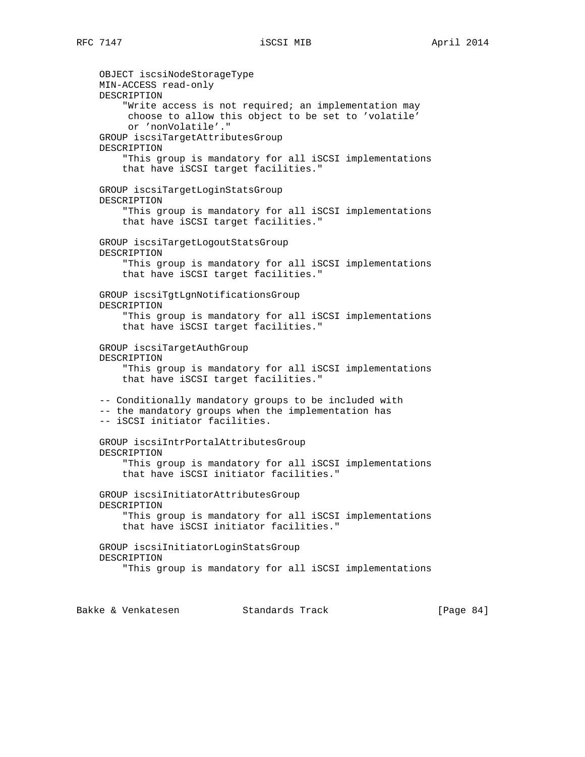```
    OBJECT iscsiNodeStorageType
    MIN-ACCESS read-only
    DESCRIPTION
        "Write access is not required; an implementation may
         choose to allow this object to be set to 'volatile'
         or 'nonVolatile'."
    GROUP iscsiTargetAttributesGroup
    DESCRIPTION
        "This group is mandatory for all iSCSI implementations
        that have iSCSI target facilities."

    GROUP iscsiTargetLoginStatsGroup
    DESCRIPTION
        "This group is mandatory for all iSCSI implementations
        that have iSCSI target facilities."

    GROUP iscsiTargetLogoutStatsGroup
    DESCRIPTION
        "This group is mandatory for all iSCSI implementations
        that have iSCSI target facilities."

    GROUP iscsiTgtLgnNotificationsGroup
    DESCRIPTION
        "This group is mandatory for all iSCSI implementations
        that have iSCSI target facilities."

    GROUP iscsiTargetAuthGroup
    DESCRIPTION
        "This group is mandatory for all iSCSI implementations
        that have iSCSI target facilities."

    -- Conditionally mandatory groups to be included with
    -- the mandatory groups when the implementation has
    -- iSCSI initiator facilities.

    GROUP iscsiIntrPortalAttributesGroup
    DESCRIPTION
        "This group is mandatory for all iSCSI implementations
        that have iSCSI initiator facilities."

    GROUP iscsiInitiatorAttributesGroup
    DESCRIPTION
        "This group is mandatory for all iSCSI implementations
        that have iSCSI initiator facilities."

    GROUP iscsiInitiatorLoginStatsGroup
    DESCRIPTION
        "This group is mandatory for all iSCSI implementations
```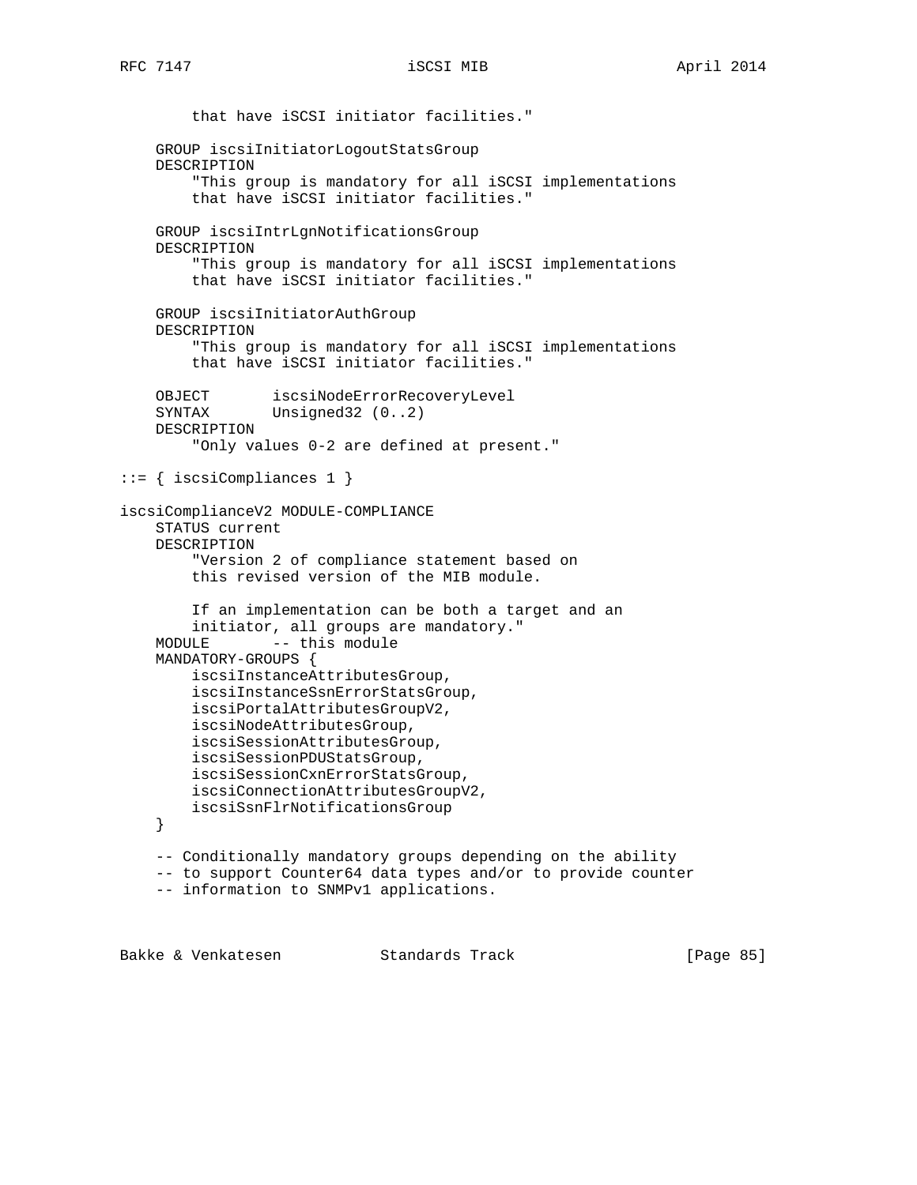```
        that have iSCSI initiator facilities."

    GROUP iscsiInitiatorLogoutStatsGroup
    DESCRIPTION
        "This group is mandatory for all iSCSI implementations
        that have iSCSI initiator facilities."

    GROUP iscsiIntrLgnNotificationsGroup
    DESCRIPTION
        "This group is mandatory for all iSCSI implementations
        that have iSCSI initiator facilities."

    GROUP iscsiInitiatorAuthGroup
    DESCRIPTION
        "This group is mandatory for all iSCSI implementations
        that have iSCSI initiator facilities."

    OBJECT       iscsiNodeErrorRecoveryLevel
    SYNTAX       Unsigned32 (0..2)
    DESCRIPTION
        "Only values 0-2 are defined at present."

::= { iscsiCompliances 1 }

iscsiComplianceV2 MODULE-COMPLIANCE
    STATUS current
    DESCRIPTION
        "Version 2 of compliance statement based on
        this revised version of the MIB module.

        If an implementation can be both a target and an
        initiator, all groups are mandatory."
    MODULE       -- this module
    MANDATORY-GROUPS {
        iscsiInstanceAttributesGroup,
        iscsiInstanceSsnErrorStatsGroup,
        iscsiPortalAttributesGroupV2,
        iscsiNodeAttributesGroup,
        iscsiSessionAttributesGroup,
        iscsiSessionPDUStatsGroup,
        iscsiSessionCxnErrorStatsGroup,
        iscsiConnectionAttributesGroupV2,
        iscsiSsnFlrNotificationsGroup
    }

    -- Conditionally mandatory groups depending on the ability
    -- to support Counter64 data types and/or to provide counter
    -- information to SNMPv1 applications.
```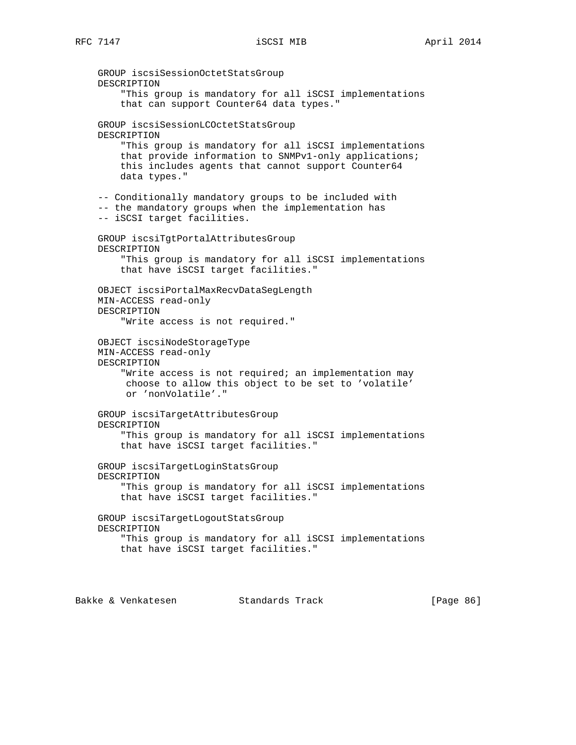```
    GROUP iscsiSessionOctetStatsGroup
    DESCRIPTION
        "This group is mandatory for all iSCSI implementations
        that can support Counter64 data types."

    GROUP iscsiSessionLCOctetStatsGroup
    DESCRIPTION
        "This group is mandatory for all iSCSI implementations
        that provide information to SNMPv1-only applications;
        this includes agents that cannot support Counter64
        data types."

    -- Conditionally mandatory groups to be included with
    -- the mandatory groups when the implementation has
    -- iSCSI target facilities.

    GROUP iscsiTgtPortalAttributesGroup
    DESCRIPTION
        "This group is mandatory for all iSCSI implementations
        that have iSCSI target facilities."

    OBJECT iscsiPortalMaxRecvDataSegLength
    MIN-ACCESS read-only
    DESCRIPTION
        "Write access is not required."

    OBJECT iscsiNodeStorageType
    MIN-ACCESS read-only
    DESCRIPTION
        "Write access is not required; an implementation may
         choose to allow this object to be set to 'volatile'
         or 'nonVolatile'."

    GROUP iscsiTargetAttributesGroup
    DESCRIPTION
        "This group is mandatory for all iSCSI implementations
        that have iSCSI target facilities."

    GROUP iscsiTargetLoginStatsGroup
    DESCRIPTION
        "This group is mandatory for all iSCSI implementations
        that have iSCSI target facilities."

    GROUP iscsiTargetLogoutStatsGroup
    DESCRIPTION
        "This group is mandatory for all iSCSI implementations
        that have iSCSI target facilities."
```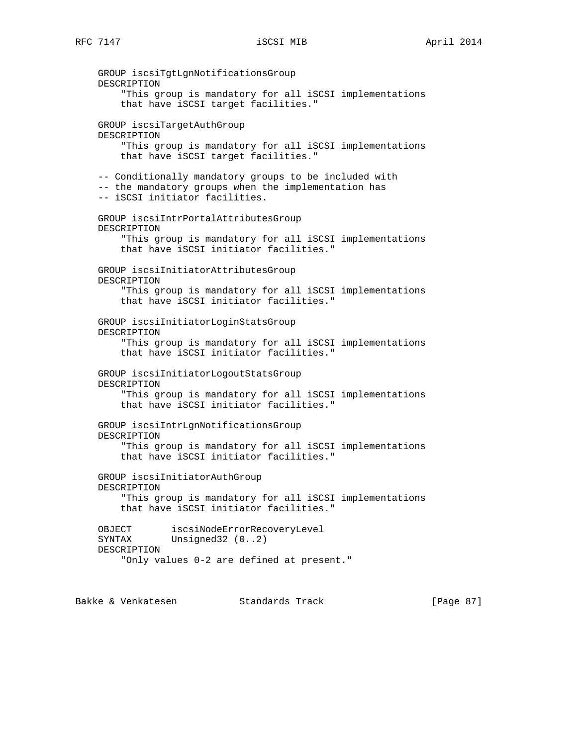```
    GROUP iscsiTgtLgnNotificationsGroup
    DESCRIPTION
        "This group is mandatory for all iSCSI implementations
        that have iSCSI target facilities."

    GROUP iscsiTargetAuthGroup
    DESCRIPTION
        "This group is mandatory for all iSCSI implementations
        that have iSCSI target facilities."

    -- Conditionally mandatory groups to be included with
    -- the mandatory groups when the implementation has
    -- iSCSI initiator facilities.

    GROUP iscsiIntrPortalAttributesGroup
    DESCRIPTION
        "This group is mandatory for all iSCSI implementations
        that have iSCSI initiator facilities."

    GROUP iscsiInitiatorAttributesGroup
    DESCRIPTION
        "This group is mandatory for all iSCSI implementations
        that have iSCSI initiator facilities."

    GROUP iscsiInitiatorLoginStatsGroup
    DESCRIPTION
        "This group is mandatory for all iSCSI implementations
        that have iSCSI initiator facilities."

    GROUP iscsiInitiatorLogoutStatsGroup
    DESCRIPTION
        "This group is mandatory for all iSCSI implementations
        that have iSCSI initiator facilities."

    GROUP iscsiIntrLgnNotificationsGroup
    DESCRIPTION
        "This group is mandatory for all iSCSI implementations
        that have iSCSI initiator facilities."

    GROUP iscsiInitiatorAuthGroup
    DESCRIPTION
        "This group is mandatory for all iSCSI implementations
        that have iSCSI initiator facilities."

    OBJECT       iscsiNodeErrorRecoveryLevel
    SYNTAX       Unsigned32 (0..2)
    DESCRIPTION
        "Only values 0-2 are defined at present."
```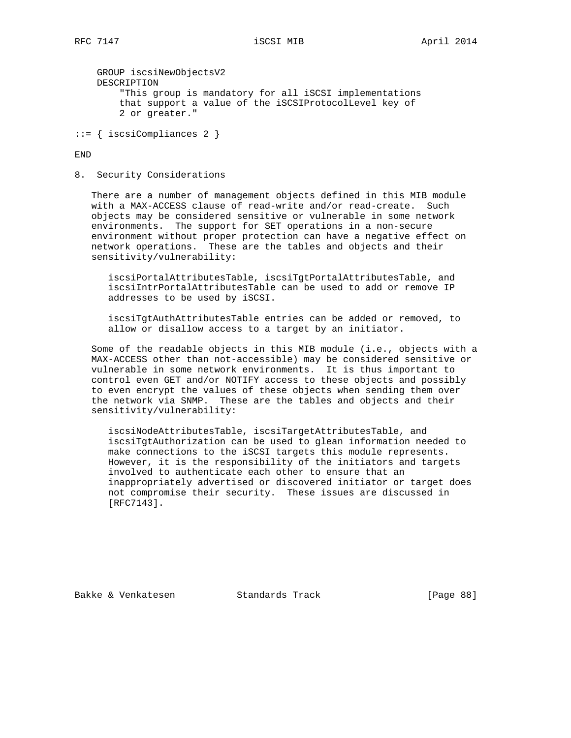```
    GROUP iscsiNewObjectsV2
    DESCRIPTION
        "This group is mandatory for all iSCSI implementations
        that support a value of the iSCSIProtocolLevel key of
        2 or greater."

::= { iscsiCompliances 2 }

END
```

## 8. Security Considerations

There are a number of management objects defined in this MIB module with a MAX-ACCESS clause of read-write and/or read-create. Such objects may be considered sensitive or vulnerable in some network environments. The support for SET operations in a non-secure environment without proper protection can have a negative effect on network operations. These are the tables and objects and their sensitivity/vulnerability:

iscsiPortalAttributesTable, iscsiTgtPortalAttributesTable, and iscsiIntrPortalAttributesTable can be used to add or remove IP addresses to be used by iSCSI.

iscsiTgtAuthAttributesTable entries can be added or removed, to allow or disallow access to a target by an initiator.

Some of the readable objects in this MIB module (i.e., objects with a MAX-ACCESS other than not-accessible) may be considered sensitive or vulnerable in some network environments. It is thus important to control even GET and/or NOTIFY access to these objects and possibly to even encrypt the values of these objects when sending them over the network via SNMP. These are the tables and objects and their sensitivity/vulnerability:

iscsiNodeAttributesTable, iscsiTargetAttributesTable, and iscsiTgtAuthorization can be used to glean information needed to make connections to the iSCSI targets this module represents. However, it is the responsibility of the initiators and targets involved to authenticate each other to ensure that an inappropriately advertised or discovered initiator or target does not compromise their security. These issues are discussed in [RFC7143].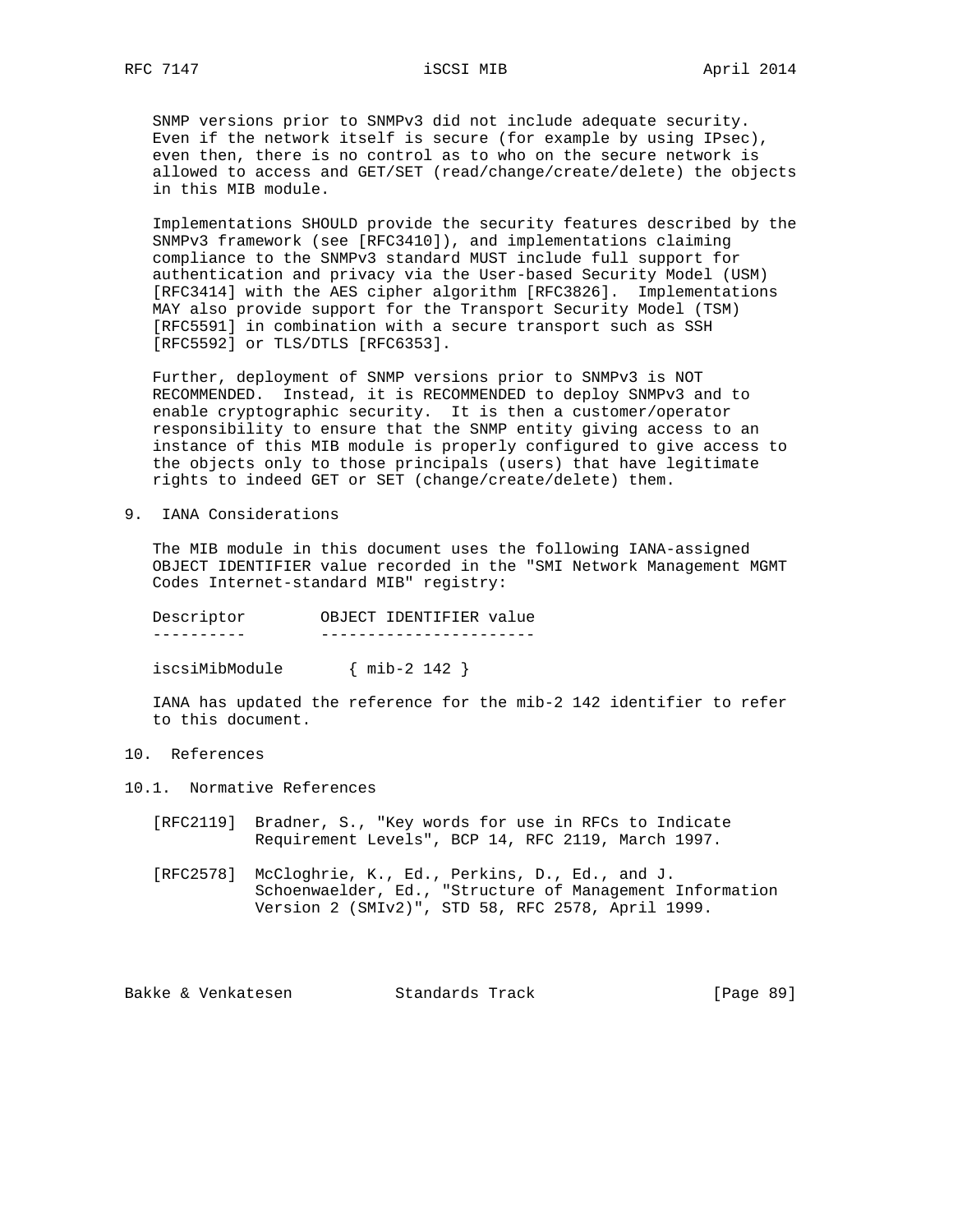SNMP versions prior to SNMPv3 did not include adequate security. Even if the network itself is secure (for example by using IPsec), even then, there is no control as to who on the secure network is allowed to access and GET/SET (read/change/create/delete) the objects in this MIB module.

Implementations SHOULD provide the security features described by the SNMPv3 framework (see [RFC3410]), and implementations claiming compliance to the SNMPv3 standard MUST include full support for authentication and privacy via the User-based Security Model (USM) [RFC3414] with the AES cipher algorithm [RFC3826]. Implementations MAY also provide support for the Transport Security Model (TSM) [RFC5591] in combination with a secure transport such as SSH [RFC5592] or TLS/DTLS [RFC6353].

Further, deployment of SNMP versions prior to SNMPv3 is NOT RECOMMENDED. Instead, it is RECOMMENDED to deploy SNMPv3 and to enable cryptographic security. It is then a customer/operator responsibility to ensure that the SNMP entity giving access to an instance of this MIB module is properly configured to give access to the objects only to those principals (users) that have legitimate rights to indeed GET or SET (change/create/delete) them.

## 9. IANA Considerations

The MIB module in this document uses the following IANA-assigned OBJECT IDENTIFIER value recorded in the "SMI Network Management MGMT Codes Internet-standard MIB" registry:

```
Descriptor        OBJECT IDENTIFIER value
----------        -----------------------

iscsiMibModule       { mib-2 142 }
```

IANA has updated the reference for the mib-2 142 identifier to refer to this document.

## 10. References

### 10.1. Normative References

[RFC2119] Bradner, S., "Key words for use in RFCs to Indicate Requirement Levels", BCP 14, RFC 2119, March 1997.

[RFC2578] McCloghrie, K., Ed., Perkins, D., Ed., and J. Schoenwaelder, Ed., "Structure of Management Information Version 2 (SMIv2)", STD 58, RFC 2578, April 1999.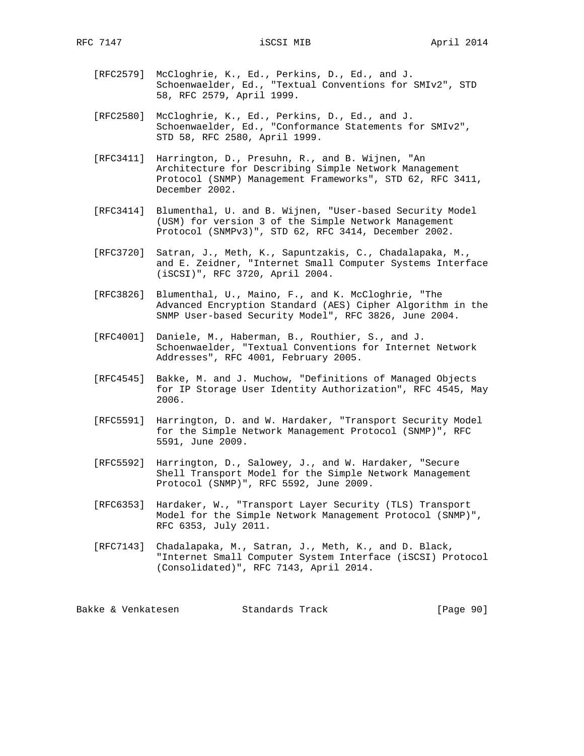[RFC2579] McCloghrie, K., Ed., Perkins, D., Ed., and J. Schoenwaelder, Ed., "Textual Conventions for SMIv2", STD 58, RFC 2579, April 1999.

[RFC2580] McCloghrie, K., Ed., Perkins, D., Ed., and J. Schoenwaelder, Ed., "Conformance Statements for SMIv2", STD 58, RFC 2580, April 1999.

[RFC3411] Harrington, D., Presuhn, R., and B. Wijnen, "An Architecture for Describing Simple Network Management Protocol (SNMP) Management Frameworks", STD 62, RFC 3411, December 2002.

[RFC3414] Blumenthal, U. and B. Wijnen, "User-based Security Model (USM) for version 3 of the Simple Network Management Protocol (SNMPv3)", STD 62, RFC 3414, December 2002.

[RFC3720] Satran, J., Meth, K., Sapuntzakis, C., Chadalapaka, M., and E. Zeidner, "Internet Small Computer Systems Interface (iSCSI)", RFC 3720, April 2004.

[RFC3826] Blumenthal, U., Maino, F., and K. McCloghrie, "The Advanced Encryption Standard (AES) Cipher Algorithm in the SNMP User-based Security Model", RFC 3826, June 2004.

[RFC4001] Daniele, M., Haberman, B., Routhier, S., and J. Schoenwaelder, "Textual Conventions for Internet Network Addresses", RFC 4001, February 2005.

[RFC4545] Bakke, M. and J. Muchow, "Definitions of Managed Objects for IP Storage User Identity Authorization", RFC 4545, May 2006.

[RFC5591] Harrington, D. and W. Hardaker, "Transport Security Model for the Simple Network Management Protocol (SNMP)", RFC 5591, June 2009.

[RFC5592] Harrington, D., Salowey, J., and W. Hardaker, "Secure Shell Transport Model for the Simple Network Management Protocol (SNMP)", RFC 5592, June 2009.

[RFC6353] Hardaker, W., "Transport Layer Security (TLS) Transport Model for the Simple Network Management Protocol (SNMP)", RFC 6353, July 2011.

[RFC7143] Chadalapaka, M., Satran, J., Meth, K., and D. Black, "Internet Small Computer System Interface (iSCSI) Protocol (Consolidated)", RFC 7143, April 2014.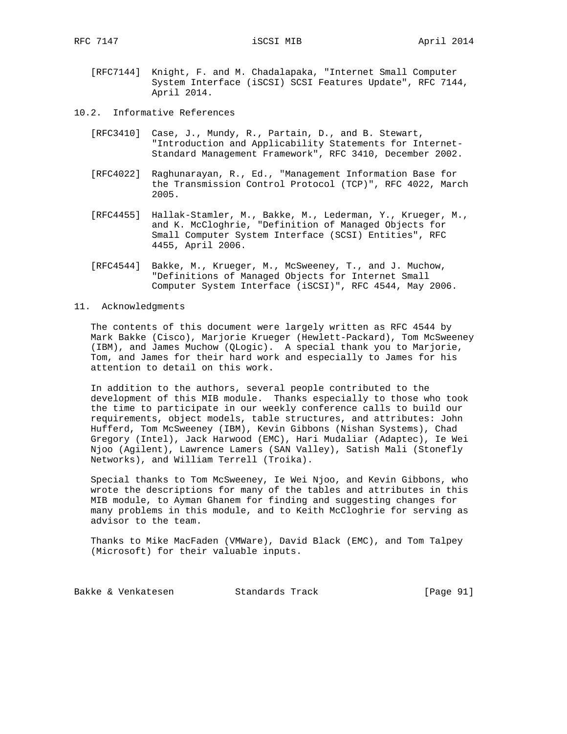[RFC7144] Knight, F. and M. Chadalapaka, "Internet Small Computer System Interface (iSCSI) SCSI Features Update", RFC 7144, April 2014.

### 10.2. Informative References

[RFC3410] Case, J., Mundy, R., Partain, D., and B. Stewart, "Introduction and Applicability Statements for Internet-Standard Management Framework", RFC 3410, December 2002.

[RFC4022] Raghunarayan, R., Ed., "Management Information Base for the Transmission Control Protocol (TCP)", RFC 4022, March 2005.

[RFC4455] Hallak-Stamler, M., Bakke, M., Lederman, Y., Krueger, M., and K. McCloghrie, "Definition of Managed Objects for Small Computer System Interface (SCSI) Entities", RFC 4455, April 2006.

[RFC4544] Bakke, M., Krueger, M., McSweeney, T., and J. Muchow, "Definitions of Managed Objects for Internet Small Computer System Interface (iSCSI)", RFC 4544, May 2006.

## 11. Acknowledgments

The contents of this document were largely written as RFC 4544 by Mark Bakke (Cisco), Marjorie Krueger (Hewlett-Packard), Tom McSweeney (IBM), and James Muchow (QLogic). A special thank you to Marjorie, Tom, and James for their hard work and especially to James for his attention to detail on this work.

In addition to the authors, several people contributed to the development of this MIB module. Thanks especially to those who took the time to participate in our weekly conference calls to build our requirements, object models, table structures, and attributes: John Hufferd, Tom McSweeney (IBM), Kevin Gibbons (Nishan Systems), Chad Gregory (Intel), Jack Harwood (EMC), Hari Mudaliar (Adaptec), Ie Wei Njoo (Agilent), Lawrence Lamers (SAN Valley), Satish Mali (Stonefly Networks), and William Terrell (Troika).

Special thanks to Tom McSweeney, Ie Wei Njoo, and Kevin Gibbons, who wrote the descriptions for many of the tables and attributes in this MIB module, to Ayman Ghanem for finding and suggesting changes for many problems in this module, and to Keith McCloghrie for serving as advisor to the team.

Thanks to Mike MacFaden (VMWare), David Black (EMC), and Tom Talpey (Microsoft) for their valuable inputs.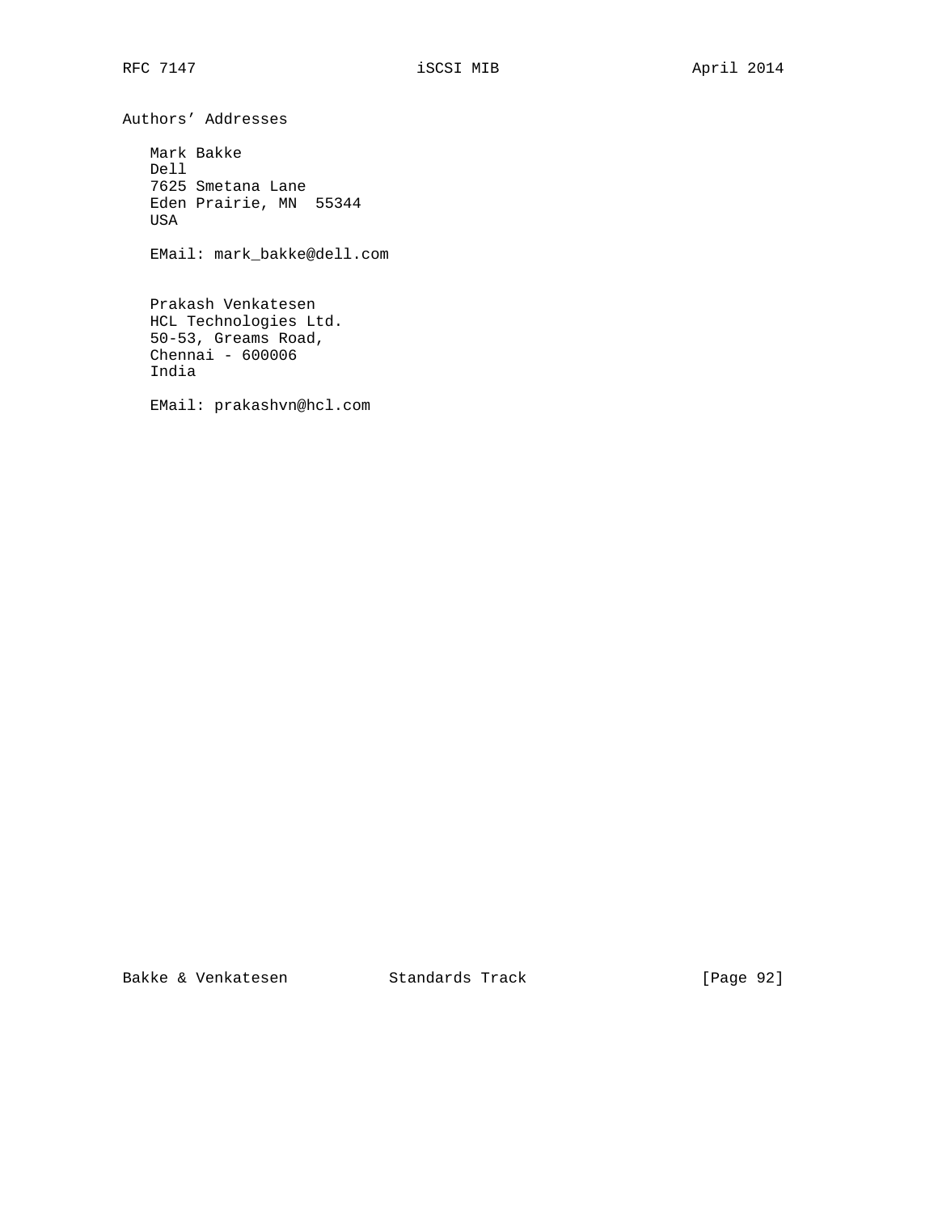## Authors' Addresses

Mark Bakke
Dell
7625 Smetana Lane
Eden Prairie, MN  55344
USA

EMail: mark_bakke@dell.com

Prakash Venkatesen
HCL Technologies Ltd.
50-53, Greams Road,
Chennai - 600006
India

EMail: prakashvn@hcl.com